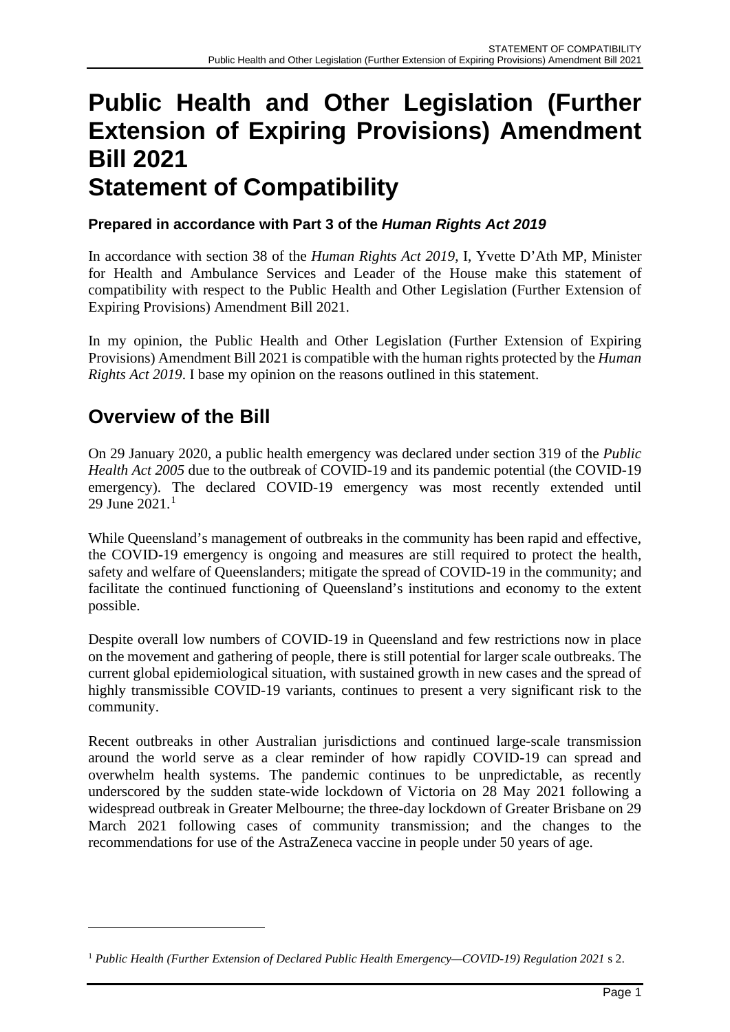# Public Health and Other Legislation (Further Extension of Expiring Provisions) Amendment Bill 2021
# Statement of Compatibility

**Prepared in accordance with Part 3 of the *Human Rights Act 2019***

In accordance with section 38 of the *Human Rights Act 2019*, I, Yvette D'Ath MP, Minister for Health and Ambulance Services and Leader of the House make this statement of compatibility with respect to the Public Health and Other Legislation (Further Extension of Expiring Provisions) Amendment Bill 2021.

In my opinion, the Public Health and Other Legislation (Further Extension of Expiring Provisions) Amendment Bill 2021 is compatible with the human rights protected by the *Human Rights Act 2019*. I base my opinion on the reasons outlined in this statement.

## Overview of the Bill

On 29 January 2020, a public health emergency was declared under section 319 of the *Public Health Act 2005* due to the outbreak of COVID-19 and its pandemic potential (the COVID-19 emergency). The declared COVID-19 emergency was most recently extended until 29 June 2021.[1]

While Queensland's management of outbreaks in the community has been rapid and effective, the COVID-19 emergency is ongoing and measures are still required to protect the health, safety and welfare of Queenslanders; mitigate the spread of COVID-19 in the community; and facilitate the continued functioning of Queensland's institutions and economy to the extent possible.

Despite overall low numbers of COVID-19 in Queensland and few restrictions now in place on the movement and gathering of people, there is still potential for larger scale outbreaks. The current global epidemiological situation, with sustained growth in new cases and the spread of highly transmissible COVID-19 variants, continues to present a very significant risk to the community.

Recent outbreaks in other Australian jurisdictions and continued large-scale transmission around the world serve as a clear reminder of how rapidly COVID-19 can spread and overwhelm health systems. The pandemic continues to be unpredictable, as recently underscored by the sudden state-wide lockdown of Victoria on 28 May 2021 following a widespread outbreak in Greater Melbourne; the three-day lockdown of Greater Brisbane on 29 March 2021 following cases of community transmission; and the changes to the recommendations for use of the AstraZeneca vaccine in people under 50 years of age.

---

[1] *Public Health (Further Extension of Declared Public Health Emergency—COVID-19) Regulation 2021* s 2.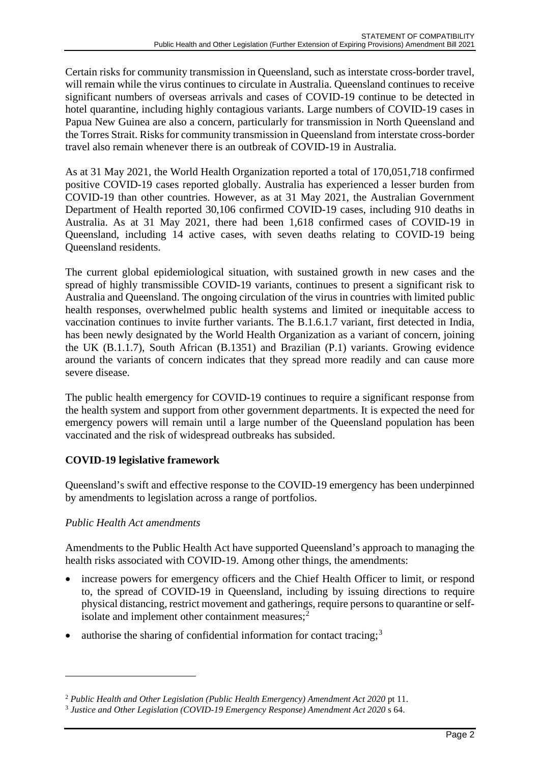Certain risks for community transmission in Queensland, such as interstate cross-border travel, will remain while the virus continues to circulate in Australia. Queensland continues to receive significant numbers of overseas arrivals and cases of COVID-19 continue to be detected in hotel quarantine, including highly contagious variants. Large numbers of COVID-19 cases in Papua New Guinea are also a concern, particularly for transmission in North Queensland and the Torres Strait. Risks for community transmission in Queensland from interstate cross-border travel also remain whenever there is an outbreak of COVID-19 in Australia.

As at 31 May 2021, the World Health Organization reported a total of 170,051,718 confirmed positive COVID-19 cases reported globally. Australia has experienced a lesser burden from COVID-19 than other countries. However, as at 31 May 2021, the Australian Government Department of Health reported 30,106 confirmed COVID-19 cases, including 910 deaths in Australia. As at 31 May 2021, there had been 1,618 confirmed cases of COVID-19 in Queensland, including 14 active cases, with seven deaths relating to COVID-19 being Queensland residents.

The current global epidemiological situation, with sustained growth in new cases and the spread of highly transmissible COVID-19 variants, continues to present a significant risk to Australia and Queensland. The ongoing circulation of the virus in countries with limited public health responses, overwhelmed public health systems and limited or inequitable access to vaccination continues to invite further variants. The B.1.6.1.7 variant, first detected in India, has been newly designated by the World Health Organization as a variant of concern, joining the UK (B.1.1.7), South African (B.1351) and Brazilian (P.1) variants. Growing evidence around the variants of concern indicates that they spread more readily and can cause more severe disease.

The public health emergency for COVID-19 continues to require a significant response from the health system and support from other government departments. It is expected the need for emergency powers will remain until a large number of the Queensland population has been vaccinated and the risk of widespread outbreaks has subsided.

**COVID-19 legislative framework**

Queensland's swift and effective response to the COVID-19 emergency has been underpinned by amendments to legislation across a range of portfolios.

*Public Health Act amendments*

Amendments to the Public Health Act have supported Queensland's approach to managing the health risks associated with COVID-19. Among other things, the amendments:

- increase powers for emergency officers and the Chief Health Officer to limit, or respond to, the spread of COVID-19 in Queensland, including by issuing directions to require physical distancing, restrict movement and gatherings, require persons to quarantine or self-isolate and implement other containment measures;[2]
- authorise the sharing of confidential information for contact tracing;[3]

---

[2] *Public Health and Other Legislation (Public Health Emergency) Amendment Act 2020* pt 11.

[3] *Justice and Other Legislation (COVID-19 Emergency Response) Amendment Act 2020* s 64.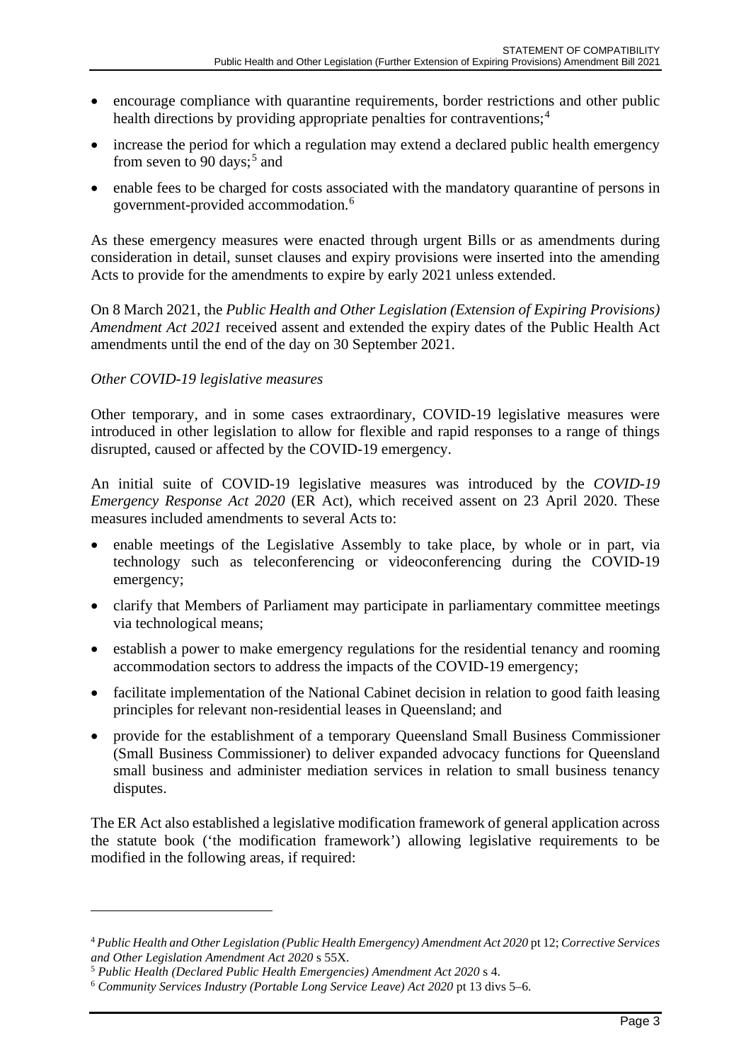- encourage compliance with quarantine requirements, border restrictions and other public health directions by providing appropriate penalties for contraventions;[4]
- increase the period for which a regulation may extend a declared public health emergency from seven to 90 days;[5] and
- enable fees to be charged for costs associated with the mandatory quarantine of persons in government-provided accommodation.[6]

As these emergency measures were enacted through urgent Bills or as amendments during consideration in detail, sunset clauses and expiry provisions were inserted into the amending Acts to provide for the amendments to expire by early 2021 unless extended.

On 8 March 2021, the *Public Health and Other Legislation (Extension of Expiring Provisions) Amendment Act 2021* received assent and extended the expiry dates of the Public Health Act amendments until the end of the day on 30 September 2021.

*Other COVID-19 legislative measures*

Other temporary, and in some cases extraordinary, COVID-19 legislative measures were introduced in other legislation to allow for flexible and rapid responses to a range of things disrupted, caused or affected by the COVID-19 emergency.

An initial suite of COVID-19 legislative measures was introduced by the *COVID-19 Emergency Response Act 2020* (ER Act), which received assent on 23 April 2020. These measures included amendments to several Acts to:

- enable meetings of the Legislative Assembly to take place, by whole or in part, via technology such as teleconferencing or videoconferencing during the COVID-19 emergency;
- clarify that Members of Parliament may participate in parliamentary committee meetings via technological means;
- establish a power to make emergency regulations for the residential tenancy and rooming accommodation sectors to address the impacts of the COVID-19 emergency;
- facilitate implementation of the National Cabinet decision in relation to good faith leasing principles for relevant non-residential leases in Queensland; and
- provide for the establishment of a temporary Queensland Small Business Commissioner (Small Business Commissioner) to deliver expanded advocacy functions for Queensland small business and administer mediation services in relation to small business tenancy disputes.

The ER Act also established a legislative modification framework of general application across the statute book ('the modification framework') allowing legislative requirements to be modified in the following areas, if required:

---

[4] *Public Health and Other Legislation (Public Health Emergency) Amendment Act 2020* pt 12; *Corrective Services and Other Legislation Amendment Act 2020* s 55X.

[5] *Public Health (Declared Public Health Emergencies) Amendment Act 2020* s 4.

[6] *Community Services Industry (Portable Long Service Leave) Act 2020* pt 13 divs 5–6.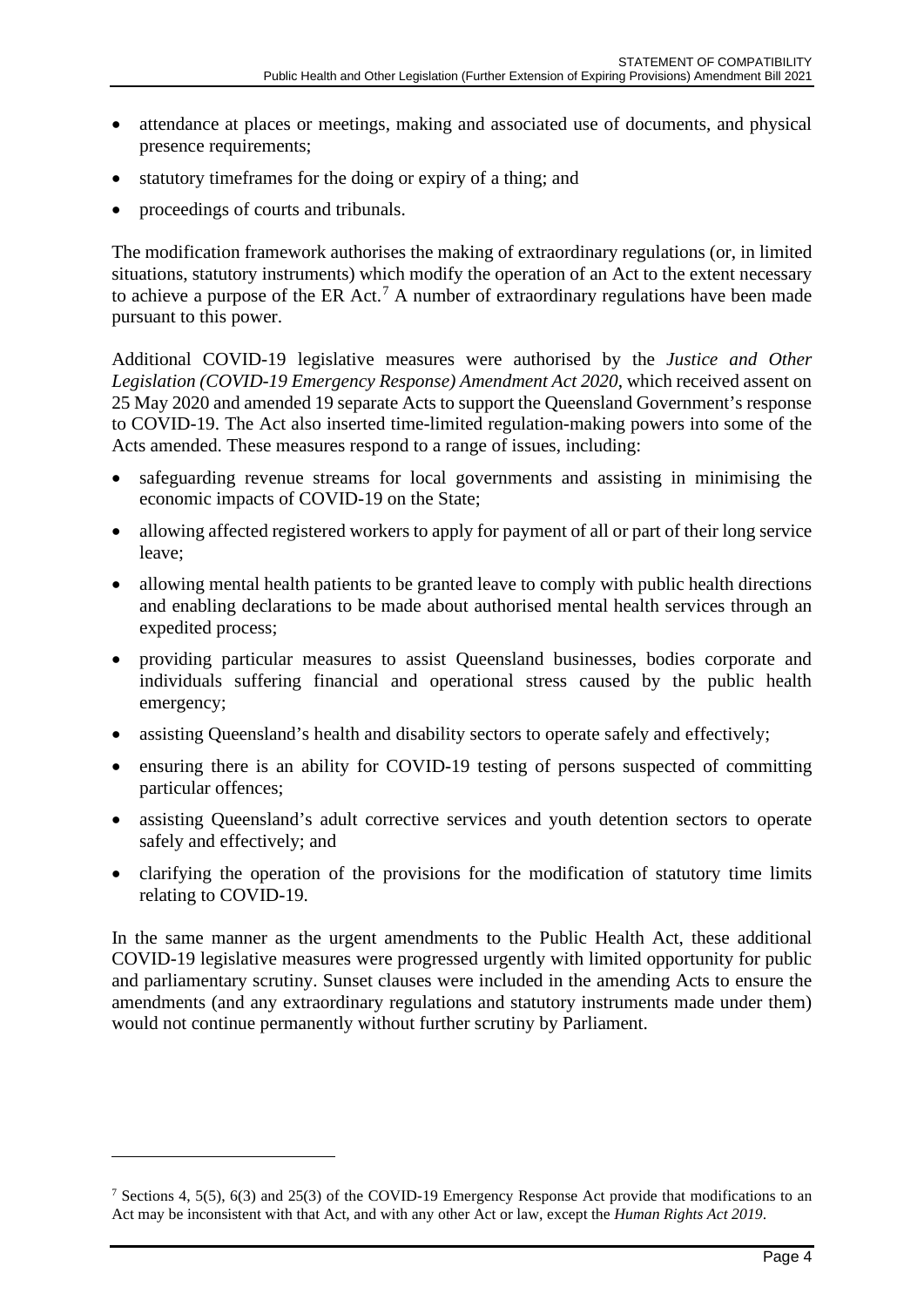- attendance at places or meetings, making and associated use of documents, and physical presence requirements;
- statutory timeframes for the doing or expiry of a thing; and
- proceedings of courts and tribunals.

The modification framework authorises the making of extraordinary regulations (or, in limited situations, statutory instruments) which modify the operation of an Act to the extent necessary to achieve a purpose of the ER Act.[7] A number of extraordinary regulations have been made pursuant to this power.

Additional COVID-19 legislative measures were authorised by the *Justice and Other Legislation (COVID-19 Emergency Response) Amendment Act 2020*, which received assent on 25 May 2020 and amended 19 separate Acts to support the Queensland Government's response to COVID-19. The Act also inserted time-limited regulation-making powers into some of the Acts amended. These measures respond to a range of issues, including:

- safeguarding revenue streams for local governments and assisting in minimising the economic impacts of COVID-19 on the State;
- allowing affected registered workers to apply for payment of all or part of their long service leave;
- allowing mental health patients to be granted leave to comply with public health directions and enabling declarations to be made about authorised mental health services through an expedited process;
- providing particular measures to assist Queensland businesses, bodies corporate and individuals suffering financial and operational stress caused by the public health emergency;
- assisting Queensland's health and disability sectors to operate safely and effectively;
- ensuring there is an ability for COVID-19 testing of persons suspected of committing particular offences;
- assisting Queensland's adult corrective services and youth detention sectors to operate safely and effectively; and
- clarifying the operation of the provisions for the modification of statutory time limits relating to COVID-19.

In the same manner as the urgent amendments to the Public Health Act, these additional COVID-19 legislative measures were progressed urgently with limited opportunity for public and parliamentary scrutiny. Sunset clauses were included in the amending Acts to ensure the amendments (and any extraordinary regulations and statutory instruments made under them) would not continue permanently without further scrutiny by Parliament.

[7] Sections 4, 5(5), 6(3) and 25(3) of the COVID-19 Emergency Response Act provide that modifications to an Act may be inconsistent with that Act, and with any other Act or law, except the *Human Rights Act 2019*.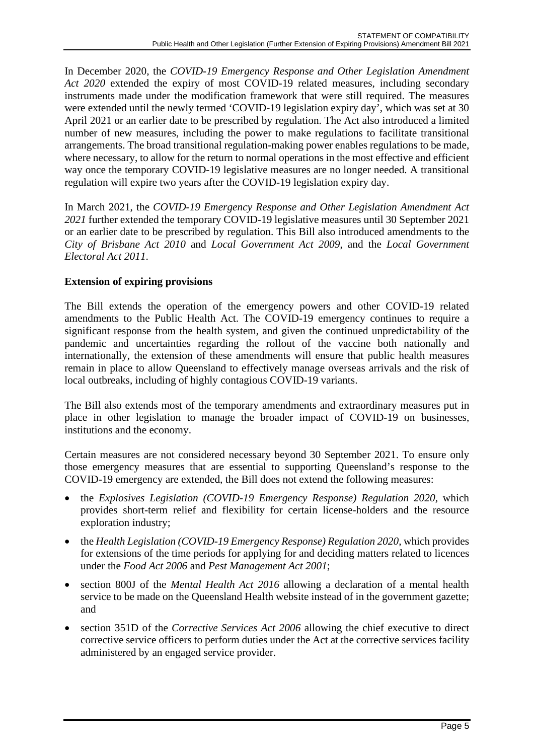In December 2020, the *COVID-19 Emergency Response and Other Legislation Amendment Act 2020* extended the expiry of most COVID-19 related measures, including secondary instruments made under the modification framework that were still required. The measures were extended until the newly termed 'COVID-19 legislation expiry day', which was set at 30 April 2021 or an earlier date to be prescribed by regulation. The Act also introduced a limited number of new measures, including the power to make regulations to facilitate transitional arrangements. The broad transitional regulation-making power enables regulations to be made, where necessary, to allow for the return to normal operations in the most effective and efficient way once the temporary COVID-19 legislative measures are no longer needed. A transitional regulation will expire two years after the COVID-19 legislation expiry day.

In March 2021, the *COVID-19 Emergency Response and Other Legislation Amendment Act 2021* further extended the temporary COVID-19 legislative measures until 30 September 2021 or an earlier date to be prescribed by regulation. This Bill also introduced amendments to the *City of Brisbane Act 2010* and *Local Government Act 2009*, and the *Local Government Electoral Act 2011*.

**Extension of expiring provisions**

The Bill extends the operation of the emergency powers and other COVID-19 related amendments to the Public Health Act. The COVID-19 emergency continues to require a significant response from the health system, and given the continued unpredictability of the pandemic and uncertainties regarding the rollout of the vaccine both nationally and internationally, the extension of these amendments will ensure that public health measures remain in place to allow Queensland to effectively manage overseas arrivals and the risk of local outbreaks, including of highly contagious COVID-19 variants.

The Bill also extends most of the temporary amendments and extraordinary measures put in place in other legislation to manage the broader impact of COVID-19 on businesses, institutions and the economy.

Certain measures are not considered necessary beyond 30 September 2021. To ensure only those emergency measures that are essential to supporting Queensland's response to the COVID-19 emergency are extended, the Bill does not extend the following measures:

- the *Explosives Legislation (COVID-19 Emergency Response) Regulation 2020*, which provides short-term relief and flexibility for certain license-holders and the resource exploration industry;
- the *Health Legislation (COVID-19 Emergency Response) Regulation 2020*, which provides for extensions of the time periods for applying for and deciding matters related to licences under the *Food Act 2006* and *Pest Management Act 2001*;
- section 800J of the *Mental Health Act 2016* allowing a declaration of a mental health service to be made on the Queensland Health website instead of in the government gazette; and
- section 351D of the *Corrective Services Act 2006* allowing the chief executive to direct corrective service officers to perform duties under the Act at the corrective services facility administered by an engaged service provider.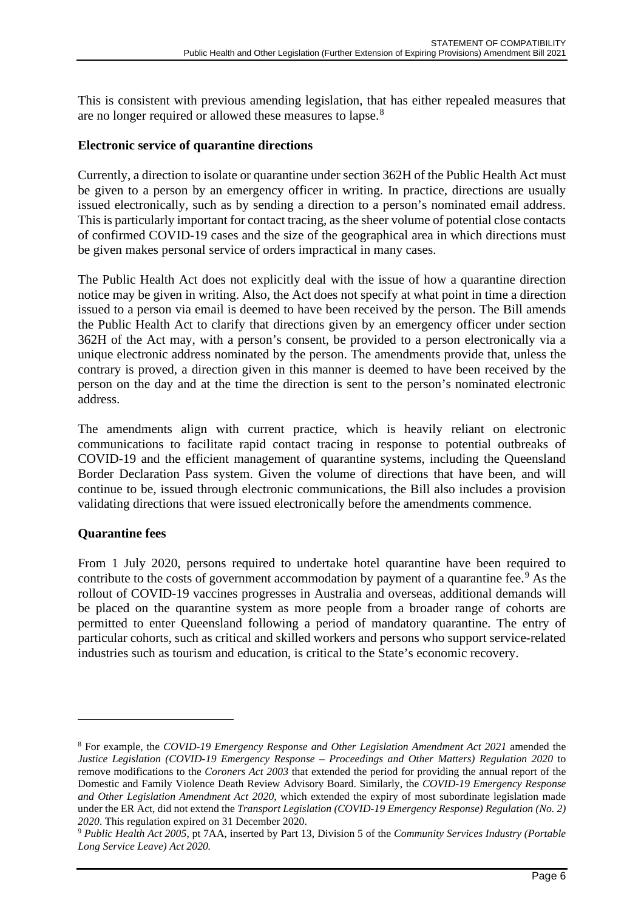This is consistent with previous amending legislation, that has either repealed measures that are no longer required or allowed these measures to lapse.[8]

### Electronic service of quarantine directions

Currently, a direction to isolate or quarantine under section 362H of the Public Health Act must be given to a person by an emergency officer in writing. In practice, directions are usually issued electronically, such as by sending a direction to a person's nominated email address. This is particularly important for contact tracing, as the sheer volume of potential close contacts of confirmed COVID-19 cases and the size of the geographical area in which directions must be given makes personal service of orders impractical in many cases.

The Public Health Act does not explicitly deal with the issue of how a quarantine direction notice may be given in writing. Also, the Act does not specify at what point in time a direction issued to a person via email is deemed to have been received by the person. The Bill amends the Public Health Act to clarify that directions given by an emergency officer under section 362H of the Act may, with a person's consent, be provided to a person electronically via a unique electronic address nominated by the person. The amendments provide that, unless the contrary is proved, a direction given in this manner is deemed to have been received by the person on the day and at the time the direction is sent to the person's nominated electronic address.

The amendments align with current practice, which is heavily reliant on electronic communications to facilitate rapid contact tracing in response to potential outbreaks of COVID-19 and the efficient management of quarantine systems, including the Queensland Border Declaration Pass system. Given the volume of directions that have been, and will continue to be, issued through electronic communications, the Bill also includes a provision validating directions that were issued electronically before the amendments commence.

### Quarantine fees

From 1 July 2020, persons required to undertake hotel quarantine have been required to contribute to the costs of government accommodation by payment of a quarantine fee.[9] As the rollout of COVID-19 vaccines progresses in Australia and overseas, additional demands will be placed on the quarantine system as more people from a broader range of cohorts are permitted to enter Queensland following a period of mandatory quarantine. The entry of particular cohorts, such as critical and skilled workers and persons who support service-related industries such as tourism and education, is critical to the State's economic recovery.

---

[8] For example, the *COVID-19 Emergency Response and Other Legislation Amendment Act 2021* amended the *Justice Legislation (COVID-19 Emergency Response – Proceedings and Other Matters) Regulation 2020* to remove modifications to the *Coroners Act 2003* that extended the period for providing the annual report of the Domestic and Family Violence Death Review Advisory Board. Similarly, the *COVID-19 Emergency Response and Other Legislation Amendment Act 2020*, which extended the expiry of most subordinate legislation made under the ER Act, did not extend the *Transport Legislation (COVID-19 Emergency Response) Regulation (No. 2) 2020*. This regulation expired on 31 December 2020.

[9] *Public Health Act 2005*, pt 7AA, inserted by Part 13, Division 5 of the *Community Services Industry (Portable Long Service Leave) Act 2020.*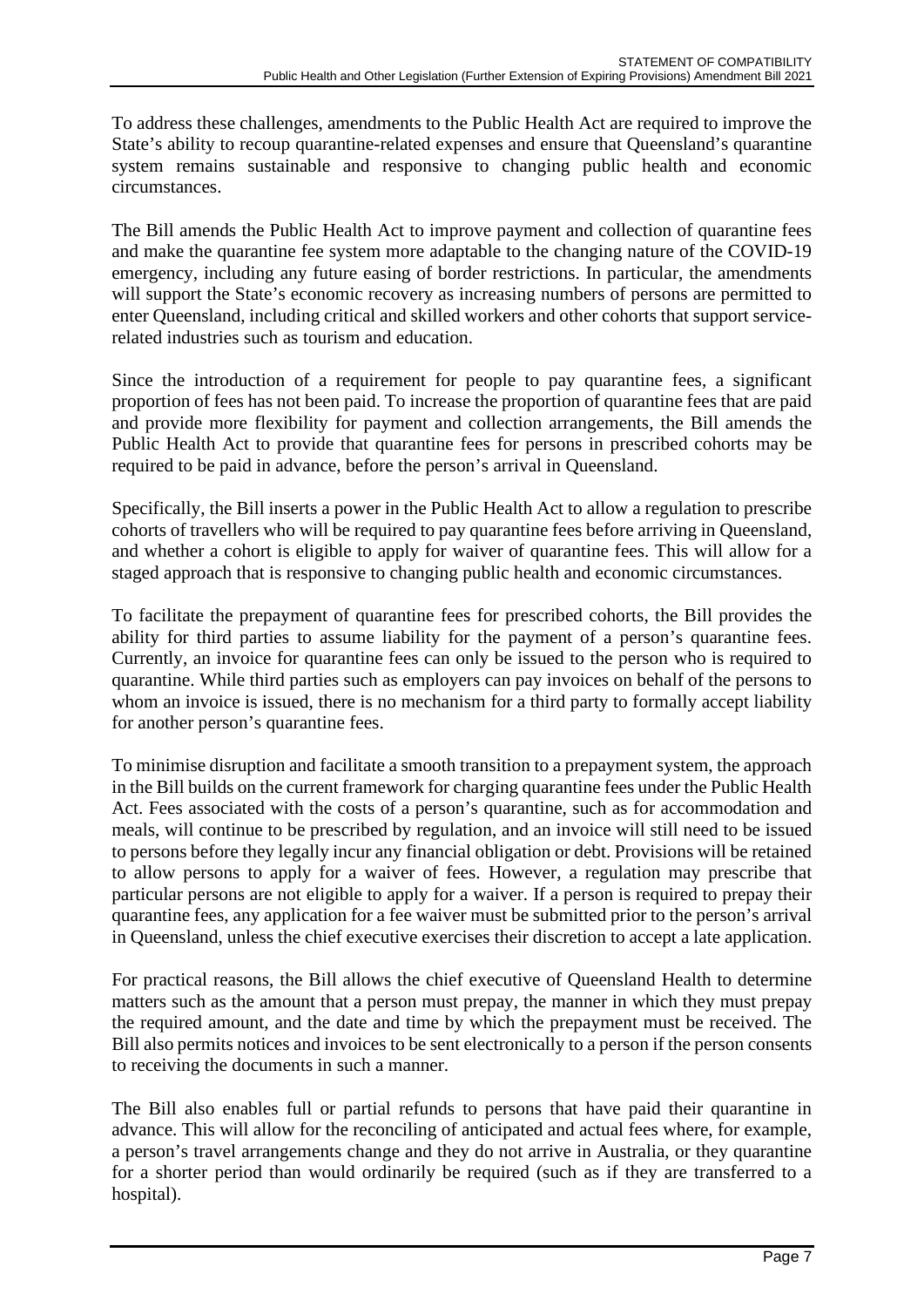To address these challenges, amendments to the Public Health Act are required to improve the State's ability to recoup quarantine-related expenses and ensure that Queensland's quarantine system remains sustainable and responsive to changing public health and economic circumstances.

The Bill amends the Public Health Act to improve payment and collection of quarantine fees and make the quarantine fee system more adaptable to the changing nature of the COVID-19 emergency, including any future easing of border restrictions. In particular, the amendments will support the State's economic recovery as increasing numbers of persons are permitted to enter Queensland, including critical and skilled workers and other cohorts that support service-related industries such as tourism and education.

Since the introduction of a requirement for people to pay quarantine fees, a significant proportion of fees has not been paid. To increase the proportion of quarantine fees that are paid and provide more flexibility for payment and collection arrangements, the Bill amends the Public Health Act to provide that quarantine fees for persons in prescribed cohorts may be required to be paid in advance, before the person's arrival in Queensland.

Specifically, the Bill inserts a power in the Public Health Act to allow a regulation to prescribe cohorts of travellers who will be required to pay quarantine fees before arriving in Queensland, and whether a cohort is eligible to apply for waiver of quarantine fees. This will allow for a staged approach that is responsive to changing public health and economic circumstances.

To facilitate the prepayment of quarantine fees for prescribed cohorts, the Bill provides the ability for third parties to assume liability for the payment of a person's quarantine fees. Currently, an invoice for quarantine fees can only be issued to the person who is required to quarantine. While third parties such as employers can pay invoices on behalf of the persons to whom an invoice is issued, there is no mechanism for a third party to formally accept liability for another person's quarantine fees.

To minimise disruption and facilitate a smooth transition to a prepayment system, the approach in the Bill builds on the current framework for charging quarantine fees under the Public Health Act. Fees associated with the costs of a person's quarantine, such as for accommodation and meals, will continue to be prescribed by regulation, and an invoice will still need to be issued to persons before they legally incur any financial obligation or debt. Provisions will be retained to allow persons to apply for a waiver of fees. However, a regulation may prescribe that particular persons are not eligible to apply for a waiver. If a person is required to prepay their quarantine fees, any application for a fee waiver must be submitted prior to the person's arrival in Queensland, unless the chief executive exercises their discretion to accept a late application.

For practical reasons, the Bill allows the chief executive of Queensland Health to determine matters such as the amount that a person must prepay, the manner in which they must prepay the required amount, and the date and time by which the prepayment must be received. The Bill also permits notices and invoices to be sent electronically to a person if the person consents to receiving the documents in such a manner.

The Bill also enables full or partial refunds to persons that have paid their quarantine in advance. This will allow for the reconciling of anticipated and actual fees where, for example, a person's travel arrangements change and they do not arrive in Australia, or they quarantine for a shorter period than would ordinarily be required (such as if they are transferred to a hospital).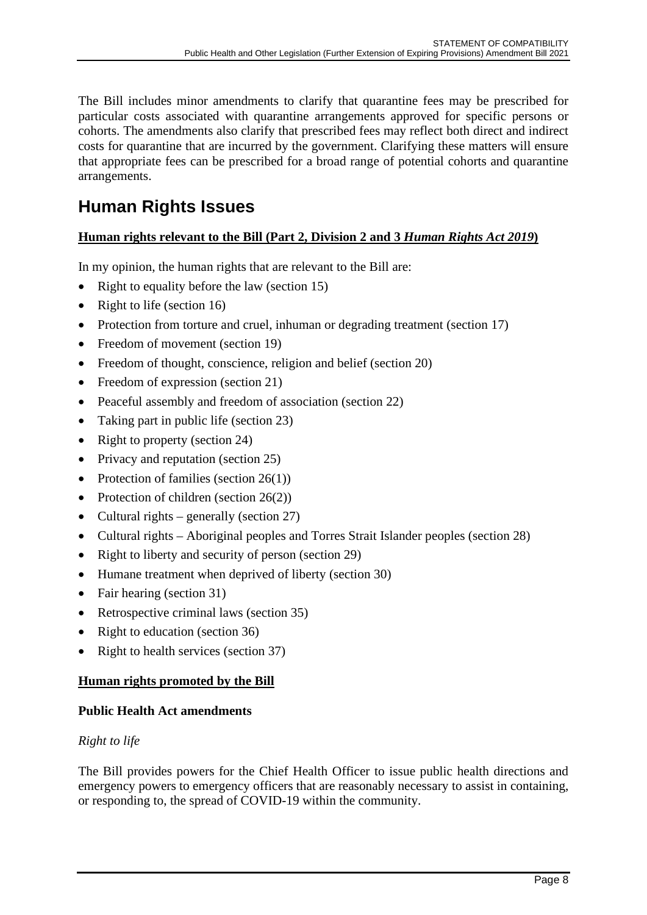The Bill includes minor amendments to clarify that quarantine fees may be prescribed for particular costs associated with quarantine arrangements approved for specific persons or cohorts. The amendments also clarify that prescribed fees may reflect both direct and indirect costs for quarantine that are incurred by the government. Clarifying these matters will ensure that appropriate fees can be prescribed for a broad range of potential cohorts and quarantine arrangements.

# Human Rights Issues

**Human rights relevant to the Bill (Part 2, Division 2 and 3 *Human Rights Act 2019*)**

In my opinion, the human rights that are relevant to the Bill are:

- Right to equality before the law (section 15)
- Right to life (section 16)
- Protection from torture and cruel, inhuman or degrading treatment (section 17)
- Freedom of movement (section 19)
- Freedom of thought, conscience, religion and belief (section 20)
- Freedom of expression (section 21)
- Peaceful assembly and freedom of association (section 22)
- Taking part in public life (section 23)
- Right to property (section 24)
- Privacy and reputation (section 25)
- Protection of families (section 26(1))
- Protection of children (section 26(2))
- Cultural rights – generally (section 27)
- Cultural rights – Aboriginal peoples and Torres Strait Islander peoples (section 28)
- Right to liberty and security of person (section 29)
- Humane treatment when deprived of liberty (section 30)
- Fair hearing (section 31)
- Retrospective criminal laws (section 35)
- Right to education (section 36)
- Right to health services (section 37)

**Human rights promoted by the Bill**

**Public Health Act amendments**

*Right to life*

The Bill provides powers for the Chief Health Officer to issue public health directions and emergency powers to emergency officers that are reasonably necessary to assist in containing, or responding to, the spread of COVID-19 within the community.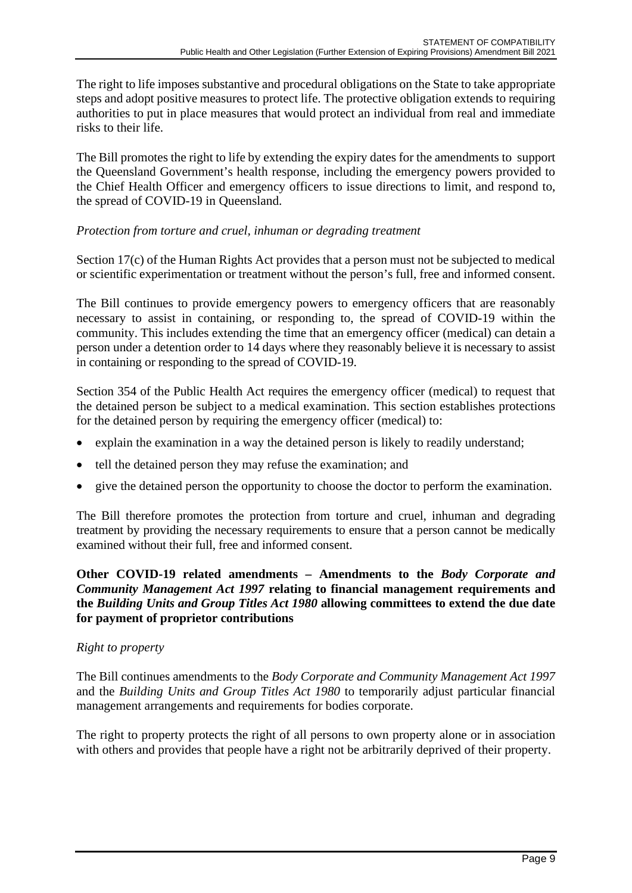The right to life imposes substantive and procedural obligations on the State to take appropriate steps and adopt positive measures to protect life. The protective obligation extends to requiring authorities to put in place measures that would protect an individual from real and immediate risks to their life.

The Bill promotes the right to life by extending the expiry dates for the amendments to support the Queensland Government's health response, including the emergency powers provided to the Chief Health Officer and emergency officers to issue directions to limit, and respond to, the spread of COVID-19 in Queensland.

*Protection from torture and cruel, inhuman or degrading treatment*

Section 17(c) of the Human Rights Act provides that a person must not be subjected to medical or scientific experimentation or treatment without the person's full, free and informed consent.

The Bill continues to provide emergency powers to emergency officers that are reasonably necessary to assist in containing, or responding to, the spread of COVID-19 within the community. This includes extending the time that an emergency officer (medical) can detain a person under a detention order to 14 days where they reasonably believe it is necessary to assist in containing or responding to the spread of COVID-19.

Section 354 of the Public Health Act requires the emergency officer (medical) to request that the detained person be subject to a medical examination. This section establishes protections for the detained person by requiring the emergency officer (medical) to:

- explain the examination in a way the detained person is likely to readily understand;
- tell the detained person they may refuse the examination; and
- give the detained person the opportunity to choose the doctor to perform the examination.

The Bill therefore promotes the protection from torture and cruel, inhuman and degrading treatment by providing the necessary requirements to ensure that a person cannot be medically examined without their full, free and informed consent.

**Other COVID-19 related amendments – Amendments to the *Body Corporate and Community Management Act 1997* relating to financial management requirements and the *Building Units and Group Titles Act 1980* allowing committees to extend the due date for payment of proprietor contributions**

*Right to property*

The Bill continues amendments to the *Body Corporate and Community Management Act 1997* and the *Building Units and Group Titles Act 1980* to temporarily adjust particular financial management arrangements and requirements for bodies corporate.

The right to property protects the right of all persons to own property alone or in association with others and provides that people have a right not be arbitrarily deprived of their property.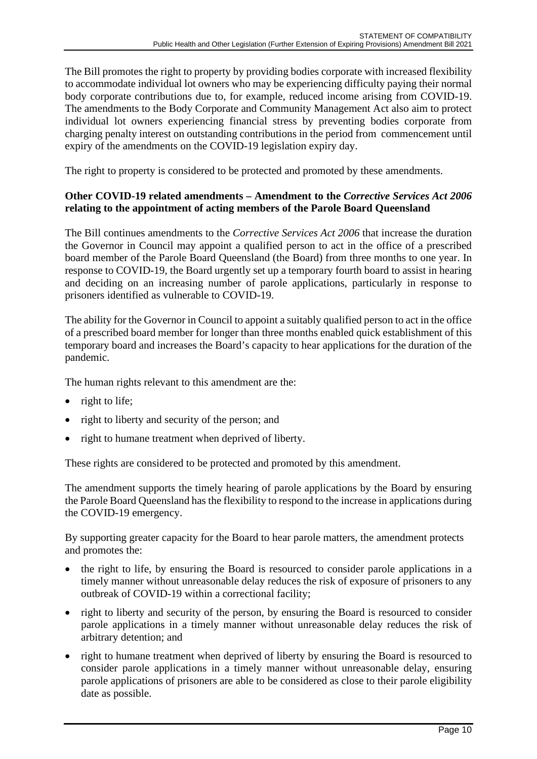The Bill promotes the right to property by providing bodies corporate with increased flexibility to accommodate individual lot owners who may be experiencing difficulty paying their normal body corporate contributions due to, for example, reduced income arising from COVID-19. The amendments to the Body Corporate and Community Management Act also aim to protect individual lot owners experiencing financial stress by preventing bodies corporate from charging penalty interest on outstanding contributions in the period from commencement until expiry of the amendments on the COVID-19 legislation expiry day.

The right to property is considered to be protected and promoted by these amendments.

**Other COVID-19 related amendments – Amendment to the *Corrective Services Act 2006* relating to the appointment of acting members of the Parole Board Queensland**

The Bill continues amendments to the *Corrective Services Act 2006* that increase the duration the Governor in Council may appoint a qualified person to act in the office of a prescribed board member of the Parole Board Queensland (the Board) from three months to one year. In response to COVID-19, the Board urgently set up a temporary fourth board to assist in hearing and deciding on an increasing number of parole applications, particularly in response to prisoners identified as vulnerable to COVID-19.

The ability for the Governor in Council to appoint a suitably qualified person to act in the office of a prescribed board member for longer than three months enabled quick establishment of this temporary board and increases the Board's capacity to hear applications for the duration of the pandemic.

The human rights relevant to this amendment are the:

- right to life;
- right to liberty and security of the person; and
- right to humane treatment when deprived of liberty.

These rights are considered to be protected and promoted by this amendment.

The amendment supports the timely hearing of parole applications by the Board by ensuring the Parole Board Queensland has the flexibility to respond to the increase in applications during the COVID-19 emergency.

By supporting greater capacity for the Board to hear parole matters, the amendment protects and promotes the:

- the right to life, by ensuring the Board is resourced to consider parole applications in a timely manner without unreasonable delay reduces the risk of exposure of prisoners to any outbreak of COVID-19 within a correctional facility;
- right to liberty and security of the person, by ensuring the Board is resourced to consider parole applications in a timely manner without unreasonable delay reduces the risk of arbitrary detention; and
- right to humane treatment when deprived of liberty by ensuring the Board is resourced to consider parole applications in a timely manner without unreasonable delay, ensuring parole applications of prisoners are able to be considered as close to their parole eligibility date as possible.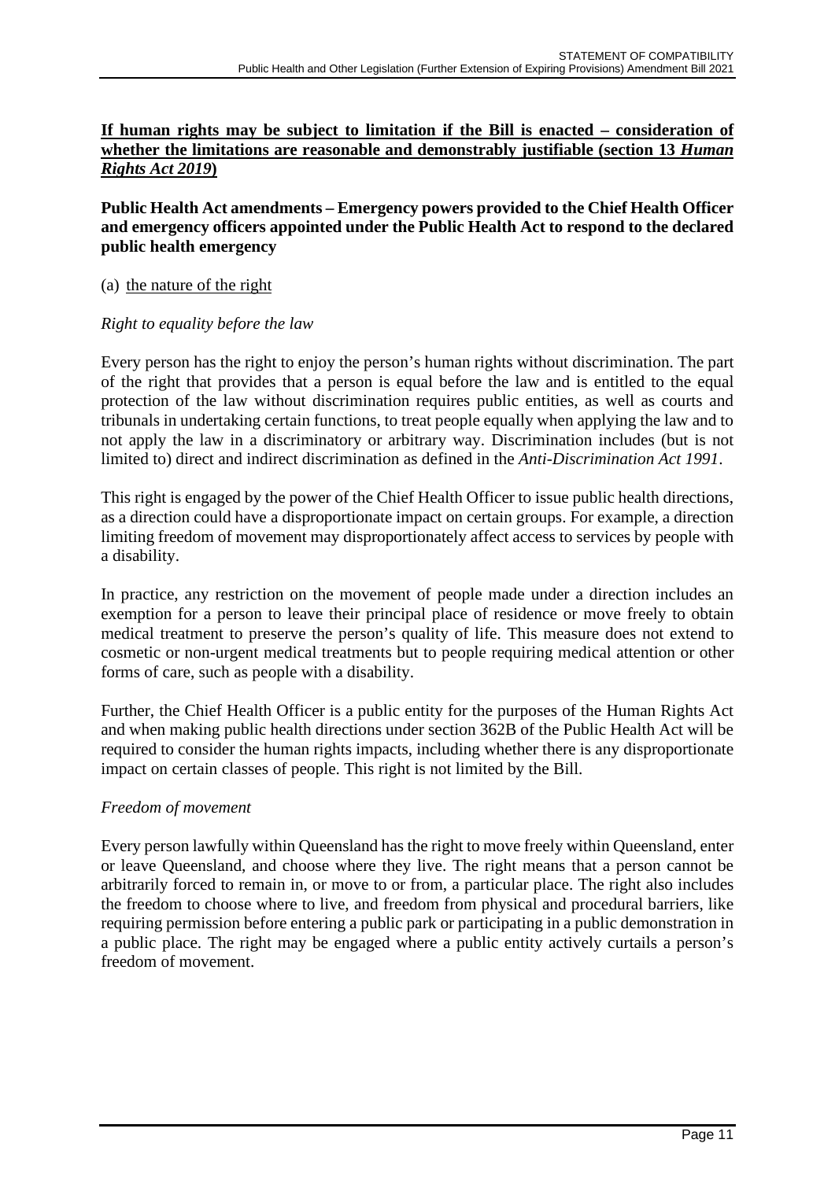**<u>If human rights may be subject to limitation if the Bill is enacted – consideration of whether the limitations are reasonable and demonstrably justifiable (section 13 *Human Rights Act 2019*)</u>**

**Public Health Act amendments – Emergency powers provided to the Chief Health Officer and emergency officers appointed under the Public Health Act to respond to the declared public health emergency**

(a) <u>the nature of the right</u>

*Right to equality before the law*

Every person has the right to enjoy the person's human rights without discrimination. The part of the right that provides that a person is equal before the law and is entitled to the equal protection of the law without discrimination requires public entities, as well as courts and tribunals in undertaking certain functions, to treat people equally when applying the law and to not apply the law in a discriminatory or arbitrary way. Discrimination includes (but is not limited to) direct and indirect discrimination as defined in the *Anti-Discrimination Act 1991*.

This right is engaged by the power of the Chief Health Officer to issue public health directions, as a direction could have a disproportionate impact on certain groups. For example, a direction limiting freedom of movement may disproportionately affect access to services by people with a disability.

In practice, any restriction on the movement of people made under a direction includes an exemption for a person to leave their principal place of residence or move freely to obtain medical treatment to preserve the person's quality of life. This measure does not extend to cosmetic or non-urgent medical treatments but to people requiring medical attention or other forms of care, such as people with a disability.

Further, the Chief Health Officer is a public entity for the purposes of the Human Rights Act and when making public health directions under section 362B of the Public Health Act will be required to consider the human rights impacts, including whether there is any disproportionate impact on certain classes of people. This right is not limited by the Bill.

*Freedom of movement*

Every person lawfully within Queensland has the right to move freely within Queensland, enter or leave Queensland, and choose where they live. The right means that a person cannot be arbitrarily forced to remain in, or move to or from, a particular place. The right also includes the freedom to choose where to live, and freedom from physical and procedural barriers, like requiring permission before entering a public park or participating in a public demonstration in a public place. The right may be engaged where a public entity actively curtails a person's freedom of movement.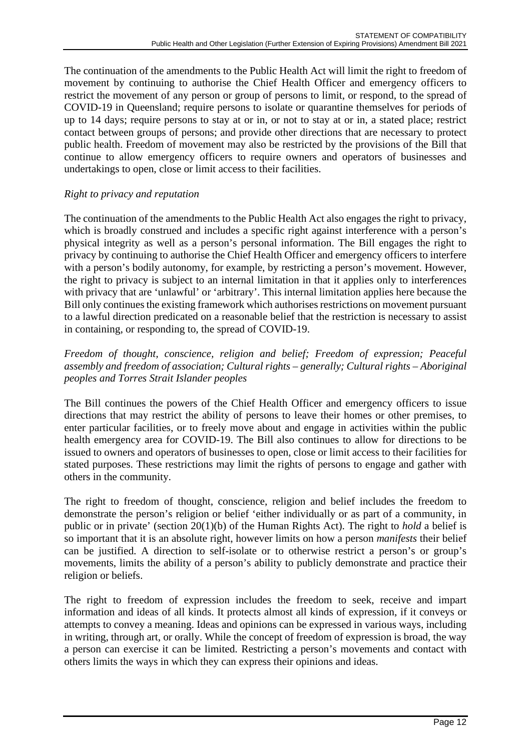The continuation of the amendments to the Public Health Act will limit the right to freedom of movement by continuing to authorise the Chief Health Officer and emergency officers to restrict the movement of any person or group of persons to limit, or respond, to the spread of COVID-19 in Queensland; require persons to isolate or quarantine themselves for periods of up to 14 days; require persons to stay at or in, or not to stay at or in, a stated place; restrict contact between groups of persons; and provide other directions that are necessary to protect public health. Freedom of movement may also be restricted by the provisions of the Bill that continue to allow emergency officers to require owners and operators of businesses and undertakings to open, close or limit access to their facilities.

*Right to privacy and reputation*

The continuation of the amendments to the Public Health Act also engages the right to privacy, which is broadly construed and includes a specific right against interference with a person's physical integrity as well as a person's personal information. The Bill engages the right to privacy by continuing to authorise the Chief Health Officer and emergency officers to interfere with a person's bodily autonomy, for example, by restricting a person's movement. However, the right to privacy is subject to an internal limitation in that it applies only to interferences with privacy that are 'unlawful' or 'arbitrary'. This internal limitation applies here because the Bill only continues the existing framework which authorises restrictions on movement pursuant to a lawful direction predicated on a reasonable belief that the restriction is necessary to assist in containing, or responding to, the spread of COVID-19.

*Freedom of thought, conscience, religion and belief; Freedom of expression; Peaceful assembly and freedom of association; Cultural rights – generally; Cultural rights – Aboriginal peoples and Torres Strait Islander peoples*

The Bill continues the powers of the Chief Health Officer and emergency officers to issue directions that may restrict the ability of persons to leave their homes or other premises, to enter particular facilities, or to freely move about and engage in activities within the public health emergency area for COVID-19. The Bill also continues to allow for directions to be issued to owners and operators of businesses to open, close or limit access to their facilities for stated purposes. These restrictions may limit the rights of persons to engage and gather with others in the community.

The right to freedom of thought, conscience, religion and belief includes the freedom to demonstrate the person's religion or belief 'either individually or as part of a community, in public or in private' (section 20(1)(b) of the Human Rights Act). The right to *hold* a belief is so important that it is an absolute right, however limits on how a person *manifests* their belief can be justified. A direction to self-isolate or to otherwise restrict a person's or group's movements, limits the ability of a person's ability to publicly demonstrate and practice their religion or beliefs.

The right to freedom of expression includes the freedom to seek, receive and impart information and ideas of all kinds. It protects almost all kinds of expression, if it conveys or attempts to convey a meaning. Ideas and opinions can be expressed in various ways, including in writing, through art, or orally. While the concept of freedom of expression is broad, the way a person can exercise it can be limited. Restricting a person's movements and contact with others limits the ways in which they can express their opinions and ideas.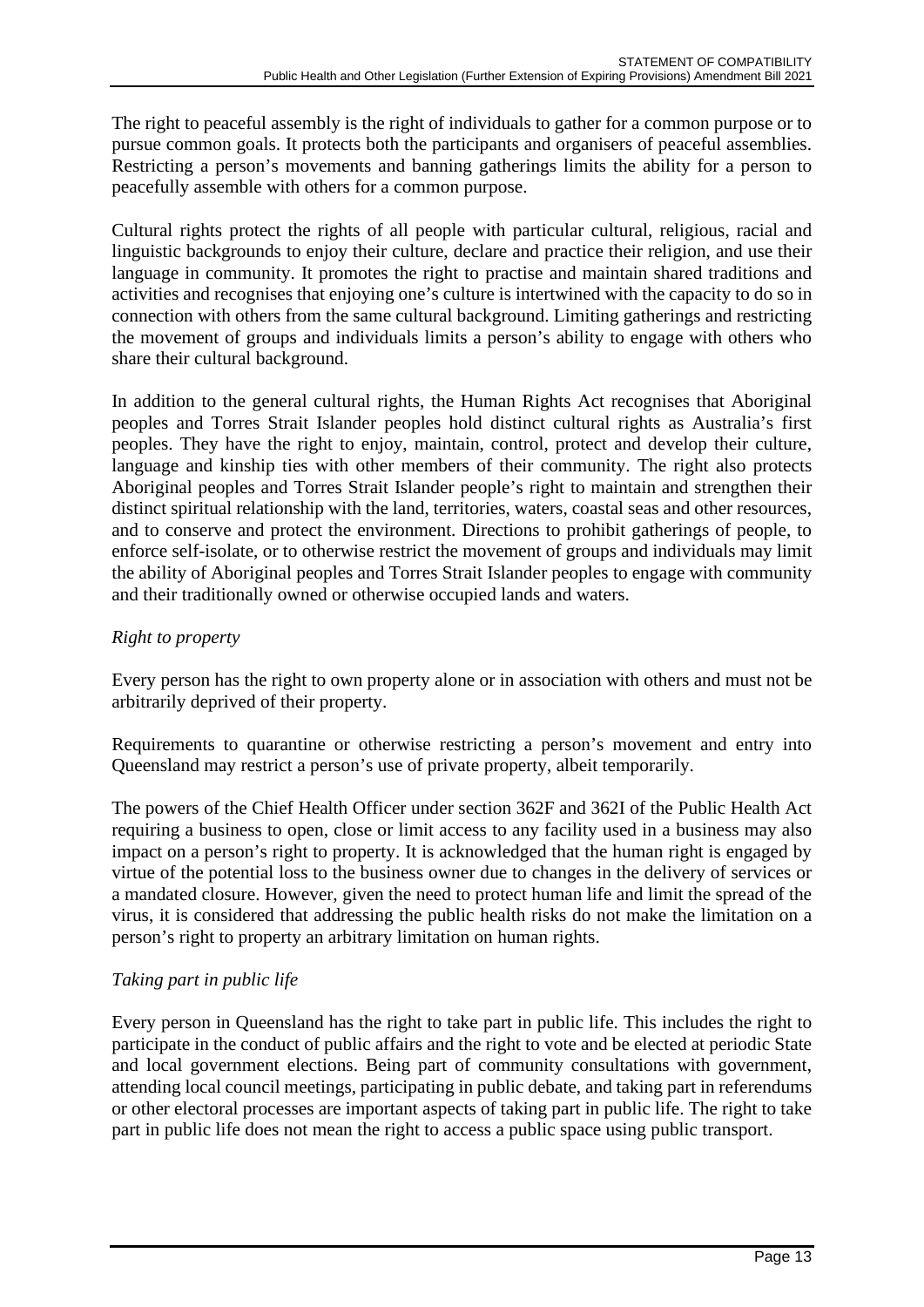The right to peaceful assembly is the right of individuals to gather for a common purpose or to pursue common goals. It protects both the participants and organisers of peaceful assemblies. Restricting a person's movements and banning gatherings limits the ability for a person to peacefully assemble with others for a common purpose.

Cultural rights protect the rights of all people with particular cultural, religious, racial and linguistic backgrounds to enjoy their culture, declare and practice their religion, and use their language in community. It promotes the right to practise and maintain shared traditions and activities and recognises that enjoying one's culture is intertwined with the capacity to do so in connection with others from the same cultural background. Limiting gatherings and restricting the movement of groups and individuals limits a person's ability to engage with others who share their cultural background.

In addition to the general cultural rights, the Human Rights Act recognises that Aboriginal peoples and Torres Strait Islander peoples hold distinct cultural rights as Australia's first peoples. They have the right to enjoy, maintain, control, protect and develop their culture, language and kinship ties with other members of their community. The right also protects Aboriginal peoples and Torres Strait Islander people's right to maintain and strengthen their distinct spiritual relationship with the land, territories, waters, coastal seas and other resources, and to conserve and protect the environment. Directions to prohibit gatherings of people, to enforce self-isolate, or to otherwise restrict the movement of groups and individuals may limit the ability of Aboriginal peoples and Torres Strait Islander peoples to engage with community and their traditionally owned or otherwise occupied lands and waters.

*Right to property*

Every person has the right to own property alone or in association with others and must not be arbitrarily deprived of their property.

Requirements to quarantine or otherwise restricting a person's movement and entry into Queensland may restrict a person's use of private property, albeit temporarily.

The powers of the Chief Health Officer under section 362F and 362I of the Public Health Act requiring a business to open, close or limit access to any facility used in a business may also impact on a person's right to property. It is acknowledged that the human right is engaged by virtue of the potential loss to the business owner due to changes in the delivery of services or a mandated closure. However, given the need to protect human life and limit the spread of the virus, it is considered that addressing the public health risks do not make the limitation on a person's right to property an arbitrary limitation on human rights.

*Taking part in public life*

Every person in Queensland has the right to take part in public life. This includes the right to participate in the conduct of public affairs and the right to vote and be elected at periodic State and local government elections. Being part of community consultations with government, attending local council meetings, participating in public debate, and taking part in referendums or other electoral processes are important aspects of taking part in public life. The right to take part in public life does not mean the right to access a public space using public transport.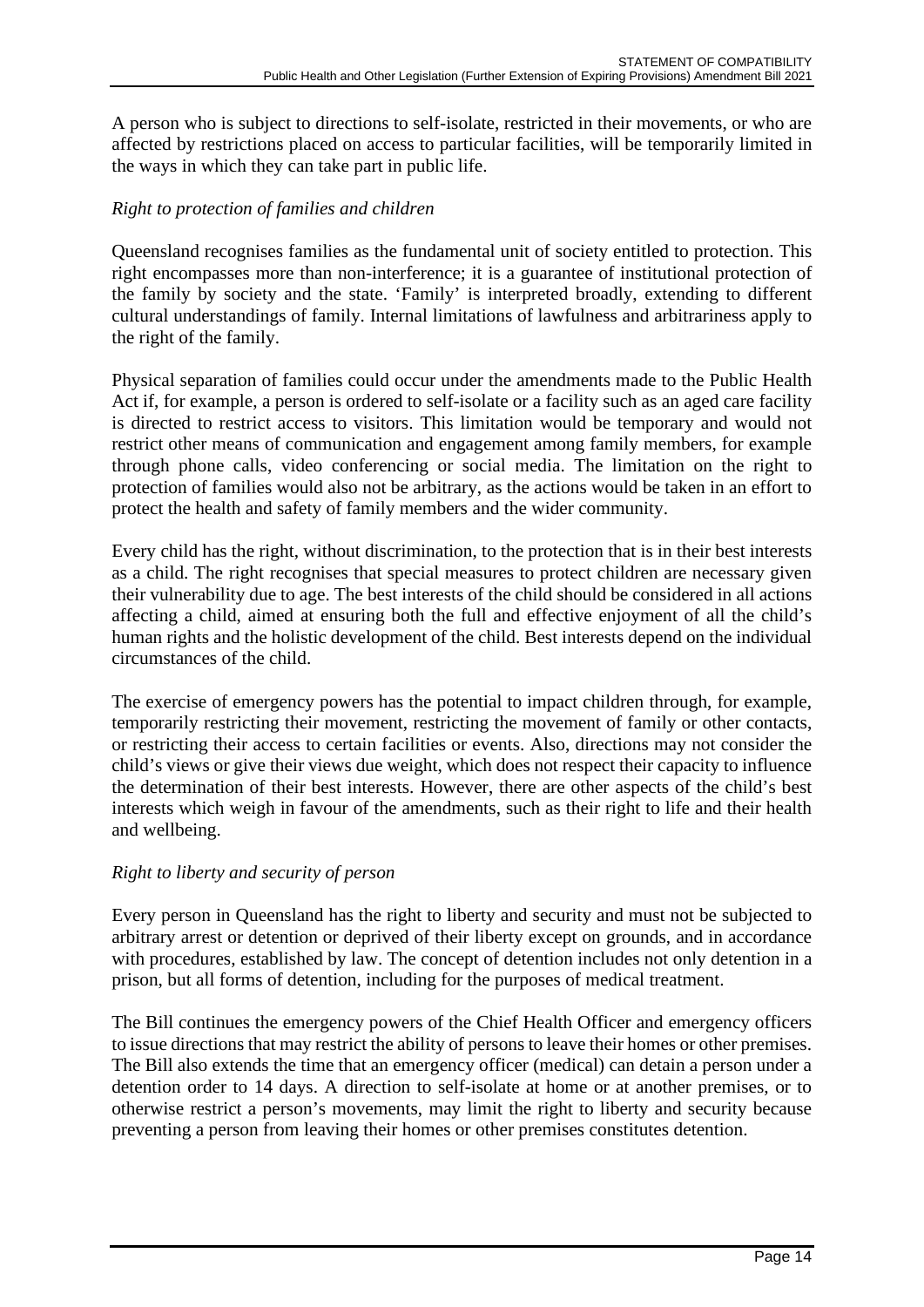A person who is subject to directions to self-isolate, restricted in their movements, or who are affected by restrictions placed on access to particular facilities, will be temporarily limited in the ways in which they can take part in public life.

*Right to protection of families and children*

Queensland recognises families as the fundamental unit of society entitled to protection. This right encompasses more than non-interference; it is a guarantee of institutional protection of the family by society and the state. 'Family' is interpreted broadly, extending to different cultural understandings of family. Internal limitations of lawfulness and arbitrariness apply to the right of the family.

Physical separation of families could occur under the amendments made to the Public Health Act if, for example, a person is ordered to self-isolate or a facility such as an aged care facility is directed to restrict access to visitors. This limitation would be temporary and would not restrict other means of communication and engagement among family members, for example through phone calls, video conferencing or social media. The limitation on the right to protection of families would also not be arbitrary, as the actions would be taken in an effort to protect the health and safety of family members and the wider community.

Every child has the right, without discrimination, to the protection that is in their best interests as a child. The right recognises that special measures to protect children are necessary given their vulnerability due to age. The best interests of the child should be considered in all actions affecting a child, aimed at ensuring both the full and effective enjoyment of all the child's human rights and the holistic development of the child. Best interests depend on the individual circumstances of the child.

The exercise of emergency powers has the potential to impact children through, for example, temporarily restricting their movement, restricting the movement of family or other contacts, or restricting their access to certain facilities or events. Also, directions may not consider the child's views or give their views due weight, which does not respect their capacity to influence the determination of their best interests. However, there are other aspects of the child's best interests which weigh in favour of the amendments, such as their right to life and their health and wellbeing.

*Right to liberty and security of person*

Every person in Queensland has the right to liberty and security and must not be subjected to arbitrary arrest or detention or deprived of their liberty except on grounds, and in accordance with procedures, established by law. The concept of detention includes not only detention in a prison, but all forms of detention, including for the purposes of medical treatment.

The Bill continues the emergency powers of the Chief Health Officer and emergency officers to issue directions that may restrict the ability of persons to leave their homes or other premises. The Bill also extends the time that an emergency officer (medical) can detain a person under a detention order to 14 days. A direction to self-isolate at home or at another premises, or to otherwise restrict a person's movements, may limit the right to liberty and security because preventing a person from leaving their homes or other premises constitutes detention.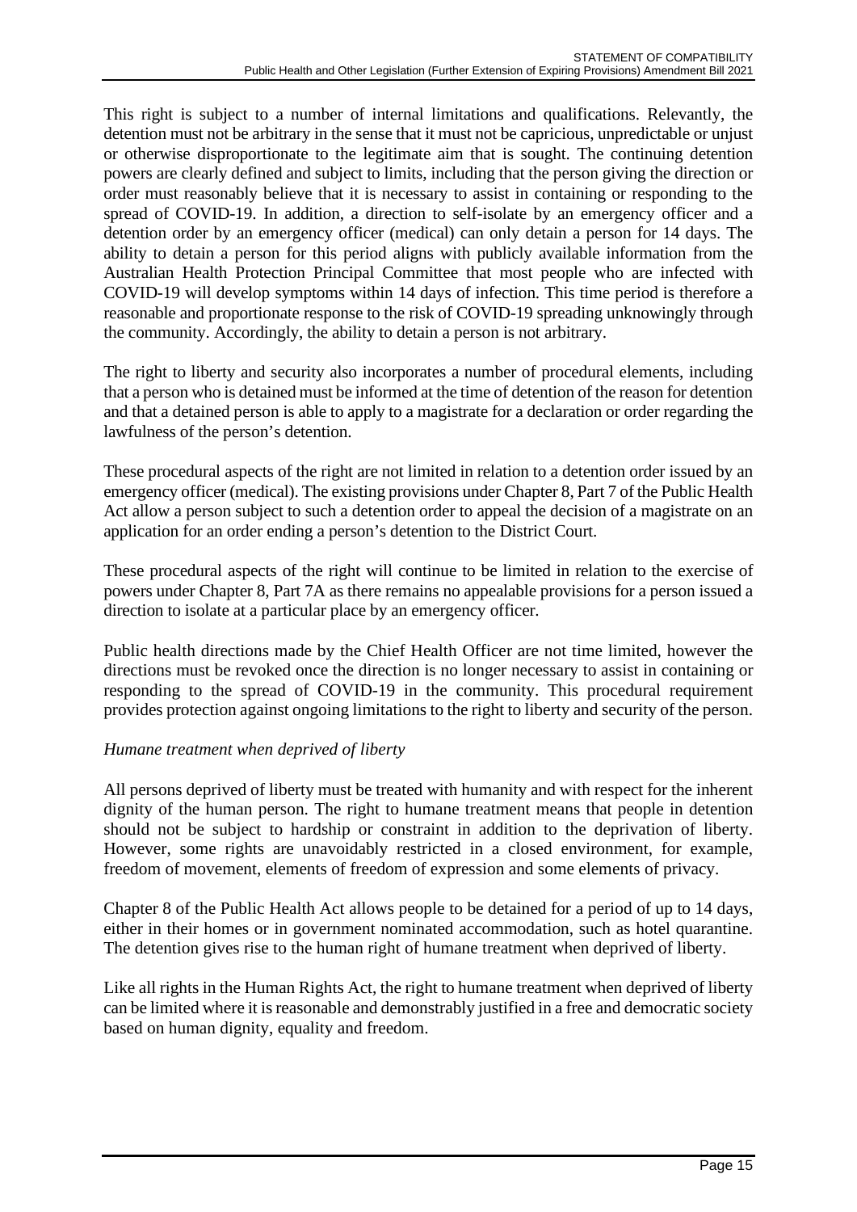This right is subject to a number of internal limitations and qualifications. Relevantly, the detention must not be arbitrary in the sense that it must not be capricious, unpredictable or unjust or otherwise disproportionate to the legitimate aim that is sought. The continuing detention powers are clearly defined and subject to limits, including that the person giving the direction or order must reasonably believe that it is necessary to assist in containing or responding to the spread of COVID-19. In addition, a direction to self-isolate by an emergency officer and a detention order by an emergency officer (medical) can only detain a person for 14 days. The ability to detain a person for this period aligns with publicly available information from the Australian Health Protection Principal Committee that most people who are infected with COVID-19 will develop symptoms within 14 days of infection. This time period is therefore a reasonable and proportionate response to the risk of COVID-19 spreading unknowingly through the community. Accordingly, the ability to detain a person is not arbitrary.

The right to liberty and security also incorporates a number of procedural elements, including that a person who is detained must be informed at the time of detention of the reason for detention and that a detained person is able to apply to a magistrate for a declaration or order regarding the lawfulness of the person's detention.

These procedural aspects of the right are not limited in relation to a detention order issued by an emergency officer (medical). The existing provisions under Chapter 8, Part 7 of the Public Health Act allow a person subject to such a detention order to appeal the decision of a magistrate on an application for an order ending a person's detention to the District Court.

These procedural aspects of the right will continue to be limited in relation to the exercise of powers under Chapter 8, Part 7A as there remains no appealable provisions for a person issued a direction to isolate at a particular place by an emergency officer.

Public health directions made by the Chief Health Officer are not time limited, however the directions must be revoked once the direction is no longer necessary to assist in containing or responding to the spread of COVID-19 in the community. This procedural requirement provides protection against ongoing limitations to the right to liberty and security of the person.

*Humane treatment when deprived of liberty*

All persons deprived of liberty must be treated with humanity and with respect for the inherent dignity of the human person. The right to humane treatment means that people in detention should not be subject to hardship or constraint in addition to the deprivation of liberty. However, some rights are unavoidably restricted in a closed environment, for example, freedom of movement, elements of freedom of expression and some elements of privacy.

Chapter 8 of the Public Health Act allows people to be detained for a period of up to 14 days, either in their homes or in government nominated accommodation, such as hotel quarantine. The detention gives rise to the human right of humane treatment when deprived of liberty.

Like all rights in the Human Rights Act, the right to humane treatment when deprived of liberty can be limited where it is reasonable and demonstrably justified in a free and democratic society based on human dignity, equality and freedom.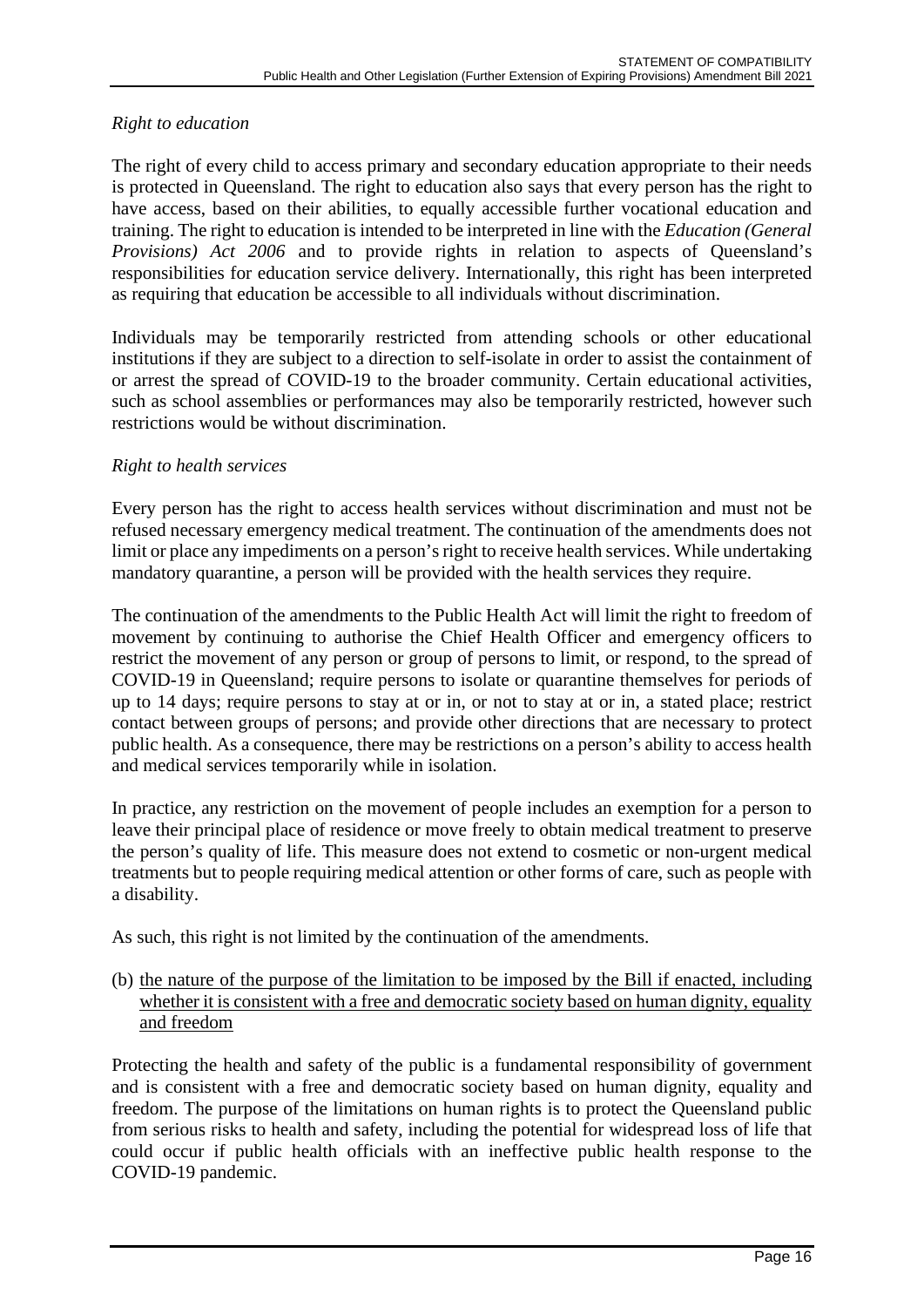*Right to education*

The right of every child to access primary and secondary education appropriate to their needs is protected in Queensland. The right to education also says that every person has the right to have access, based on their abilities, to equally accessible further vocational education and training. The right to education is intended to be interpreted in line with the *Education (General Provisions) Act 2006* and to provide rights in relation to aspects of Queensland's responsibilities for education service delivery. Internationally, this right has been interpreted as requiring that education be accessible to all individuals without discrimination.

Individuals may be temporarily restricted from attending schools or other educational institutions if they are subject to a direction to self-isolate in order to assist the containment of or arrest the spread of COVID-19 to the broader community. Certain educational activities, such as school assemblies or performances may also be temporarily restricted, however such restrictions would be without discrimination.

*Right to health services*

Every person has the right to access health services without discrimination and must not be refused necessary emergency medical treatment. The continuation of the amendments does not limit or place any impediments on a person's right to receive health services. While undertaking mandatory quarantine, a person will be provided with the health services they require.

The continuation of the amendments to the Public Health Act will limit the right to freedom of movement by continuing to authorise the Chief Health Officer and emergency officers to restrict the movement of any person or group of persons to limit, or respond, to the spread of COVID-19 in Queensland; require persons to isolate or quarantine themselves for periods of up to 14 days; require persons to stay at or in, or not to stay at or in, a stated place; restrict contact between groups of persons; and provide other directions that are necessary to protect public health. As a consequence, there may be restrictions on a person's ability to access health and medical services temporarily while in isolation.

In practice, any restriction on the movement of people includes an exemption for a person to leave their principal place of residence or move freely to obtain medical treatment to preserve the person's quality of life. This measure does not extend to cosmetic or non-urgent medical treatments but to people requiring medical attention or other forms of care, such as people with a disability.

As such, this right is not limited by the continuation of the amendments.

(b) <u>the nature of the purpose of the limitation to be imposed by the Bill if enacted, including whether it is consistent with a free and democratic society based on human dignity, equality and freedom</u>

Protecting the health and safety of the public is a fundamental responsibility of government and is consistent with a free and democratic society based on human dignity, equality and freedom. The purpose of the limitations on human rights is to protect the Queensland public from serious risks to health and safety, including the potential for widespread loss of life that could occur if public health officials with an ineffective public health response to the COVID-19 pandemic.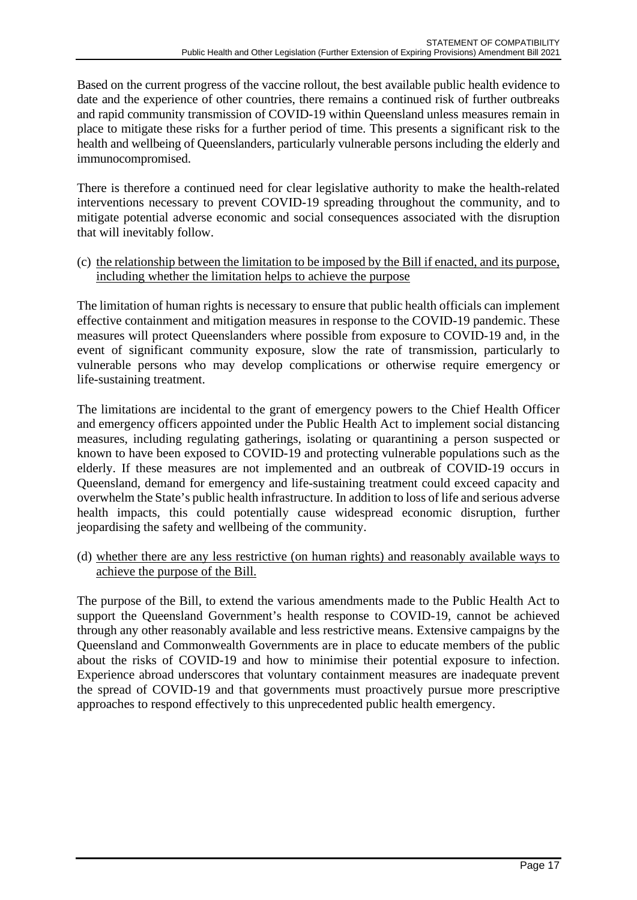Based on the current progress of the vaccine rollout, the best available public health evidence to date and the experience of other countries, there remains a continued risk of further outbreaks and rapid community transmission of COVID-19 within Queensland unless measures remain in place to mitigate these risks for a further period of time. This presents a significant risk to the health and wellbeing of Queenslanders, particularly vulnerable persons including the elderly and immunocompromised.

There is therefore a continued need for clear legislative authority to make the health-related interventions necessary to prevent COVID-19 spreading throughout the community, and to mitigate potential adverse economic and social consequences associated with the disruption that will inevitably follow.

(c) <u>the relationship between the limitation to be imposed by the Bill if enacted, and its purpose, including whether the limitation helps to achieve the purpose</u>

The limitation of human rights is necessary to ensure that public health officials can implement effective containment and mitigation measures in response to the COVID-19 pandemic. These measures will protect Queenslanders where possible from exposure to COVID-19 and, in the event of significant community exposure, slow the rate of transmission, particularly to vulnerable persons who may develop complications or otherwise require emergency or life-sustaining treatment.

The limitations are incidental to the grant of emergency powers to the Chief Health Officer and emergency officers appointed under the Public Health Act to implement social distancing measures, including regulating gatherings, isolating or quarantining a person suspected or known to have been exposed to COVID-19 and protecting vulnerable populations such as the elderly. If these measures are not implemented and an outbreak of COVID-19 occurs in Queensland, demand for emergency and life-sustaining treatment could exceed capacity and overwhelm the State's public health infrastructure. In addition to loss of life and serious adverse health impacts, this could potentially cause widespread economic disruption, further jeopardising the safety and wellbeing of the community.

(d) <u>whether there are any less restrictive (on human rights) and reasonably available ways to achieve the purpose of the Bill.</u>

The purpose of the Bill, to extend the various amendments made to the Public Health Act to support the Queensland Government's health response to COVID-19, cannot be achieved through any other reasonably available and less restrictive means. Extensive campaigns by the Queensland and Commonwealth Governments are in place to educate members of the public about the risks of COVID-19 and how to minimise their potential exposure to infection. Experience abroad underscores that voluntary containment measures are inadequate prevent the spread of COVID-19 and that governments must proactively pursue more prescriptive approaches to respond effectively to this unprecedented public health emergency.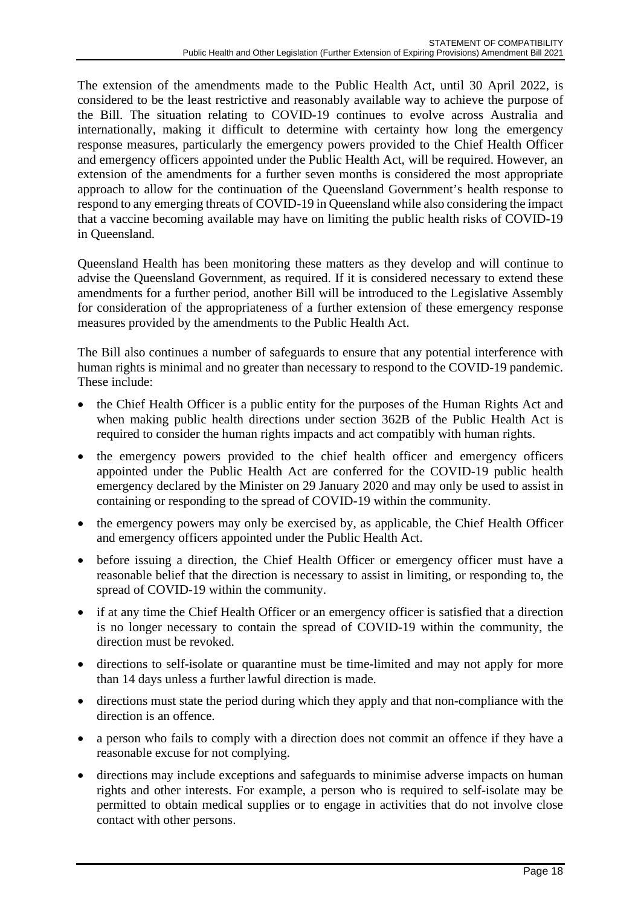The extension of the amendments made to the Public Health Act, until 30 April 2022, is considered to be the least restrictive and reasonably available way to achieve the purpose of the Bill. The situation relating to COVID-19 continues to evolve across Australia and internationally, making it difficult to determine with certainty how long the emergency response measures, particularly the emergency powers provided to the Chief Health Officer and emergency officers appointed under the Public Health Act, will be required. However, an extension of the amendments for a further seven months is considered the most appropriate approach to allow for the continuation of the Queensland Government's health response to respond to any emerging threats of COVID-19 in Queensland while also considering the impact that a vaccine becoming available may have on limiting the public health risks of COVID-19 in Queensland.

Queensland Health has been monitoring these matters as they develop and will continue to advise the Queensland Government, as required. If it is considered necessary to extend these amendments for a further period, another Bill will be introduced to the Legislative Assembly for consideration of the appropriateness of a further extension of these emergency response measures provided by the amendments to the Public Health Act.

The Bill also continues a number of safeguards to ensure that any potential interference with human rights is minimal and no greater than necessary to respond to the COVID-19 pandemic. These include:

- the Chief Health Officer is a public entity for the purposes of the Human Rights Act and when making public health directions under section 362B of the Public Health Act is required to consider the human rights impacts and act compatibly with human rights.
- the emergency powers provided to the chief health officer and emergency officers appointed under the Public Health Act are conferred for the COVID-19 public health emergency declared by the Minister on 29 January 2020 and may only be used to assist in containing or responding to the spread of COVID-19 within the community.
- the emergency powers may only be exercised by, as applicable, the Chief Health Officer and emergency officers appointed under the Public Health Act.
- before issuing a direction, the Chief Health Officer or emergency officer must have a reasonable belief that the direction is necessary to assist in limiting, or responding to, the spread of COVID-19 within the community.
- if at any time the Chief Health Officer or an emergency officer is satisfied that a direction is no longer necessary to contain the spread of COVID-19 within the community, the direction must be revoked.
- directions to self-isolate or quarantine must be time-limited and may not apply for more than 14 days unless a further lawful direction is made.
- directions must state the period during which they apply and that non-compliance with the direction is an offence.
- a person who fails to comply with a direction does not commit an offence if they have a reasonable excuse for not complying.
- directions may include exceptions and safeguards to minimise adverse impacts on human rights and other interests. For example, a person who is required to self-isolate may be permitted to obtain medical supplies or to engage in activities that do not involve close contact with other persons.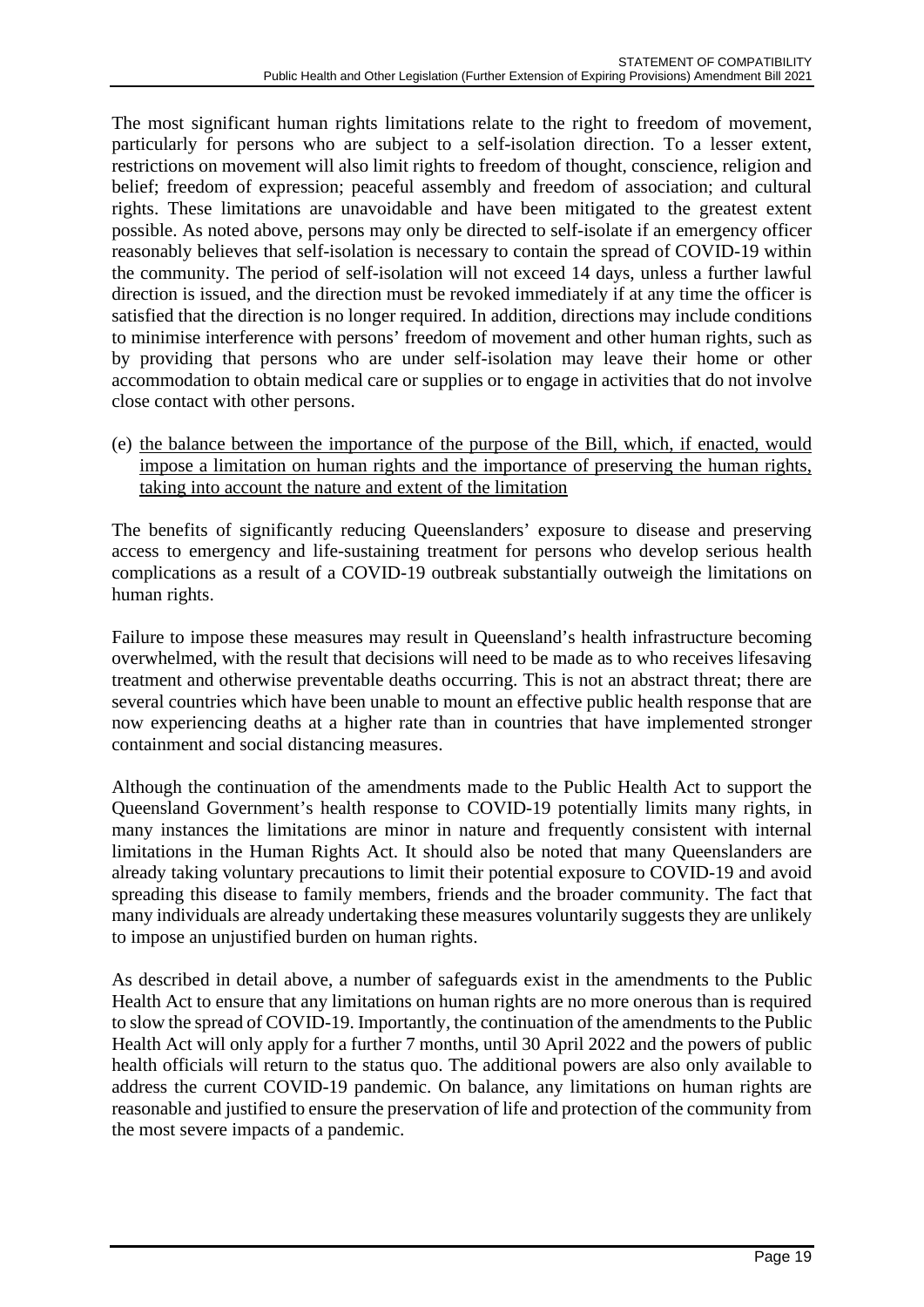The most significant human rights limitations relate to the right to freedom of movement, particularly for persons who are subject to a self-isolation direction. To a lesser extent, restrictions on movement will also limit rights to freedom of thought, conscience, religion and belief; freedom of expression; peaceful assembly and freedom of association; and cultural rights. These limitations are unavoidable and have been mitigated to the greatest extent possible. As noted above, persons may only be directed to self-isolate if an emergency officer reasonably believes that self-isolation is necessary to contain the spread of COVID-19 within the community. The period of self-isolation will not exceed 14 days, unless a further lawful direction is issued, and the direction must be revoked immediately if at any time the officer is satisfied that the direction is no longer required. In addition, directions may include conditions to minimise interference with persons' freedom of movement and other human rights, such as by providing that persons who are under self-isolation may leave their home or other accommodation to obtain medical care or supplies or to engage in activities that do not involve close contact with other persons.

(e) <u>the balance between the importance of the purpose of the Bill, which, if enacted, would impose a limitation on human rights and the importance of preserving the human rights, taking into account the nature and extent of the limitation</u>

The benefits of significantly reducing Queenslanders' exposure to disease and preserving access to emergency and life-sustaining treatment for persons who develop serious health complications as a result of a COVID-19 outbreak substantially outweigh the limitations on human rights.

Failure to impose these measures may result in Queensland's health infrastructure becoming overwhelmed, with the result that decisions will need to be made as to who receives lifesaving treatment and otherwise preventable deaths occurring. This is not an abstract threat; there are several countries which have been unable to mount an effective public health response that are now experiencing deaths at a higher rate than in countries that have implemented stronger containment and social distancing measures.

Although the continuation of the amendments made to the Public Health Act to support the Queensland Government's health response to COVID-19 potentially limits many rights, in many instances the limitations are minor in nature and frequently consistent with internal limitations in the Human Rights Act. It should also be noted that many Queenslanders are already taking voluntary precautions to limit their potential exposure to COVID-19 and avoid spreading this disease to family members, friends and the broader community. The fact that many individuals are already undertaking these measures voluntarily suggests they are unlikely to impose an unjustified burden on human rights.

As described in detail above, a number of safeguards exist in the amendments to the Public Health Act to ensure that any limitations on human rights are no more onerous than is required to slow the spread of COVID-19. Importantly, the continuation of the amendments to the Public Health Act will only apply for a further 7 months, until 30 April 2022 and the powers of public health officials will return to the status quo. The additional powers are also only available to address the current COVID-19 pandemic. On balance, any limitations on human rights are reasonable and justified to ensure the preservation of life and protection of the community from the most severe impacts of a pandemic.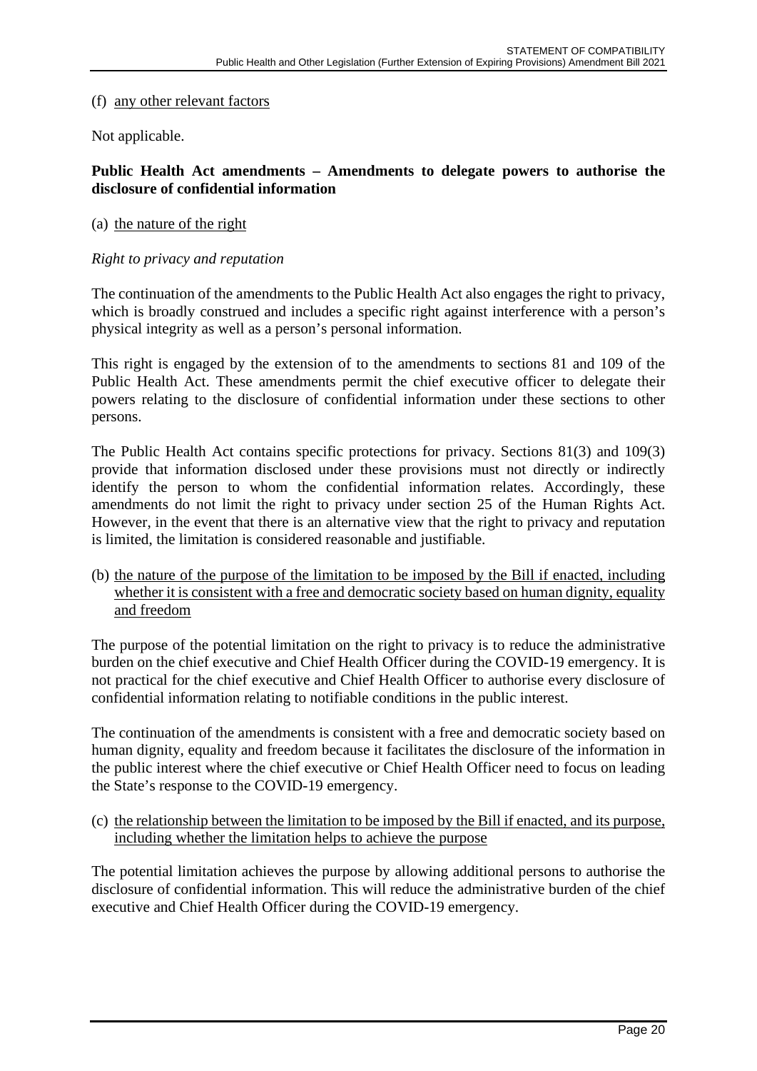(f) any other relevant factors

Not applicable.

**Public Health Act amendments – Amendments to delegate powers to authorise the disclosure of confidential information**

(a) the nature of the right

*Right to privacy and reputation*

The continuation of the amendments to the Public Health Act also engages the right to privacy, which is broadly construed and includes a specific right against interference with a person's physical integrity as well as a person's personal information.

This right is engaged by the extension of to the amendments to sections 81 and 109 of the Public Health Act. These amendments permit the chief executive officer to delegate their powers relating to the disclosure of confidential information under these sections to other persons.

The Public Health Act contains specific protections for privacy. Sections 81(3) and 109(3) provide that information disclosed under these provisions must not directly or indirectly identify the person to whom the confidential information relates. Accordingly, these amendments do not limit the right to privacy under section 25 of the Human Rights Act. However, in the event that there is an alternative view that the right to privacy and reputation is limited, the limitation is considered reasonable and justifiable.

(b) the nature of the purpose of the limitation to be imposed by the Bill if enacted, including whether it is consistent with a free and democratic society based on human dignity, equality and freedom

The purpose of the potential limitation on the right to privacy is to reduce the administrative burden on the chief executive and Chief Health Officer during the COVID-19 emergency. It is not practical for the chief executive and Chief Health Officer to authorise every disclosure of confidential information relating to notifiable conditions in the public interest.

The continuation of the amendments is consistent with a free and democratic society based on human dignity, equality and freedom because it facilitates the disclosure of the information in the public interest where the chief executive or Chief Health Officer need to focus on leading the State's response to the COVID-19 emergency.

(c) the relationship between the limitation to be imposed by the Bill if enacted, and its purpose, including whether the limitation helps to achieve the purpose

The potential limitation achieves the purpose by allowing additional persons to authorise the disclosure of confidential information. This will reduce the administrative burden of the chief executive and Chief Health Officer during the COVID-19 emergency.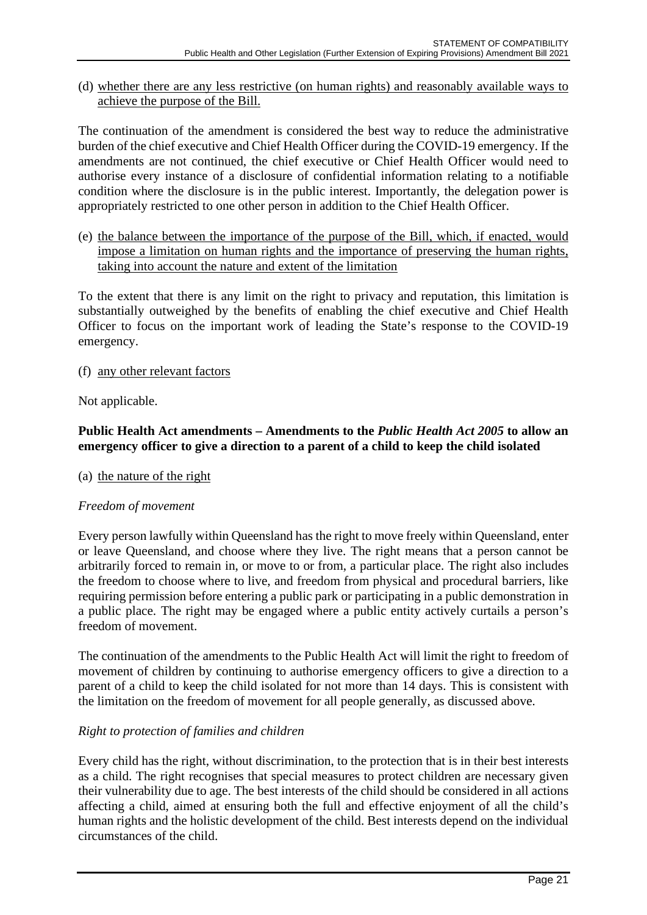(d) whether there are any less restrictive (on human rights) and reasonably available ways to achieve the purpose of the Bill.

The continuation of the amendment is considered the best way to reduce the administrative burden of the chief executive and Chief Health Officer during the COVID-19 emergency. If the amendments are not continued, the chief executive or Chief Health Officer would need to authorise every instance of a disclosure of confidential information relating to a notifiable condition where the disclosure is in the public interest. Importantly, the delegation power is appropriately restricted to one other person in addition to the Chief Health Officer.

(e) the balance between the importance of the purpose of the Bill, which, if enacted, would impose a limitation on human rights and the importance of preserving the human rights, taking into account the nature and extent of the limitation

To the extent that there is any limit on the right to privacy and reputation, this limitation is substantially outweighed by the benefits of enabling the chief executive and Chief Health Officer to focus on the important work of leading the State's response to the COVID-19 emergency.

(f) any other relevant factors

Not applicable.

**Public Health Act amendments – Amendments to the *Public Health Act 2005* to allow an emergency officer to give a direction to a parent of a child to keep the child isolated**

(a) the nature of the right

*Freedom of movement*

Every person lawfully within Queensland has the right to move freely within Queensland, enter or leave Queensland, and choose where they live. The right means that a person cannot be arbitrarily forced to remain in, or move to or from, a particular place. The right also includes the freedom to choose where to live, and freedom from physical and procedural barriers, like requiring permission before entering a public park or participating in a public demonstration in a public place. The right may be engaged where a public entity actively curtails a person's freedom of movement.

The continuation of the amendments to the Public Health Act will limit the right to freedom of movement of children by continuing to authorise emergency officers to give a direction to a parent of a child to keep the child isolated for not more than 14 days. This is consistent with the limitation on the freedom of movement for all people generally, as discussed above.

*Right to protection of families and children*

Every child has the right, without discrimination, to the protection that is in their best interests as a child. The right recognises that special measures to protect children are necessary given their vulnerability due to age. The best interests of the child should be considered in all actions affecting a child, aimed at ensuring both the full and effective enjoyment of all the child's human rights and the holistic development of the child. Best interests depend on the individual circumstances of the child.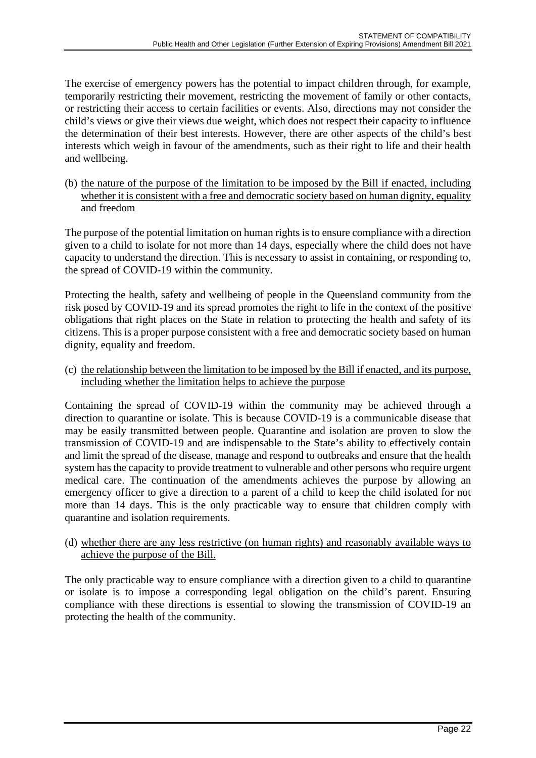The exercise of emergency powers has the potential to impact children through, for example, temporarily restricting their movement, restricting the movement of family or other contacts, or restricting their access to certain facilities or events. Also, directions may not consider the child's views or give their views due weight, which does not respect their capacity to influence the determination of their best interests. However, there are other aspects of the child's best interests which weigh in favour of the amendments, such as their right to life and their health and wellbeing.

(b) <u>the nature of the purpose of the limitation to be imposed by the Bill if enacted, including whether it is consistent with a free and democratic society based on human dignity, equality and freedom</u>

The purpose of the potential limitation on human rights is to ensure compliance with a direction given to a child to isolate for not more than 14 days, especially where the child does not have capacity to understand the direction. This is necessary to assist in containing, or responding to, the spread of COVID-19 within the community.

Protecting the health, safety and wellbeing of people in the Queensland community from the risk posed by COVID-19 and its spread promotes the right to life in the context of the positive obligations that right places on the State in relation to protecting the health and safety of its citizens. This is a proper purpose consistent with a free and democratic society based on human dignity, equality and freedom.

(c) <u>the relationship between the limitation to be imposed by the Bill if enacted, and its purpose, including whether the limitation helps to achieve the purpose</u>

Containing the spread of COVID-19 within the community may be achieved through a direction to quarantine or isolate. This is because COVID-19 is a communicable disease that may be easily transmitted between people. Quarantine and isolation are proven to slow the transmission of COVID-19 and are indispensable to the State's ability to effectively contain and limit the spread of the disease, manage and respond to outbreaks and ensure that the health system has the capacity to provide treatment to vulnerable and other persons who require urgent medical care. The continuation of the amendments achieves the purpose by allowing an emergency officer to give a direction to a parent of a child to keep the child isolated for not more than 14 days. This is the only practicable way to ensure that children comply with quarantine and isolation requirements.

(d) <u>whether there are any less restrictive (on human rights) and reasonably available ways to achieve the purpose of the Bill.</u>

The only practicable way to ensure compliance with a direction given to a child to quarantine or isolate is to impose a corresponding legal obligation on the child's parent. Ensuring compliance with these directions is essential to slowing the transmission of COVID-19 an protecting the health of the community.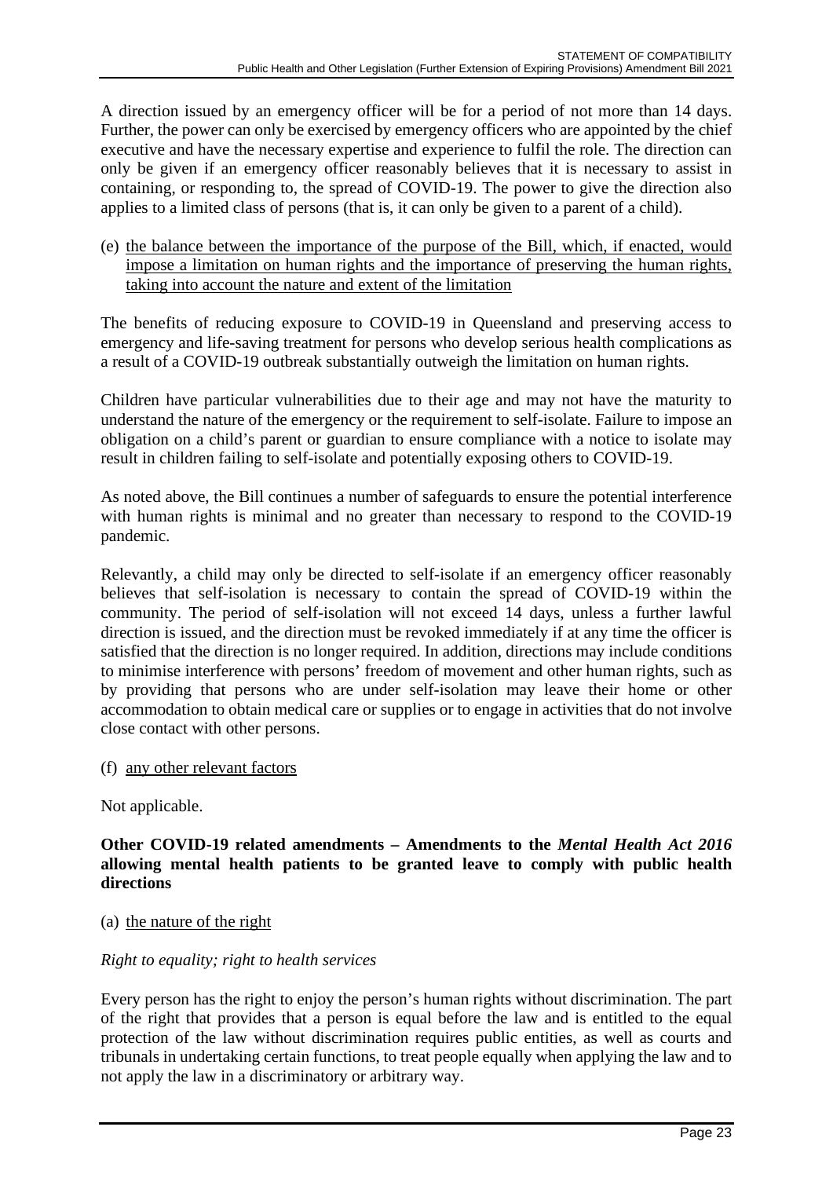A direction issued by an emergency officer will be for a period of not more than 14 days. Further, the power can only be exercised by emergency officers who are appointed by the chief executive and have the necessary expertise and experience to fulfil the role. The direction can only be given if an emergency officer reasonably believes that it is necessary to assist in containing, or responding to, the spread of COVID-19. The power to give the direction also applies to a limited class of persons (that is, it can only be given to a parent of a child).

(e) <u>the balance between the importance of the purpose of the Bill, which, if enacted, would impose a limitation on human rights and the importance of preserving the human rights, taking into account the nature and extent of the limitation</u>

The benefits of reducing exposure to COVID-19 in Queensland and preserving access to emergency and life-saving treatment for persons who develop serious health complications as a result of a COVID-19 outbreak substantially outweigh the limitation on human rights.

Children have particular vulnerabilities due to their age and may not have the maturity to understand the nature of the emergency or the requirement to self-isolate. Failure to impose an obligation on a child's parent or guardian to ensure compliance with a notice to isolate may result in children failing to self-isolate and potentially exposing others to COVID-19.

As noted above, the Bill continues a number of safeguards to ensure the potential interference with human rights is minimal and no greater than necessary to respond to the COVID-19 pandemic.

Relevantly, a child may only be directed to self-isolate if an emergency officer reasonably believes that self-isolation is necessary to contain the spread of COVID-19 within the community. The period of self-isolation will not exceed 14 days, unless a further lawful direction is issued, and the direction must be revoked immediately if at any time the officer is satisfied that the direction is no longer required. In addition, directions may include conditions to minimise interference with persons' freedom of movement and other human rights, such as by providing that persons who are under self-isolation may leave their home or other accommodation to obtain medical care or supplies or to engage in activities that do not involve close contact with other persons.

(f) <u>any other relevant factors</u>

Not applicable.

**Other COVID-19 related amendments – Amendments to the *Mental Health Act 2016* allowing mental health patients to be granted leave to comply with public health directions**

(a) <u>the nature of the right</u>

*Right to equality; right to health services*

Every person has the right to enjoy the person's human rights without discrimination. The part of the right that provides that a person is equal before the law and is entitled to the equal protection of the law without discrimination requires public entities, as well as courts and tribunals in undertaking certain functions, to treat people equally when applying the law and to not apply the law in a discriminatory or arbitrary way.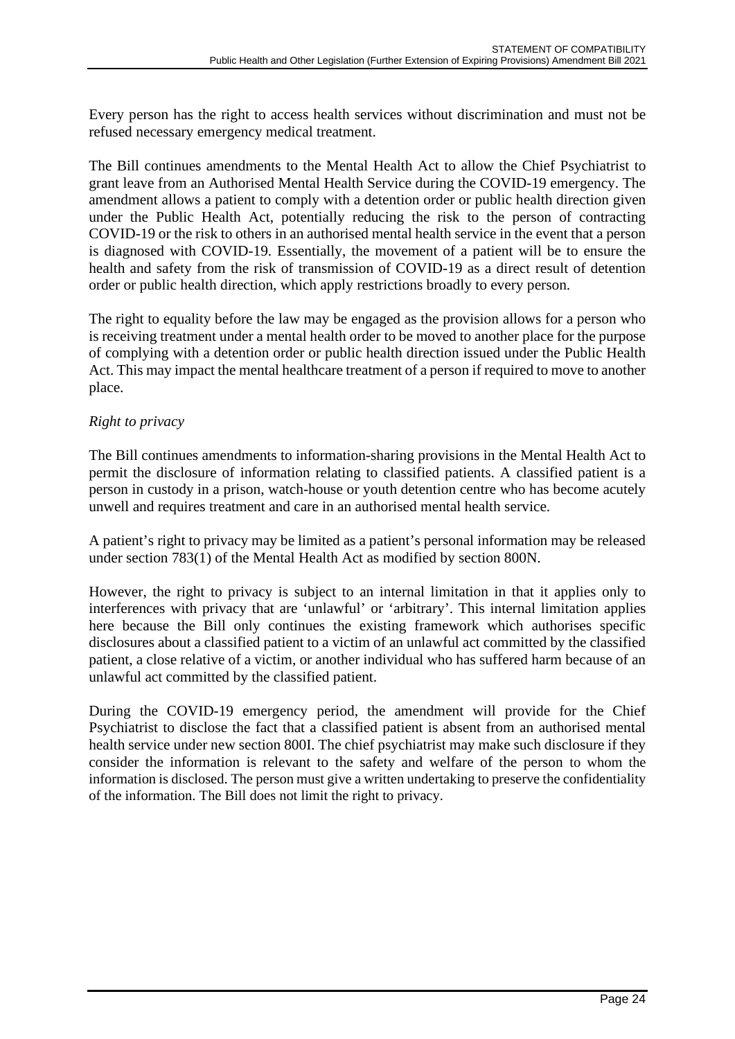Every person has the right to access health services without discrimination and must not be refused necessary emergency medical treatment.

The Bill continues amendments to the Mental Health Act to allow the Chief Psychiatrist to grant leave from an Authorised Mental Health Service during the COVID-19 emergency. The amendment allows a patient to comply with a detention order or public health direction given under the Public Health Act, potentially reducing the risk to the person of contracting COVID-19 or the risk to others in an authorised mental health service in the event that a person is diagnosed with COVID-19. Essentially, the movement of a patient will be to ensure the health and safety from the risk of transmission of COVID-19 as a direct result of detention order or public health direction, which apply restrictions broadly to every person.

The right to equality before the law may be engaged as the provision allows for a person who is receiving treatment under a mental health order to be moved to another place for the purpose of complying with a detention order or public health direction issued under the Public Health Act. This may impact the mental healthcare treatment of a person if required to move to another place.

*Right to privacy*

The Bill continues amendments to information-sharing provisions in the Mental Health Act to permit the disclosure of information relating to classified patients. A classified patient is a person in custody in a prison, watch-house or youth detention centre who has become acutely unwell and requires treatment and care in an authorised mental health service.

A patient's right to privacy may be limited as a patient's personal information may be released under section 783(1) of the Mental Health Act as modified by section 800N.

However, the right to privacy is subject to an internal limitation in that it applies only to interferences with privacy that are 'unlawful' or 'arbitrary'. This internal limitation applies here because the Bill only continues the existing framework which authorises specific disclosures about a classified patient to a victim of an unlawful act committed by the classified patient, a close relative of a victim, or another individual who has suffered harm because of an unlawful act committed by the classified patient.

During the COVID-19 emergency period, the amendment will provide for the Chief Psychiatrist to disclose the fact that a classified patient is absent from an authorised mental health service under new section 800I. The chief psychiatrist may make such disclosure if they consider the information is relevant to the safety and welfare of the person to whom the information is disclosed. The person must give a written undertaking to preserve the confidentiality of the information. The Bill does not limit the right to privacy.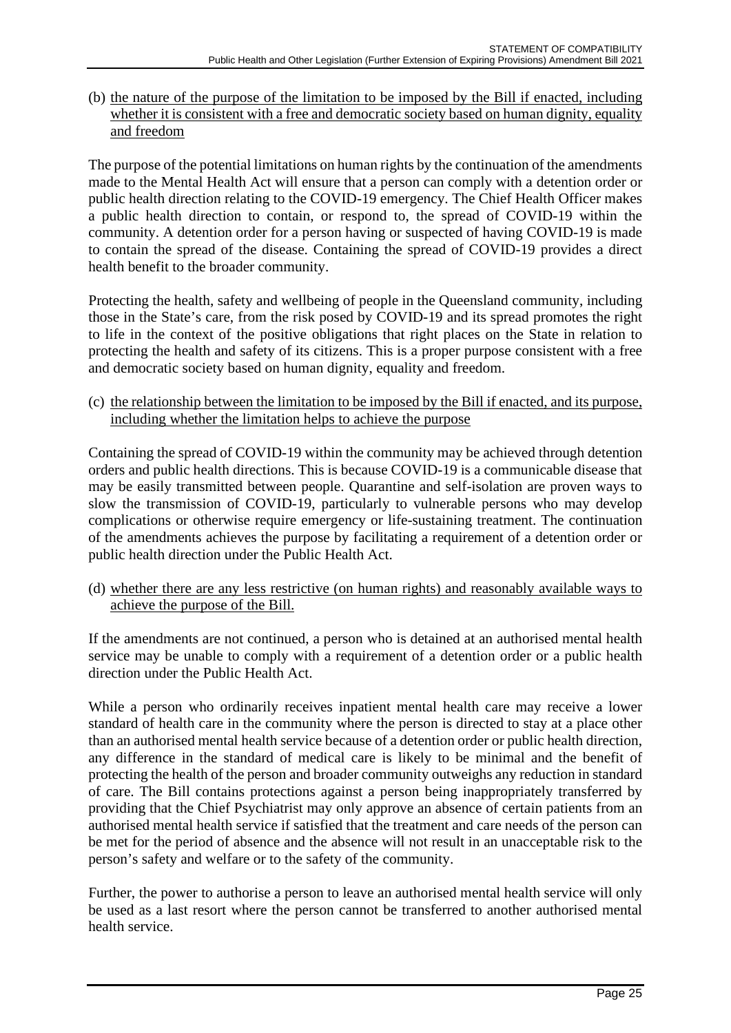(b) <u>the nature of the purpose of the limitation to be imposed by the Bill if enacted, including whether it is consistent with a free and democratic society based on human dignity, equality and freedom</u>

The purpose of the potential limitations on human rights by the continuation of the amendments made to the Mental Health Act will ensure that a person can comply with a detention order or public health direction relating to the COVID-19 emergency. The Chief Health Officer makes a public health direction to contain, or respond to, the spread of COVID-19 within the community. A detention order for a person having or suspected of having COVID-19 is made to contain the spread of the disease. Containing the spread of COVID-19 provides a direct health benefit to the broader community.

Protecting the health, safety and wellbeing of people in the Queensland community, including those in the State's care, from the risk posed by COVID-19 and its spread promotes the right to life in the context of the positive obligations that right places on the State in relation to protecting the health and safety of its citizens. This is a proper purpose consistent with a free and democratic society based on human dignity, equality and freedom.

(c) <u>the relationship between the limitation to be imposed by the Bill if enacted, and its purpose, including whether the limitation helps to achieve the purpose</u>

Containing the spread of COVID-19 within the community may be achieved through detention orders and public health directions. This is because COVID-19 is a communicable disease that may be easily transmitted between people. Quarantine and self-isolation are proven ways to slow the transmission of COVID-19, particularly to vulnerable persons who may develop complications or otherwise require emergency or life-sustaining treatment. The continuation of the amendments achieves the purpose by facilitating a requirement of a detention order or public health direction under the Public Health Act.

(d) <u>whether there are any less restrictive (on human rights) and reasonably available ways to achieve the purpose of the Bill.</u>

If the amendments are not continued, a person who is detained at an authorised mental health service may be unable to comply with a requirement of a detention order or a public health direction under the Public Health Act.

While a person who ordinarily receives inpatient mental health care may receive a lower standard of health care in the community where the person is directed to stay at a place other than an authorised mental health service because of a detention order or public health direction, any difference in the standard of medical care is likely to be minimal and the benefit of protecting the health of the person and broader community outweighs any reduction in standard of care. The Bill contains protections against a person being inappropriately transferred by providing that the Chief Psychiatrist may only approve an absence of certain patients from an authorised mental health service if satisfied that the treatment and care needs of the person can be met for the period of absence and the absence will not result in an unacceptable risk to the person's safety and welfare or to the safety of the community.

Further, the power to authorise a person to leave an authorised mental health service will only be used as a last resort where the person cannot be transferred to another authorised mental health service.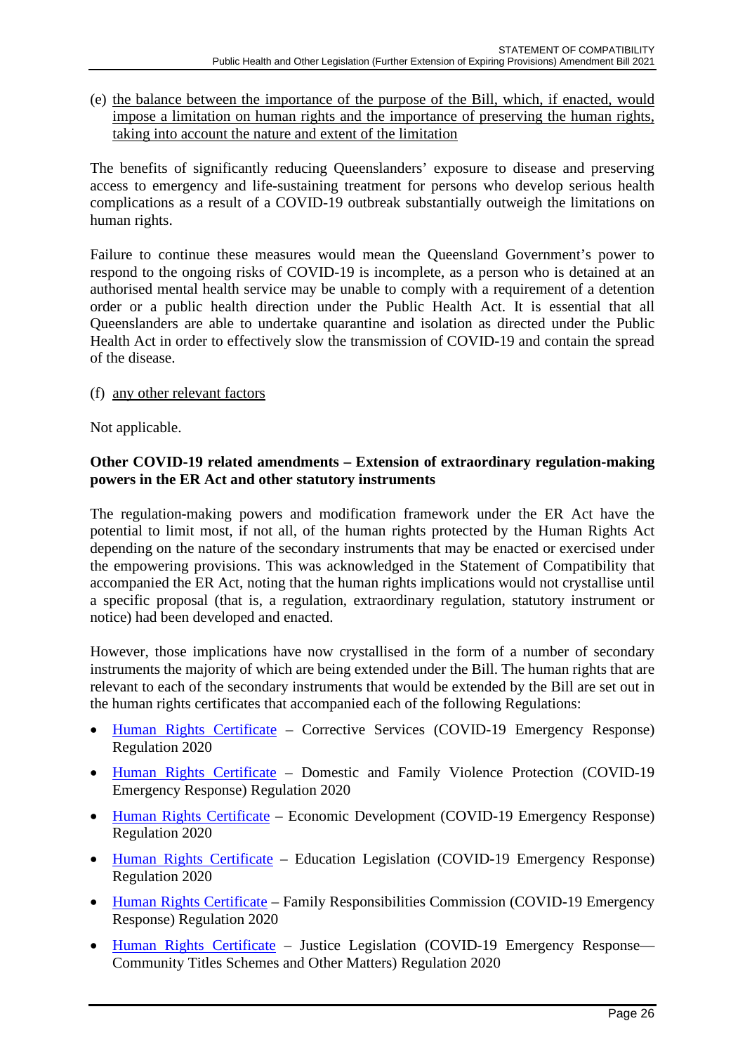(e) <u>the balance between the importance of the purpose of the Bill, which, if enacted, would impose a limitation on human rights and the importance of preserving the human rights, taking into account the nature and extent of the limitation</u>

The benefits of significantly reducing Queenslanders' exposure to disease and preserving access to emergency and life-sustaining treatment for persons who develop serious health complications as a result of a COVID-19 outbreak substantially outweigh the limitations on human rights.

Failure to continue these measures would mean the Queensland Government's power to respond to the ongoing risks of COVID-19 is incomplete, as a person who is detained at an authorised mental health service may be unable to comply with a requirement of a detention order or a public health direction under the Public Health Act. It is essential that all Queenslanders are able to undertake quarantine and isolation as directed under the Public Health Act in order to effectively slow the transmission of COVID-19 and contain the spread of the disease.

(f) <u>any other relevant factors</u>

Not applicable.

**Other COVID-19 related amendments – Extension of extraordinary regulation-making powers in the ER Act and other statutory instruments**

The regulation-making powers and modification framework under the ER Act have the potential to limit most, if not all, of the human rights protected by the Human Rights Act depending on the nature of the secondary instruments that may be enacted or exercised under the empowering provisions. This was acknowledged in the Statement of Compatibility that accompanied the ER Act, noting that the human rights implications would not crystallise until a specific proposal (that is, a regulation, extraordinary regulation, statutory instrument or notice) had been developed and enacted.

However, those implications have now crystallised in the form of a number of secondary instruments the majority of which are being extended under the Bill. The human rights that are relevant to each of the secondary instruments that would be extended by the Bill are set out in the human rights certificates that accompanied each of the following Regulations:

- Human Rights Certificate – Corrective Services (COVID-19 Emergency Response) Regulation 2020
- Human Rights Certificate – Domestic and Family Violence Protection (COVID-19 Emergency Response) Regulation 2020
- Human Rights Certificate – Economic Development (COVID-19 Emergency Response) Regulation 2020
- Human Rights Certificate – Education Legislation (COVID-19 Emergency Response) Regulation 2020
- Human Rights Certificate – Family Responsibilities Commission (COVID-19 Emergency Response) Regulation 2020
- Human Rights Certificate – Justice Legislation (COVID-19 Emergency Response—Community Titles Schemes and Other Matters) Regulation 2020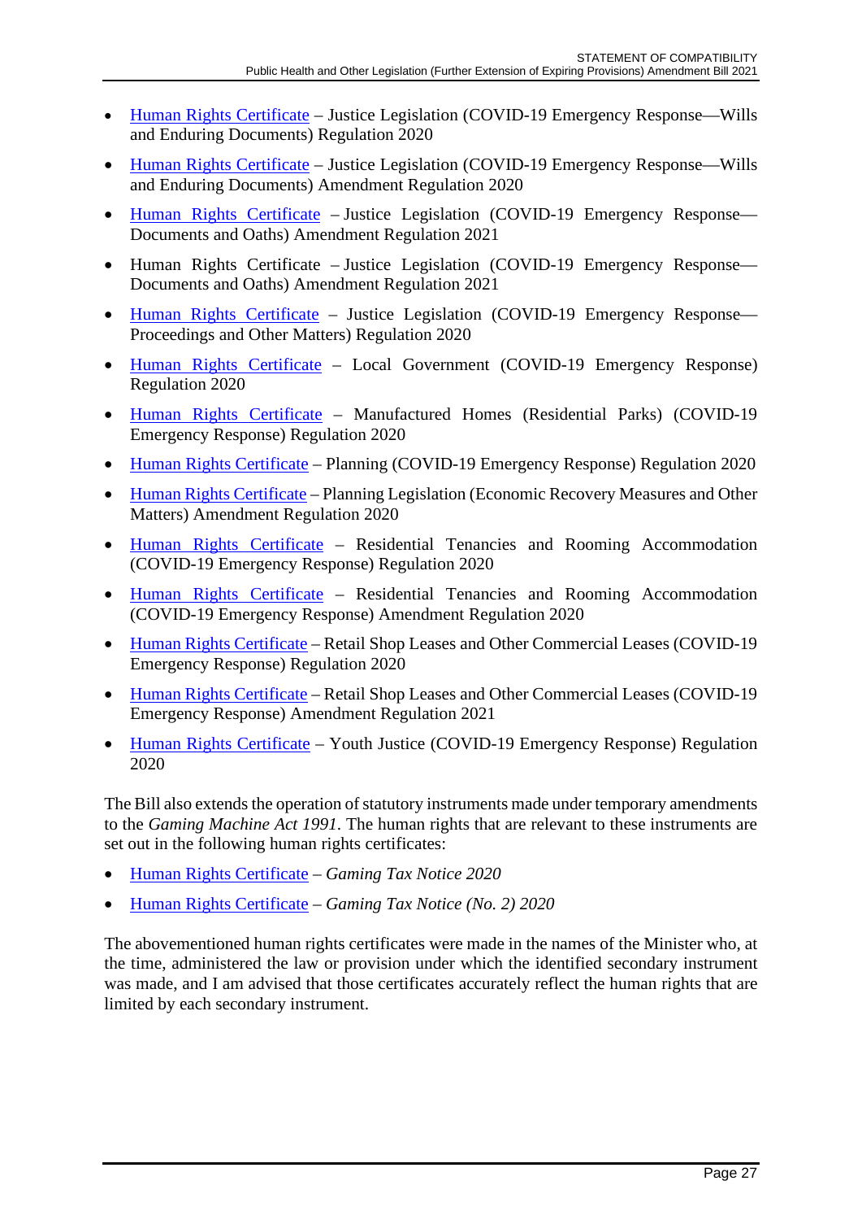- Human Rights Certificate – Justice Legislation (COVID-19 Emergency Response—Wills and Enduring Documents) Regulation 2020
- Human Rights Certificate – Justice Legislation (COVID-19 Emergency Response—Wills and Enduring Documents) Amendment Regulation 2020
- Human Rights Certificate – Justice Legislation (COVID-19 Emergency Response—Documents and Oaths) Amendment Regulation 2021
- Human Rights Certificate – Justice Legislation (COVID-19 Emergency Response—Documents and Oaths) Amendment Regulation 2021
- Human Rights Certificate – Justice Legislation (COVID-19 Emergency Response—Proceedings and Other Matters) Regulation 2020
- Human Rights Certificate – Local Government (COVID-19 Emergency Response) Regulation 2020
- Human Rights Certificate – Manufactured Homes (Residential Parks) (COVID-19 Emergency Response) Regulation 2020
- Human Rights Certificate – Planning (COVID-19 Emergency Response) Regulation 2020
- Human Rights Certificate – Planning Legislation (Economic Recovery Measures and Other Matters) Amendment Regulation 2020
- Human Rights Certificate – Residential Tenancies and Rooming Accommodation (COVID-19 Emergency Response) Regulation 2020
- Human Rights Certificate – Residential Tenancies and Rooming Accommodation (COVID-19 Emergency Response) Amendment Regulation 2020
- Human Rights Certificate – Retail Shop Leases and Other Commercial Leases (COVID-19 Emergency Response) Regulation 2020
- Human Rights Certificate – Retail Shop Leases and Other Commercial Leases (COVID-19 Emergency Response) Amendment Regulation 2021
- Human Rights Certificate – Youth Justice (COVID-19 Emergency Response) Regulation 2020

The Bill also extends the operation of statutory instruments made under temporary amendments to the *Gaming Machine Act 1991*. The human rights that are relevant to these instruments are set out in the following human rights certificates:

- Human Rights Certificate – *Gaming Tax Notice 2020*
- Human Rights Certificate – *Gaming Tax Notice (No. 2) 2020*

The abovementioned human rights certificates were made in the names of the Minister who, at the time, administered the law or provision under which the identified secondary instrument was made, and I am advised that those certificates accurately reflect the human rights that are limited by each secondary instrument.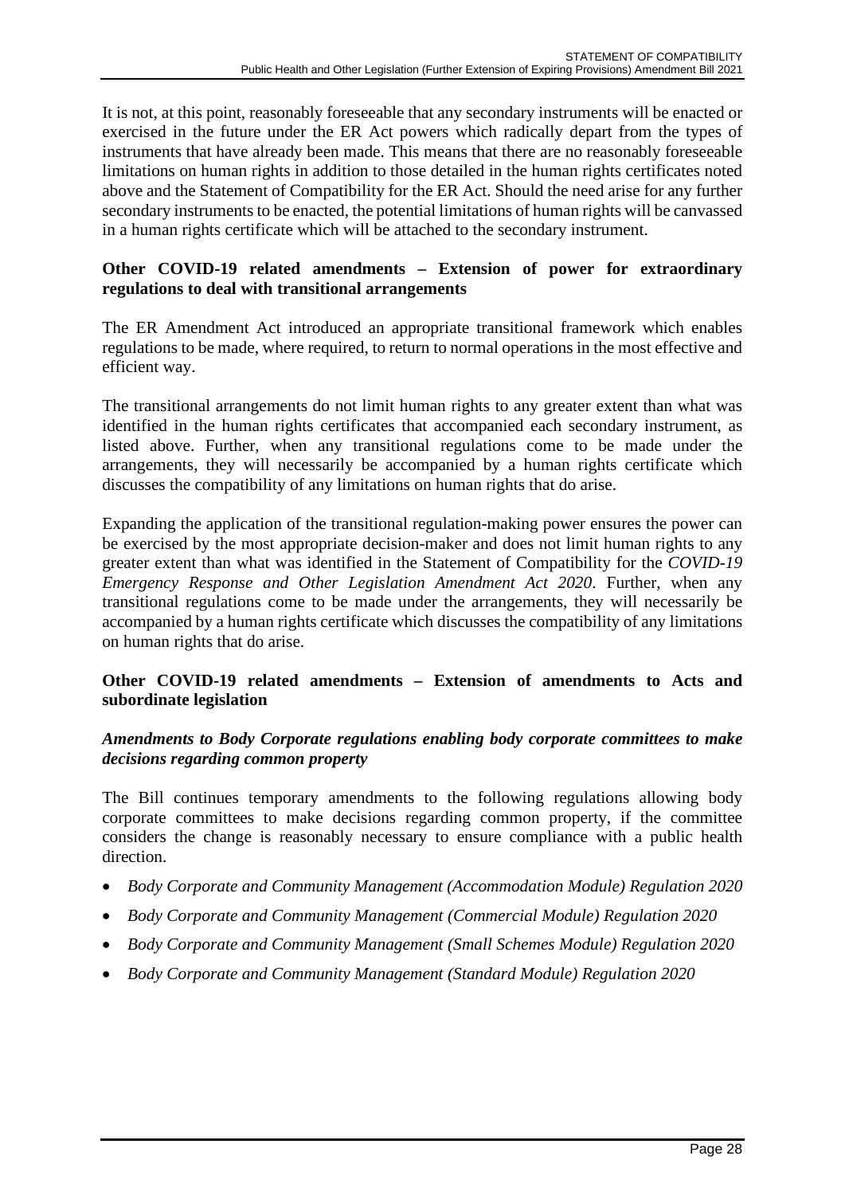It is not, at this point, reasonably foreseeable that any secondary instruments will be enacted or exercised in the future under the ER Act powers which radically depart from the types of instruments that have already been made. This means that there are no reasonably foreseeable limitations on human rights in addition to those detailed in the human rights certificates noted above and the Statement of Compatibility for the ER Act. Should the need arise for any further secondary instruments to be enacted, the potential limitations of human rights will be canvassed in a human rights certificate which will be attached to the secondary instrument.

**Other COVID-19 related amendments – Extension of power for extraordinary regulations to deal with transitional arrangements**

The ER Amendment Act introduced an appropriate transitional framework which enables regulations to be made, where required, to return to normal operations in the most effective and efficient way.

The transitional arrangements do not limit human rights to any greater extent than what was identified in the human rights certificates that accompanied each secondary instrument, as listed above. Further, when any transitional regulations come to be made under the arrangements, they will necessarily be accompanied by a human rights certificate which discusses the compatibility of any limitations on human rights that do arise.

Expanding the application of the transitional regulation-making power ensures the power can be exercised by the most appropriate decision-maker and does not limit human rights to any greater extent than what was identified in the Statement of Compatibility for the *COVID-19 Emergency Response and Other Legislation Amendment Act 2020*. Further, when any transitional regulations come to be made under the arrangements, they will necessarily be accompanied by a human rights certificate which discusses the compatibility of any limitations on human rights that do arise.

**Other COVID-19 related amendments – Extension of amendments to Acts and subordinate legislation**

***Amendments to Body Corporate regulations enabling body corporate committees to make decisions regarding common property***

The Bill continues temporary amendments to the following regulations allowing body corporate committees to make decisions regarding common property, if the committee considers the change is reasonably necessary to ensure compliance with a public health direction.

- *Body Corporate and Community Management (Accommodation Module) Regulation 2020*
- *Body Corporate and Community Management (Commercial Module) Regulation 2020*
- *Body Corporate and Community Management (Small Schemes Module) Regulation 2020*
- *Body Corporate and Community Management (Standard Module) Regulation 2020*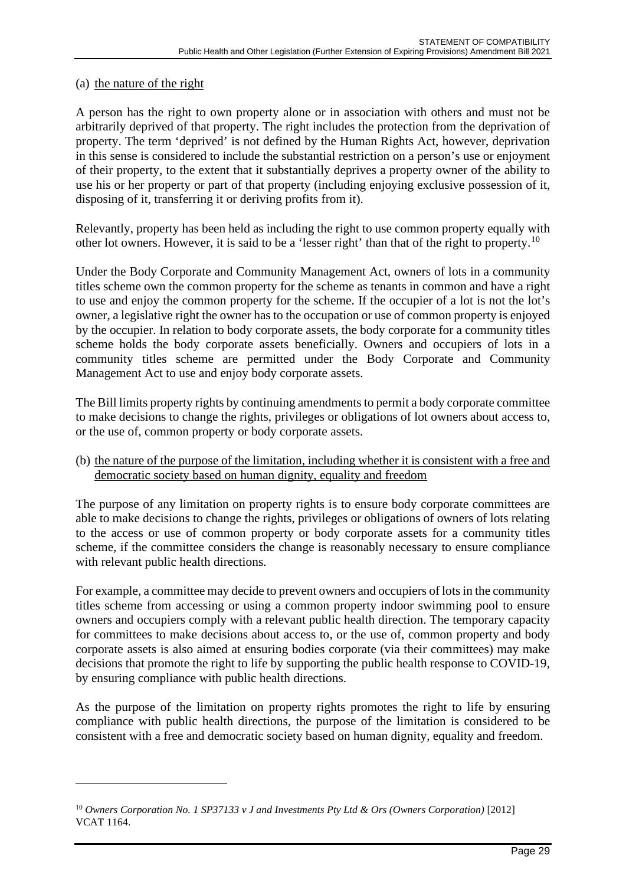(a) the nature of the right

A person has the right to own property alone or in association with others and must not be arbitrarily deprived of that property. The right includes the protection from the deprivation of property. The term 'deprived' is not defined by the Human Rights Act, however, deprivation in this sense is considered to include the substantial restriction on a person's use or enjoyment of their property, to the extent that it substantially deprives a property owner of the ability to use his or her property or part of that property (including enjoying exclusive possession of it, disposing of it, transferring it or deriving profits from it).

Relevantly, property has been held as including the right to use common property equally with other lot owners. However, it is said to be a 'lesser right' than that of the right to property.[10]

Under the Body Corporate and Community Management Act, owners of lots in a community titles scheme own the common property for the scheme as tenants in common and have a right to use and enjoy the common property for the scheme. If the occupier of a lot is not the lot's owner, a legislative right the owner has to the occupation or use of common property is enjoyed by the occupier. In relation to body corporate assets, the body corporate for a community titles scheme holds the body corporate assets beneficially. Owners and occupiers of lots in a community titles scheme are permitted under the Body Corporate and Community Management Act to use and enjoy body corporate assets.

The Bill limits property rights by continuing amendments to permit a body corporate committee to make decisions to change the rights, privileges or obligations of lot owners about access to, or the use of, common property or body corporate assets.

(b) the nature of the purpose of the limitation, including whether it is consistent with a free and democratic society based on human dignity, equality and freedom

The purpose of any limitation on property rights is to ensure body corporate committees are able to make decisions to change the rights, privileges or obligations of owners of lots relating to the access or use of common property or body corporate assets for a community titles scheme, if the committee considers the change is reasonably necessary to ensure compliance with relevant public health directions.

For example, a committee may decide to prevent owners and occupiers of lots in the community titles scheme from accessing or using a common property indoor swimming pool to ensure owners and occupiers comply with a relevant public health direction. The temporary capacity for committees to make decisions about access to, or the use of, common property and body corporate assets is also aimed at ensuring bodies corporate (via their committees) may make decisions that promote the right to life by supporting the public health response to COVID-19, by ensuring compliance with public health directions.

As the purpose of the limitation on property rights promotes the right to life by ensuring compliance with public health directions, the purpose of the limitation is considered to be consistent with a free and democratic society based on human dignity, equality and freedom.

---

[10] *Owners Corporation No. 1 SP37133 v J and Investments Pty Ltd & Ors (Owners Corporation)* [2012] VCAT 1164.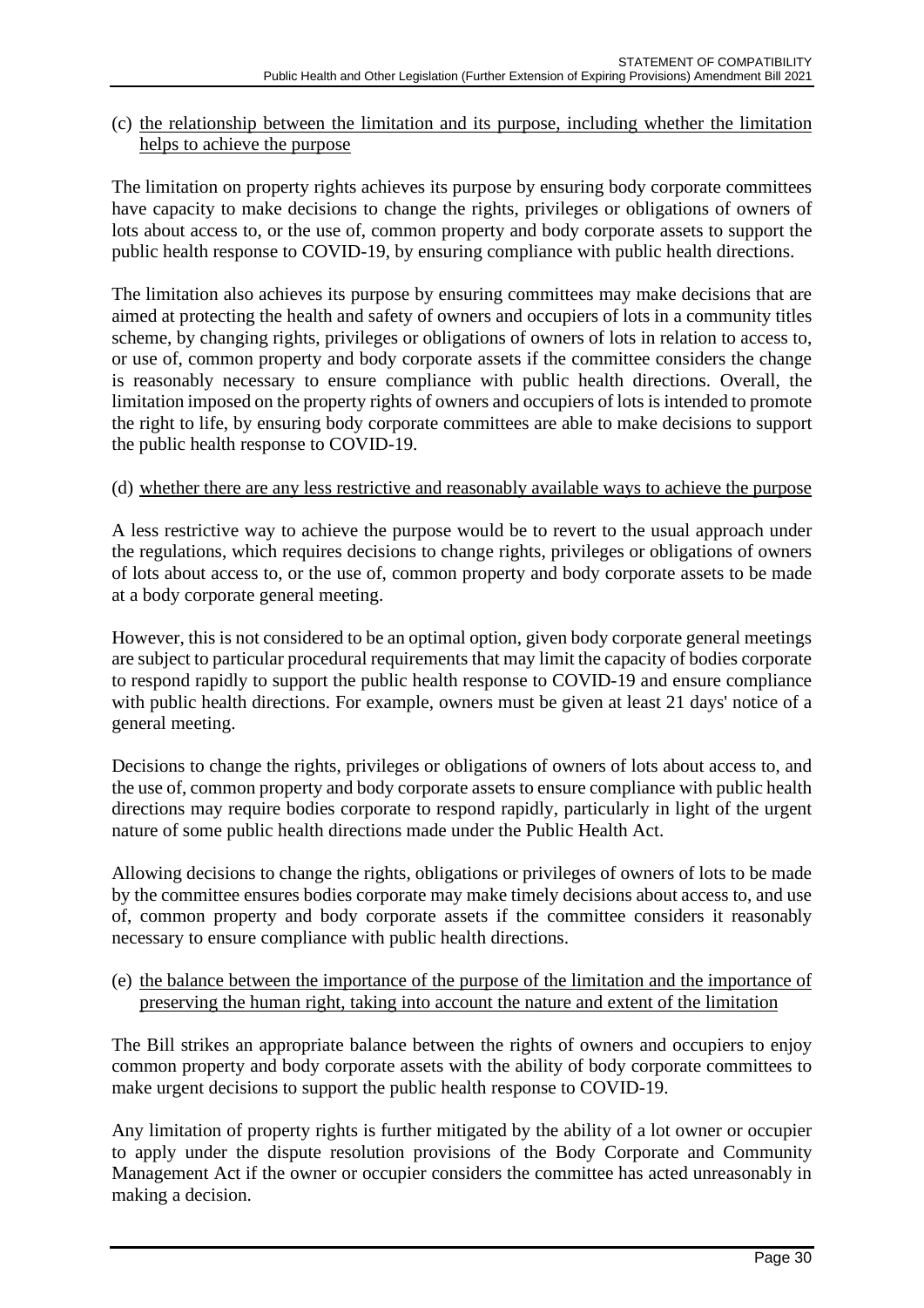(c) <u>the relationship between the limitation and its purpose, including whether the limitation helps to achieve the purpose</u>

The limitation on property rights achieves its purpose by ensuring body corporate committees have capacity to make decisions to change the rights, privileges or obligations of owners of lots about access to, or the use of, common property and body corporate assets to support the public health response to COVID-19, by ensuring compliance with public health directions.

The limitation also achieves its purpose by ensuring committees may make decisions that are aimed at protecting the health and safety of owners and occupiers of lots in a community titles scheme, by changing rights, privileges or obligations of owners of lots in relation to access to, or use of, common property and body corporate assets if the committee considers the change is reasonably necessary to ensure compliance with public health directions. Overall, the limitation imposed on the property rights of owners and occupiers of lots is intended to promote the right to life, by ensuring body corporate committees are able to make decisions to support the public health response to COVID-19.

(d) <u>whether there are any less restrictive and reasonably available ways to achieve the purpose</u>

A less restrictive way to achieve the purpose would be to revert to the usual approach under the regulations, which requires decisions to change rights, privileges or obligations of owners of lots about access to, or the use of, common property and body corporate assets to be made at a body corporate general meeting.

However, this is not considered to be an optimal option, given body corporate general meetings are subject to particular procedural requirements that may limit the capacity of bodies corporate to respond rapidly to support the public health response to COVID-19 and ensure compliance with public health directions. For example, owners must be given at least 21 days' notice of a general meeting.

Decisions to change the rights, privileges or obligations of owners of lots about access to, and the use of, common property and body corporate assets to ensure compliance with public health directions may require bodies corporate to respond rapidly, particularly in light of the urgent nature of some public health directions made under the Public Health Act.

Allowing decisions to change the rights, obligations or privileges of owners of lots to be made by the committee ensures bodies corporate may make timely decisions about access to, and use of, common property and body corporate assets if the committee considers it reasonably necessary to ensure compliance with public health directions.

(e) <u>the balance between the importance of the purpose of the limitation and the importance of preserving the human right, taking into account the nature and extent of the limitation</u>

The Bill strikes an appropriate balance between the rights of owners and occupiers to enjoy common property and body corporate assets with the ability of body corporate committees to make urgent decisions to support the public health response to COVID-19.

Any limitation of property rights is further mitigated by the ability of a lot owner or occupier to apply under the dispute resolution provisions of the Body Corporate and Community Management Act if the owner or occupier considers the committee has acted unreasonably in making a decision.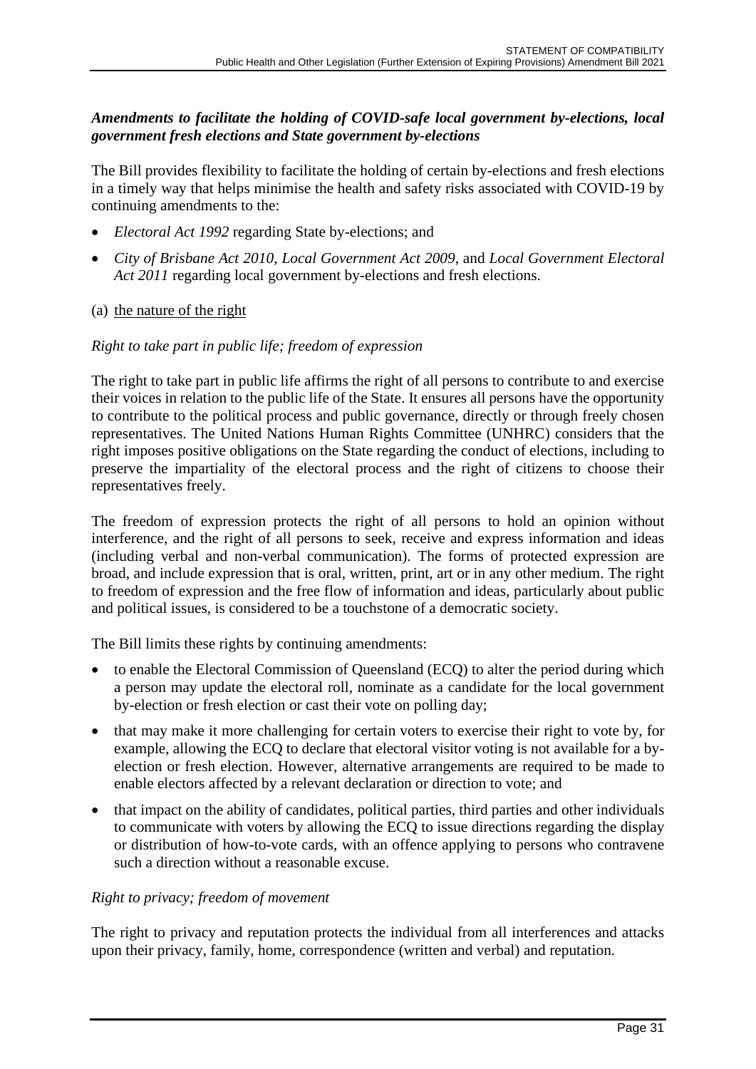***Amendments to facilitate the holding of COVID-safe local government by-elections, local government fresh elections and State government by-elections***

The Bill provides flexibility to facilitate the holding of certain by-elections and fresh elections in a timely way that helps minimise the health and safety risks associated with COVID-19 by continuing amendments to the:

- *Electoral Act 1992* regarding State by-elections; and
- *City of Brisbane Act 2010, Local Government Act 2009*, and *Local Government Electoral Act 2011* regarding local government by-elections and fresh elections.

(a) <u>the nature of the right</u>

*Right to take part in public life; freedom of expression*

The right to take part in public life affirms the right of all persons to contribute to and exercise their voices in relation to the public life of the State. It ensures all persons have the opportunity to contribute to the political process and public governance, directly or through freely chosen representatives. The United Nations Human Rights Committee (UNHRC) considers that the right imposes positive obligations on the State regarding the conduct of elections, including to preserve the impartiality of the electoral process and the right of citizens to choose their representatives freely.

The freedom of expression protects the right of all persons to hold an opinion without interference, and the right of all persons to seek, receive and express information and ideas (including verbal and non-verbal communication). The forms of protected expression are broad, and include expression that is oral, written, print, art or in any other medium. The right to freedom of expression and the free flow of information and ideas, particularly about public and political issues, is considered to be a touchstone of a democratic society.

The Bill limits these rights by continuing amendments:

- to enable the Electoral Commission of Queensland (ECQ) to alter the period during which a person may update the electoral roll, nominate as a candidate for the local government by-election or fresh election or cast their vote on polling day;
- that may make it more challenging for certain voters to exercise their right to vote by, for example, allowing the ECQ to declare that electoral visitor voting is not available for a by-election or fresh election. However, alternative arrangements are required to be made to enable electors affected by a relevant declaration or direction to vote; and
- that impact on the ability of candidates, political parties, third parties and other individuals to communicate with voters by allowing the ECQ to issue directions regarding the display or distribution of how-to-vote cards, with an offence applying to persons who contravene such a direction without a reasonable excuse.

*Right to privacy; freedom of movement*

The right to privacy and reputation protects the individual from all interferences and attacks upon their privacy, family, home, correspondence (written and verbal) and reputation.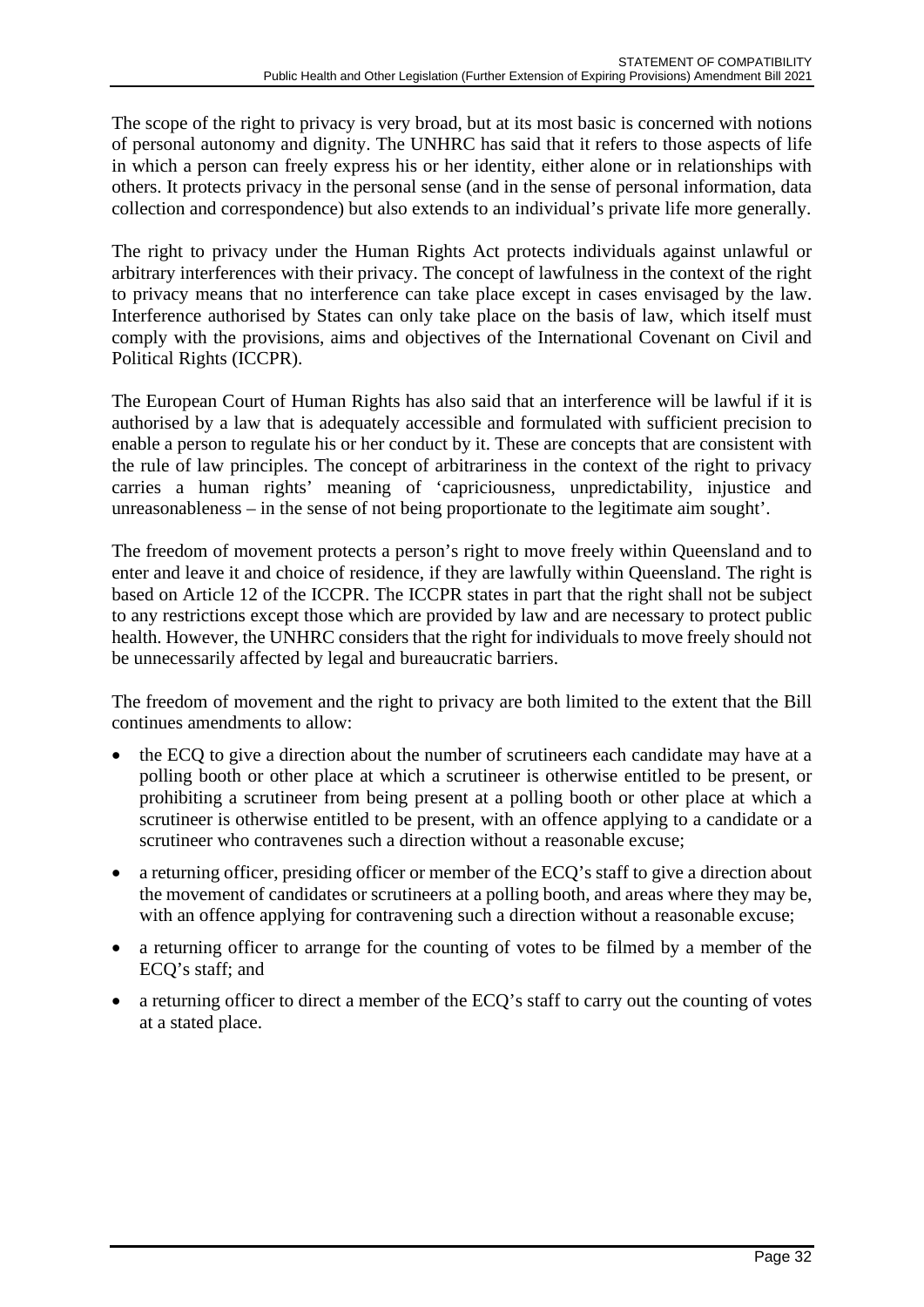The scope of the right to privacy is very broad, but at its most basic is concerned with notions of personal autonomy and dignity. The UNHRC has said that it refers to those aspects of life in which a person can freely express his or her identity, either alone or in relationships with others. It protects privacy in the personal sense (and in the sense of personal information, data collection and correspondence) but also extends to an individual's private life more generally.

The right to privacy under the Human Rights Act protects individuals against unlawful or arbitrary interferences with their privacy. The concept of lawfulness in the context of the right to privacy means that no interference can take place except in cases envisaged by the law. Interference authorised by States can only take place on the basis of law, which itself must comply with the provisions, aims and objectives of the International Covenant on Civil and Political Rights (ICCPR).

The European Court of Human Rights has also said that an interference will be lawful if it is authorised by a law that is adequately accessible and formulated with sufficient precision to enable a person to regulate his or her conduct by it. These are concepts that are consistent with the rule of law principles. The concept of arbitrariness in the context of the right to privacy carries a human rights' meaning of 'capriciousness, unpredictability, injustice and unreasonableness – in the sense of not being proportionate to the legitimate aim sought'.

The freedom of movement protects a person's right to move freely within Queensland and to enter and leave it and choice of residence, if they are lawfully within Queensland. The right is based on Article 12 of the ICCPR. The ICCPR states in part that the right shall not be subject to any restrictions except those which are provided by law and are necessary to protect public health. However, the UNHRC considers that the right for individuals to move freely should not be unnecessarily affected by legal and bureaucratic barriers.

The freedom of movement and the right to privacy are both limited to the extent that the Bill continues amendments to allow:

- the ECQ to give a direction about the number of scrutineers each candidate may have at a polling booth or other place at which a scrutineer is otherwise entitled to be present, or prohibiting a scrutineer from being present at a polling booth or other place at which a scrutineer is otherwise entitled to be present, with an offence applying to a candidate or a scrutineer who contravenes such a direction without a reasonable excuse;
- a returning officer, presiding officer or member of the ECQ's staff to give a direction about the movement of candidates or scrutineers at a polling booth, and areas where they may be, with an offence applying for contravening such a direction without a reasonable excuse;
- a returning officer to arrange for the counting of votes to be filmed by a member of the ECQ's staff; and
- a returning officer to direct a member of the ECQ's staff to carry out the counting of votes at a stated place.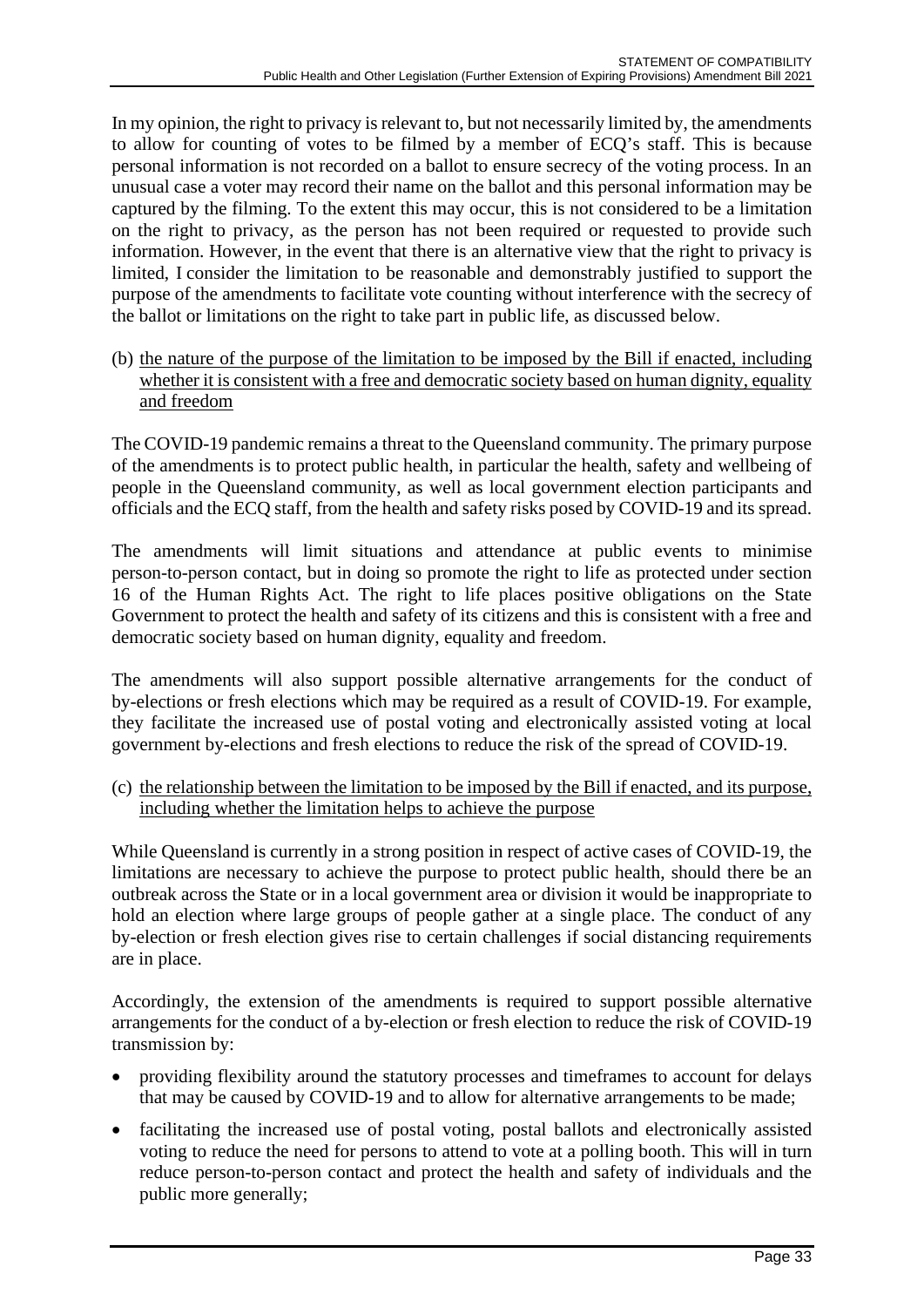In my opinion, the right to privacy is relevant to, but not necessarily limited by, the amendments to allow for counting of votes to be filmed by a member of ECQ's staff. This is because personal information is not recorded on a ballot to ensure secrecy of the voting process. In an unusual case a voter may record their name on the ballot and this personal information may be captured by the filming. To the extent this may occur, this is not considered to be a limitation on the right to privacy, as the person has not been required or requested to provide such information. However, in the event that there is an alternative view that the right to privacy is limited, I consider the limitation to be reasonable and demonstrably justified to support the purpose of the amendments to facilitate vote counting without interference with the secrecy of the ballot or limitations on the right to take part in public life, as discussed below.

(b) <u>the nature of the purpose of the limitation to be imposed by the Bill if enacted, including whether it is consistent with a free and democratic society based on human dignity, equality and freedom</u>

The COVID-19 pandemic remains a threat to the Queensland community. The primary purpose of the amendments is to protect public health, in particular the health, safety and wellbeing of people in the Queensland community, as well as local government election participants and officials and the ECQ staff, from the health and safety risks posed by COVID-19 and its spread.

The amendments will limit situations and attendance at public events to minimise person-to-person contact, but in doing so promote the right to life as protected under section 16 of the Human Rights Act. The right to life places positive obligations on the State Government to protect the health and safety of its citizens and this is consistent with a free and democratic society based on human dignity, equality and freedom.

The amendments will also support possible alternative arrangements for the conduct of by-elections or fresh elections which may be required as a result of COVID-19. For example, they facilitate the increased use of postal voting and electronically assisted voting at local government by-elections and fresh elections to reduce the risk of the spread of COVID-19.

(c) <u>the relationship between the limitation to be imposed by the Bill if enacted, and its purpose, including whether the limitation helps to achieve the purpose</u>

While Queensland is currently in a strong position in respect of active cases of COVID-19, the limitations are necessary to achieve the purpose to protect public health, should there be an outbreak across the State or in a local government area or division it would be inappropriate to hold an election where large groups of people gather at a single place. The conduct of any by-election or fresh election gives rise to certain challenges if social distancing requirements are in place.

Accordingly, the extension of the amendments is required to support possible alternative arrangements for the conduct of a by-election or fresh election to reduce the risk of COVID-19 transmission by:

- providing flexibility around the statutory processes and timeframes to account for delays that may be caused by COVID-19 and to allow for alternative arrangements to be made;
- facilitating the increased use of postal voting, postal ballots and electronically assisted voting to reduce the need for persons to attend to vote at a polling booth. This will in turn reduce person-to-person contact and protect the health and safety of individuals and the public more generally;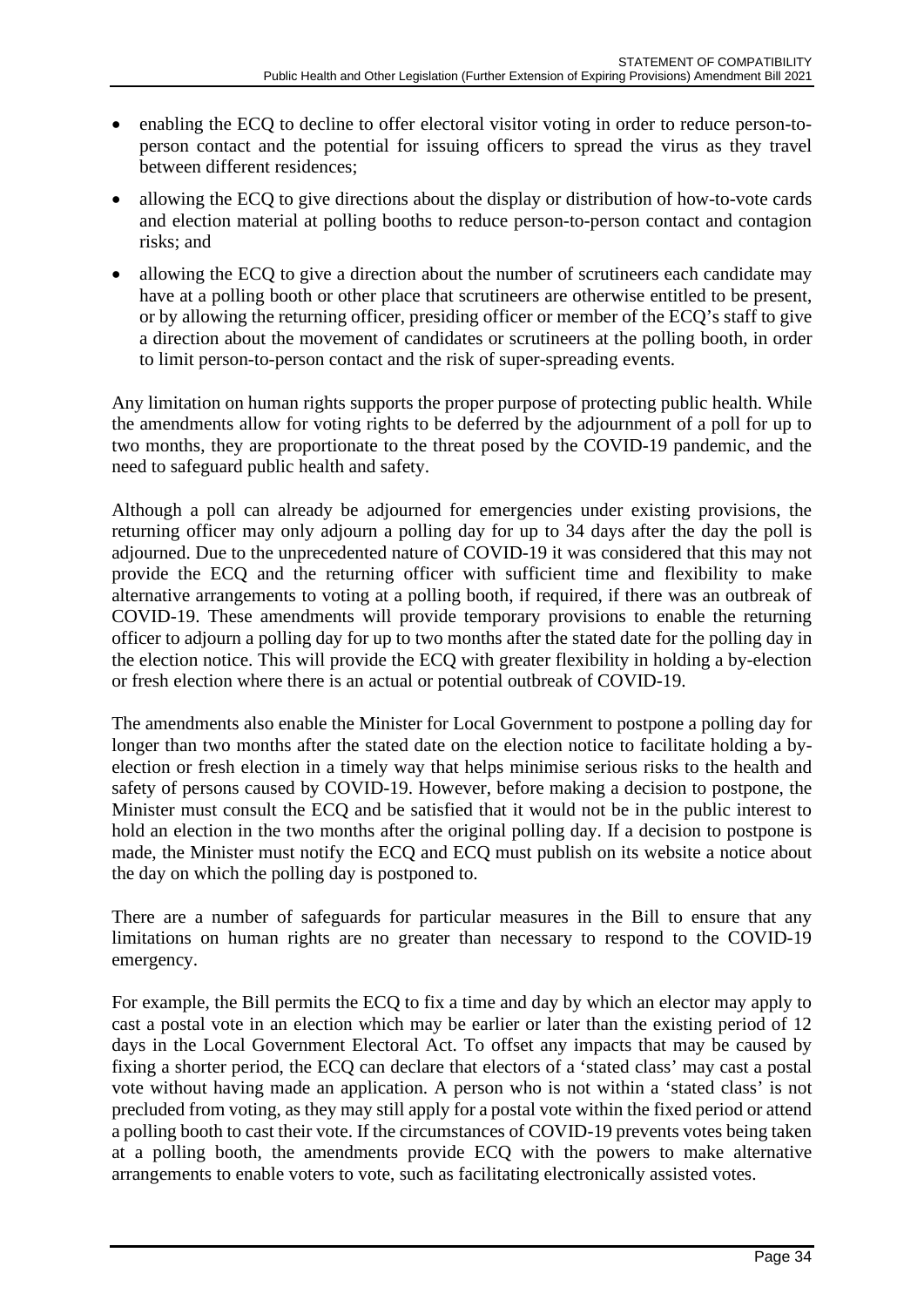- enabling the ECQ to decline to offer electoral visitor voting in order to reduce person-to-person contact and the potential for issuing officers to spread the virus as they travel between different residences;
- allowing the ECQ to give directions about the display or distribution of how-to-vote cards and election material at polling booths to reduce person-to-person contact and contagion risks; and
- allowing the ECQ to give a direction about the number of scrutineers each candidate may have at a polling booth or other place that scrutineers are otherwise entitled to be present, or by allowing the returning officer, presiding officer or member of the ECQ's staff to give a direction about the movement of candidates or scrutineers at the polling booth, in order to limit person-to-person contact and the risk of super-spreading events.

Any limitation on human rights supports the proper purpose of protecting public health. While the amendments allow for voting rights to be deferred by the adjournment of a poll for up to two months, they are proportionate to the threat posed by the COVID-19 pandemic, and the need to safeguard public health and safety.

Although a poll can already be adjourned for emergencies under existing provisions, the returning officer may only adjourn a polling day for up to 34 days after the day the poll is adjourned. Due to the unprecedented nature of COVID-19 it was considered that this may not provide the ECQ and the returning officer with sufficient time and flexibility to make alternative arrangements to voting at a polling booth, if required, if there was an outbreak of COVID-19. These amendments will provide temporary provisions to enable the returning officer to adjourn a polling day for up to two months after the stated date for the polling day in the election notice. This will provide the ECQ with greater flexibility in holding a by-election or fresh election where there is an actual or potential outbreak of COVID-19.

The amendments also enable the Minister for Local Government to postpone a polling day for longer than two months after the stated date on the election notice to facilitate holding a by-election or fresh election in a timely way that helps minimise serious risks to the health and safety of persons caused by COVID-19. However, before making a decision to postpone, the Minister must consult the ECQ and be satisfied that it would not be in the public interest to hold an election in the two months after the original polling day. If a decision to postpone is made, the Minister must notify the ECQ and ECQ must publish on its website a notice about the day on which the polling day is postponed to.

There are a number of safeguards for particular measures in the Bill to ensure that any limitations on human rights are no greater than necessary to respond to the COVID-19 emergency.

For example, the Bill permits the ECQ to fix a time and day by which an elector may apply to cast a postal vote in an election which may be earlier or later than the existing period of 12 days in the Local Government Electoral Act. To offset any impacts that may be caused by fixing a shorter period, the ECQ can declare that electors of a 'stated class' may cast a postal vote without having made an application. A person who is not within a 'stated class' is not precluded from voting, as they may still apply for a postal vote within the fixed period or attend a polling booth to cast their vote. If the circumstances of COVID-19 prevents votes being taken at a polling booth, the amendments provide ECQ with the powers to make alternative arrangements to enable voters to vote, such as facilitating electronically assisted votes.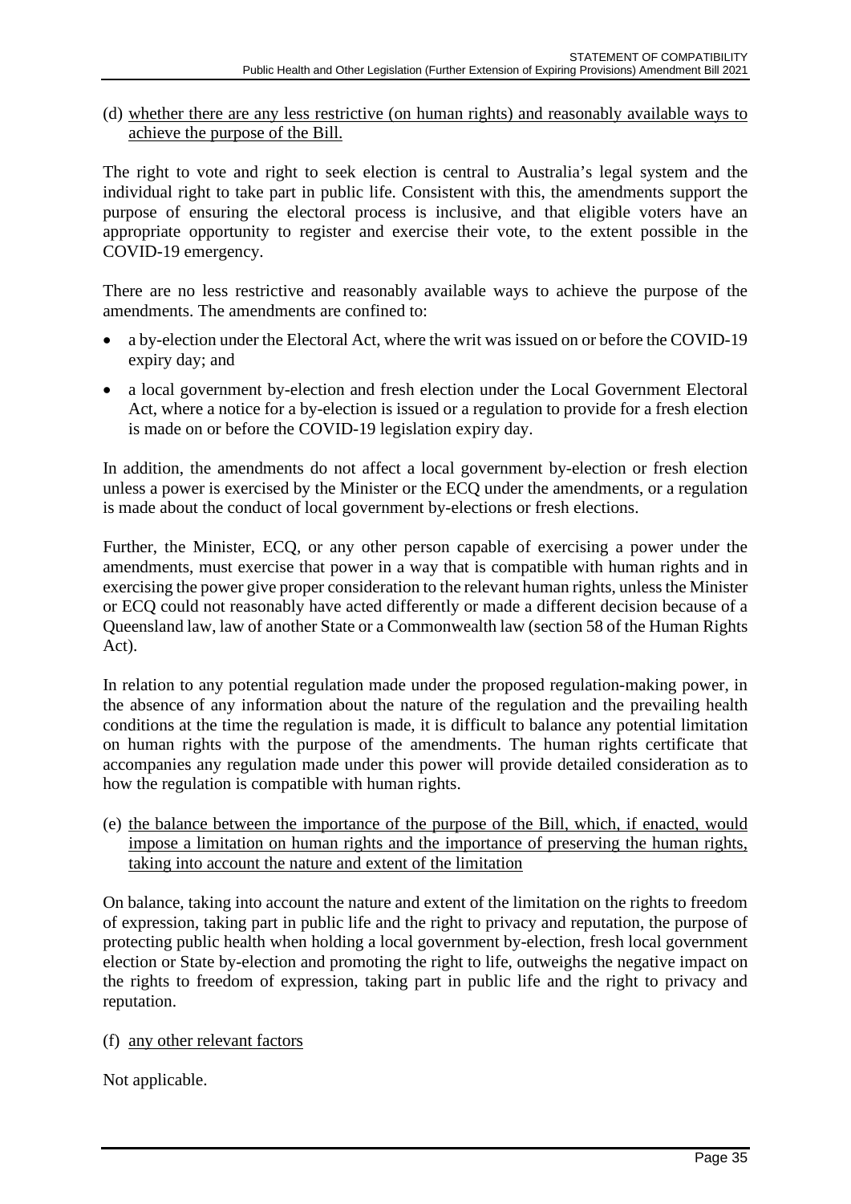(d) whether there are any less restrictive (on human rights) and reasonably available ways to achieve the purpose of the Bill.

The right to vote and right to seek election is central to Australia's legal system and the individual right to take part in public life. Consistent with this, the amendments support the purpose of ensuring the electoral process is inclusive, and that eligible voters have an appropriate opportunity to register and exercise their vote, to the extent possible in the COVID-19 emergency.

There are no less restrictive and reasonably available ways to achieve the purpose of the amendments. The amendments are confined to:

- a by-election under the Electoral Act, where the writ was issued on or before the COVID-19 expiry day; and
- a local government by-election and fresh election under the Local Government Electoral Act, where a notice for a by-election is issued or a regulation to provide for a fresh election is made on or before the COVID-19 legislation expiry day.

In addition, the amendments do not affect a local government by-election or fresh election unless a power is exercised by the Minister or the ECQ under the amendments, or a regulation is made about the conduct of local government by-elections or fresh elections.

Further, the Minister, ECQ, or any other person capable of exercising a power under the amendments, must exercise that power in a way that is compatible with human rights and in exercising the power give proper consideration to the relevant human rights, unless the Minister or ECQ could not reasonably have acted differently or made a different decision because of a Queensland law, law of another State or a Commonwealth law (section 58 of the Human Rights Act).

In relation to any potential regulation made under the proposed regulation-making power, in the absence of any information about the nature of the regulation and the prevailing health conditions at the time the regulation is made, it is difficult to balance any potential limitation on human rights with the purpose of the amendments. The human rights certificate that accompanies any regulation made under this power will provide detailed consideration as to how the regulation is compatible with human rights.

(e) the balance between the importance of the purpose of the Bill, which, if enacted, would impose a limitation on human rights and the importance of preserving the human rights, taking into account the nature and extent of the limitation

On balance, taking into account the nature and extent of the limitation on the rights to freedom of expression, taking part in public life and the right to privacy and reputation, the purpose of protecting public health when holding a local government by-election, fresh local government election or State by-election and promoting the right to life, outweighs the negative impact on the rights to freedom of expression, taking part in public life and the right to privacy and reputation.

(f) any other relevant factors

Not applicable.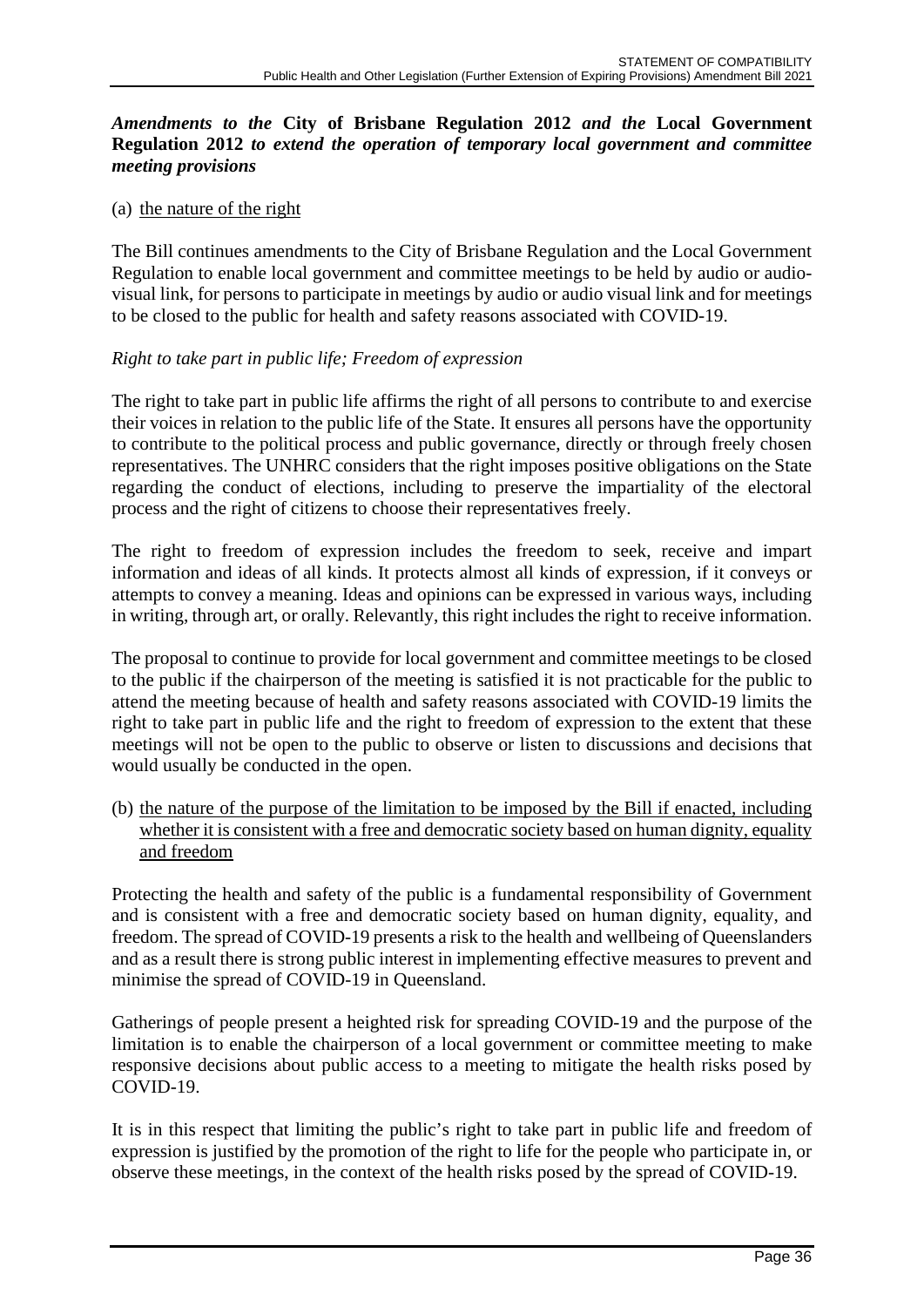***Amendments to the* City of Brisbane Regulation 2012 *and the* Local Government Regulation 2012 *to extend the operation of temporary local government and committee meeting provisions***

(a) the nature of the right

The Bill continues amendments to the City of Brisbane Regulation and the Local Government Regulation to enable local government and committee meetings to be held by audio or audio-visual link, for persons to participate in meetings by audio or audio visual link and for meetings to be closed to the public for health and safety reasons associated with COVID-19.

*Right to take part in public life; Freedom of expression*

The right to take part in public life affirms the right of all persons to contribute to and exercise their voices in relation to the public life of the State. It ensures all persons have the opportunity to contribute to the political process and public governance, directly or through freely chosen representatives. The UNHRC considers that the right imposes positive obligations on the State regarding the conduct of elections, including to preserve the impartiality of the electoral process and the right of citizens to choose their representatives freely.

The right to freedom of expression includes the freedom to seek, receive and impart information and ideas of all kinds. It protects almost all kinds of expression, if it conveys or attempts to convey a meaning. Ideas and opinions can be expressed in various ways, including in writing, through art, or orally. Relevantly, this right includes the right to receive information.

The proposal to continue to provide for local government and committee meetings to be closed to the public if the chairperson of the meeting is satisfied it is not practicable for the public to attend the meeting because of health and safety reasons associated with COVID-19 limits the right to take part in public life and the right to freedom of expression to the extent that these meetings will not be open to the public to observe or listen to discussions and decisions that would usually be conducted in the open.

(b) the nature of the purpose of the limitation to be imposed by the Bill if enacted, including whether it is consistent with a free and democratic society based on human dignity, equality and freedom

Protecting the health and safety of the public is a fundamental responsibility of Government and is consistent with a free and democratic society based on human dignity, equality, and freedom. The spread of COVID-19 presents a risk to the health and wellbeing of Queenslanders and as a result there is strong public interest in implementing effective measures to prevent and minimise the spread of COVID-19 in Queensland.

Gatherings of people present a heighted risk for spreading COVID-19 and the purpose of the limitation is to enable the chairperson of a local government or committee meeting to make responsive decisions about public access to a meeting to mitigate the health risks posed by COVID-19.

It is in this respect that limiting the public's right to take part in public life and freedom of expression is justified by the promotion of the right to life for the people who participate in, or observe these meetings, in the context of the health risks posed by the spread of COVID-19.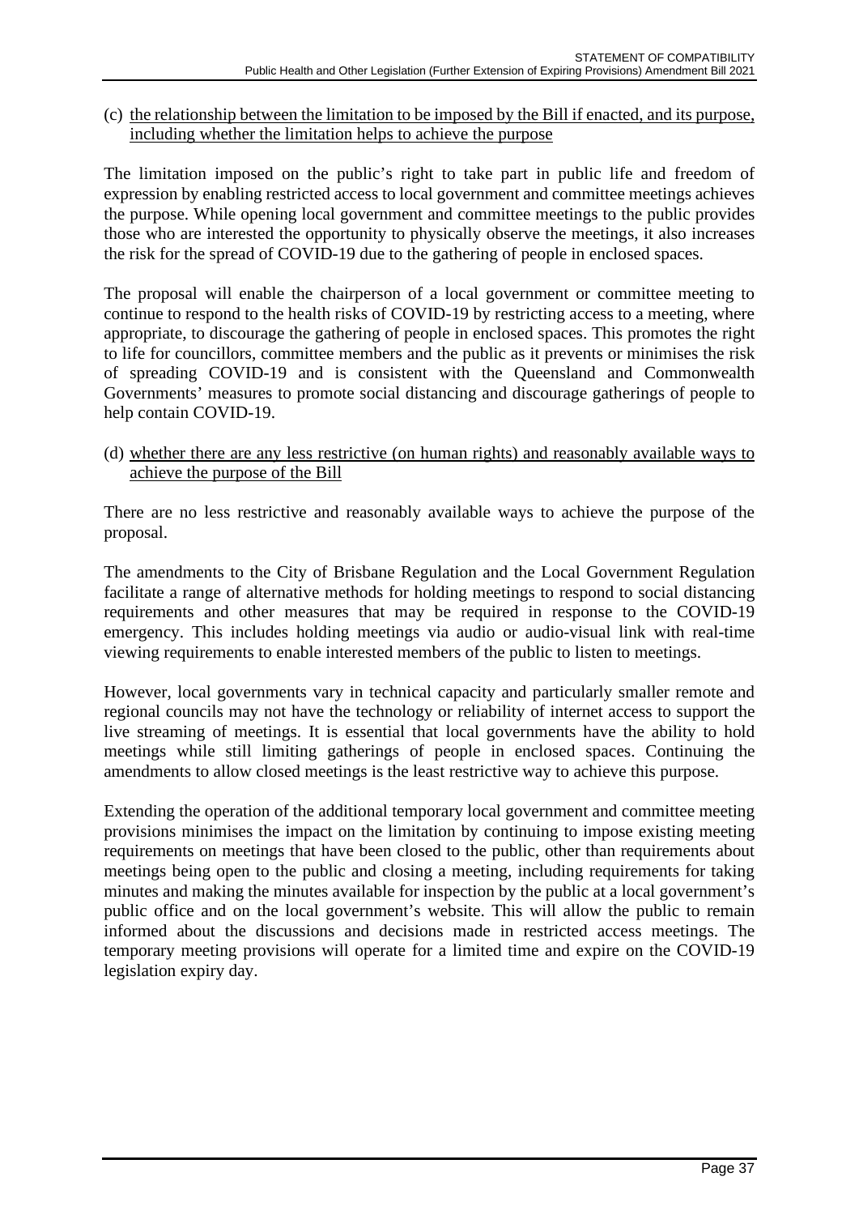(c) <u>the relationship between the limitation to be imposed by the Bill if enacted, and its purpose, including whether the limitation helps to achieve the purpose</u>

The limitation imposed on the public's right to take part in public life and freedom of expression by enabling restricted access to local government and committee meetings achieves the purpose. While opening local government and committee meetings to the public provides those who are interested the opportunity to physically observe the meetings, it also increases the risk for the spread of COVID-19 due to the gathering of people in enclosed spaces.

The proposal will enable the chairperson of a local government or committee meeting to continue to respond to the health risks of COVID-19 by restricting access to a meeting, where appropriate, to discourage the gathering of people in enclosed spaces. This promotes the right to life for councillors, committee members and the public as it prevents or minimises the risk of spreading COVID-19 and is consistent with the Queensland and Commonwealth Governments' measures to promote social distancing and discourage gatherings of people to help contain COVID-19.

(d) <u>whether there are any less restrictive (on human rights) and reasonably available ways to achieve the purpose of the Bill</u>

There are no less restrictive and reasonably available ways to achieve the purpose of the proposal.

The amendments to the City of Brisbane Regulation and the Local Government Regulation facilitate a range of alternative methods for holding meetings to respond to social distancing requirements and other measures that may be required in response to the COVID-19 emergency. This includes holding meetings via audio or audio-visual link with real-time viewing requirements to enable interested members of the public to listen to meetings.

However, local governments vary in technical capacity and particularly smaller remote and regional councils may not have the technology or reliability of internet access to support the live streaming of meetings. It is essential that local governments have the ability to hold meetings while still limiting gatherings of people in enclosed spaces. Continuing the amendments to allow closed meetings is the least restrictive way to achieve this purpose.

Extending the operation of the additional temporary local government and committee meeting provisions minimises the impact on the limitation by continuing to impose existing meeting requirements on meetings that have been closed to the public, other than requirements about meetings being open to the public and closing a meeting, including requirements for taking minutes and making the minutes available for inspection by the public at a local government's public office and on the local government's website. This will allow the public to remain informed about the discussions and decisions made in restricted access meetings. The temporary meeting provisions will operate for a limited time and expire on the COVID-19 legislation expiry day.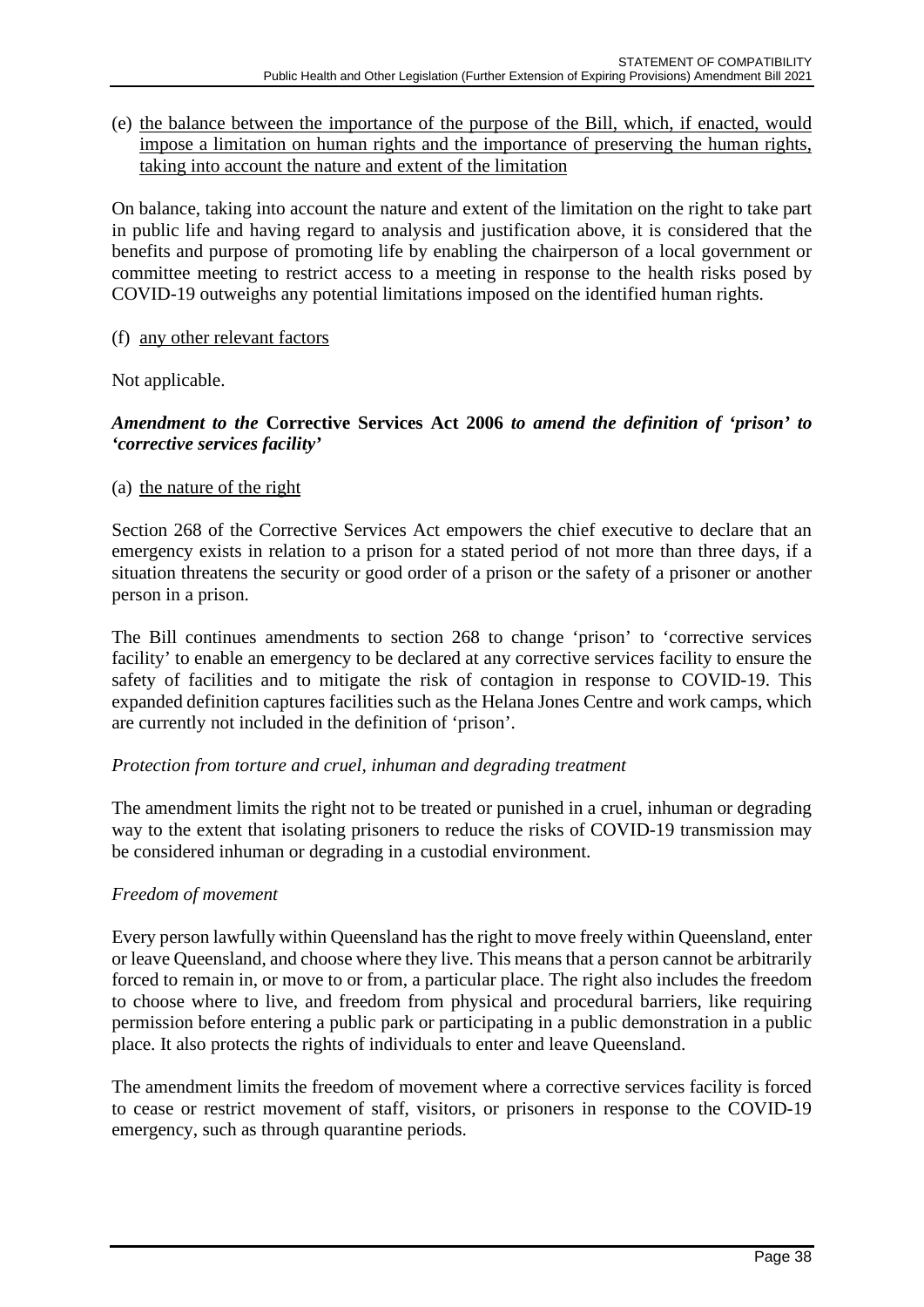(e) <u>the balance between the importance of the purpose of the Bill, which, if enacted, would impose a limitation on human rights and the importance of preserving the human rights, taking into account the nature and extent of the limitation</u>

On balance, taking into account the nature and extent of the limitation on the right to take part in public life and having regard to analysis and justification above, it is considered that the benefits and purpose of promoting life by enabling the chairperson of a local government or committee meeting to restrict access to a meeting in response to the health risks posed by COVID-19 outweighs any potential limitations imposed on the identified human rights.

(f) <u>any other relevant factors</u>

Not applicable.

***Amendment to the* Corrective Services Act 2006 *to amend the definition of 'prison' to 'corrective services facility'***

(a) <u>the nature of the right</u>

Section 268 of the Corrective Services Act empowers the chief executive to declare that an emergency exists in relation to a prison for a stated period of not more than three days, if a situation threatens the security or good order of a prison or the safety of a prisoner or another person in a prison.

The Bill continues amendments to section 268 to change 'prison' to 'corrective services facility' to enable an emergency to be declared at any corrective services facility to ensure the safety of facilities and to mitigate the risk of contagion in response to COVID-19. This expanded definition captures facilities such as the Helana Jones Centre and work camps, which are currently not included in the definition of 'prison'.

*Protection from torture and cruel, inhuman and degrading treatment*

The amendment limits the right not to be treated or punished in a cruel, inhuman or degrading way to the extent that isolating prisoners to reduce the risks of COVID-19 transmission may be considered inhuman or degrading in a custodial environment.

*Freedom of movement*

Every person lawfully within Queensland has the right to move freely within Queensland, enter or leave Queensland, and choose where they live. This means that a person cannot be arbitrarily forced to remain in, or move to or from, a particular place. The right also includes the freedom to choose where to live, and freedom from physical and procedural barriers, like requiring permission before entering a public park or participating in a public demonstration in a public place. It also protects the rights of individuals to enter and leave Queensland.

The amendment limits the freedom of movement where a corrective services facility is forced to cease or restrict movement of staff, visitors, or prisoners in response to the COVID-19 emergency, such as through quarantine periods.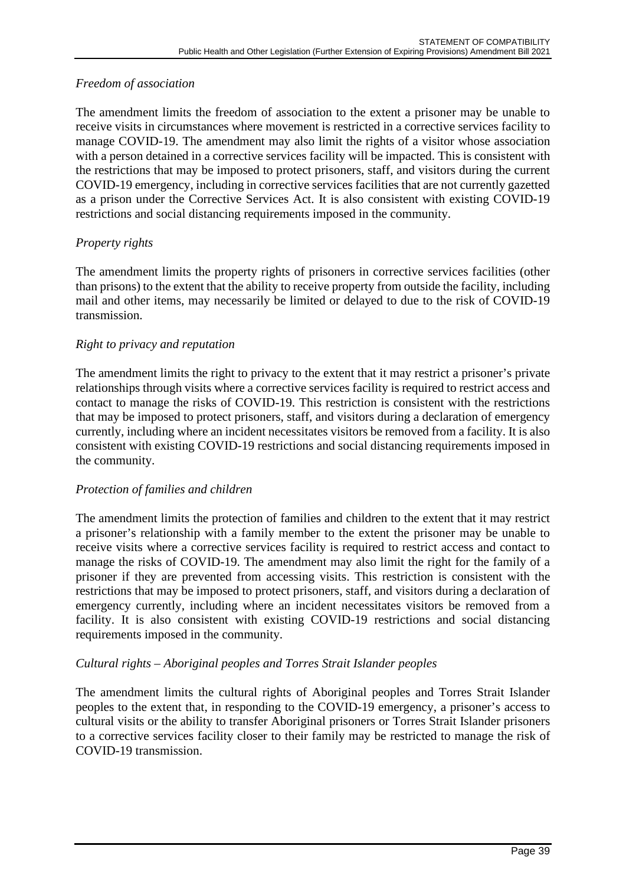*Freedom of association*

The amendment limits the freedom of association to the extent a prisoner may be unable to receive visits in circumstances where movement is restricted in a corrective services facility to manage COVID-19. The amendment may also limit the rights of a visitor whose association with a person detained in a corrective services facility will be impacted. This is consistent with the restrictions that may be imposed to protect prisoners, staff, and visitors during the current COVID-19 emergency, including in corrective services facilities that are not currently gazetted as a prison under the Corrective Services Act. It is also consistent with existing COVID-19 restrictions and social distancing requirements imposed in the community.

*Property rights*

The amendment limits the property rights of prisoners in corrective services facilities (other than prisons) to the extent that the ability to receive property from outside the facility, including mail and other items, may necessarily be limited or delayed to due to the risk of COVID-19 transmission.

*Right to privacy and reputation*

The amendment limits the right to privacy to the extent that it may restrict a prisoner's private relationships through visits where a corrective services facility is required to restrict access and contact to manage the risks of COVID-19. This restriction is consistent with the restrictions that may be imposed to protect prisoners, staff, and visitors during a declaration of emergency currently, including where an incident necessitates visitors be removed from a facility. It is also consistent with existing COVID-19 restrictions and social distancing requirements imposed in the community.

*Protection of families and children*

The amendment limits the protection of families and children to the extent that it may restrict a prisoner's relationship with a family member to the extent the prisoner may be unable to receive visits where a corrective services facility is required to restrict access and contact to manage the risks of COVID-19. The amendment may also limit the right for the family of a prisoner if they are prevented from accessing visits. This restriction is consistent with the restrictions that may be imposed to protect prisoners, staff, and visitors during a declaration of emergency currently, including where an incident necessitates visitors be removed from a facility. It is also consistent with existing COVID-19 restrictions and social distancing requirements imposed in the community.

*Cultural rights – Aboriginal peoples and Torres Strait Islander peoples*

The amendment limits the cultural rights of Aboriginal peoples and Torres Strait Islander peoples to the extent that, in responding to the COVID-19 emergency, a prisoner's access to cultural visits or the ability to transfer Aboriginal prisoners or Torres Strait Islander prisoners to a corrective services facility closer to their family may be restricted to manage the risk of COVID-19 transmission.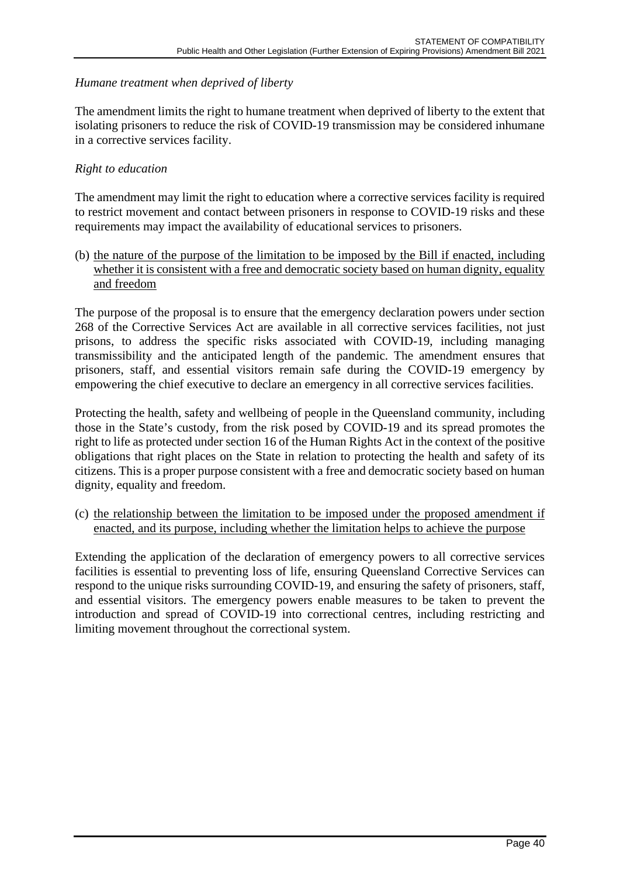*Humane treatment when deprived of liberty*

The amendment limits the right to humane treatment when deprived of liberty to the extent that isolating prisoners to reduce the risk of COVID-19 transmission may be considered inhumane in a corrective services facility.

*Right to education*

The amendment may limit the right to education where a corrective services facility is required to restrict movement and contact between prisoners in response to COVID-19 risks and these requirements may impact the availability of educational services to prisoners.

(b) <u>the nature of the purpose of the limitation to be imposed by the Bill if enacted, including whether it is consistent with a free and democratic society based on human dignity, equality and freedom</u>

The purpose of the proposal is to ensure that the emergency declaration powers under section 268 of the Corrective Services Act are available in all corrective services facilities, not just prisons, to address the specific risks associated with COVID-19, including managing transmissibility and the anticipated length of the pandemic. The amendment ensures that prisoners, staff, and essential visitors remain safe during the COVID-19 emergency by empowering the chief executive to declare an emergency in all corrective services facilities.

Protecting the health, safety and wellbeing of people in the Queensland community, including those in the State's custody, from the risk posed by COVID-19 and its spread promotes the right to life as protected under section 16 of the Human Rights Act in the context of the positive obligations that right places on the State in relation to protecting the health and safety of its citizens. This is a proper purpose consistent with a free and democratic society based on human dignity, equality and freedom.

(c) <u>the relationship between the limitation to be imposed under the proposed amendment if enacted, and its purpose, including whether the limitation helps to achieve the purpose</u>

Extending the application of the declaration of emergency powers to all corrective services facilities is essential to preventing loss of life, ensuring Queensland Corrective Services can respond to the unique risks surrounding COVID-19, and ensuring the safety of prisoners, staff, and essential visitors. The emergency powers enable measures to be taken to prevent the introduction and spread of COVID-19 into correctional centres, including restricting and limiting movement throughout the correctional system.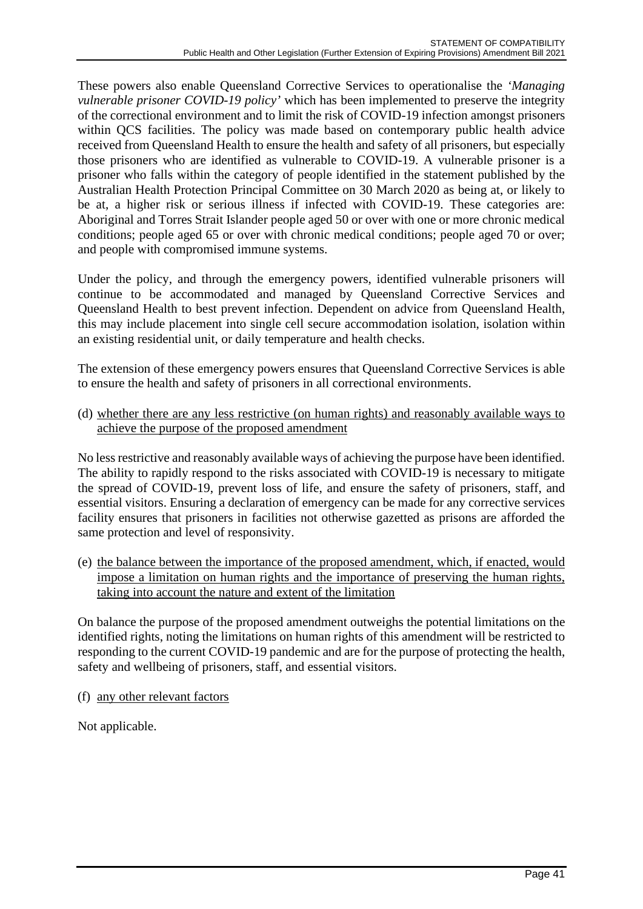These powers also enable Queensland Corrective Services to operationalise the *'Managing vulnerable prisoner COVID-19 policy'* which has been implemented to preserve the integrity of the correctional environment and to limit the risk of COVID-19 infection amongst prisoners within QCS facilities. The policy was made based on contemporary public health advice received from Queensland Health to ensure the health and safety of all prisoners, but especially those prisoners who are identified as vulnerable to COVID-19. A vulnerable prisoner is a prisoner who falls within the category of people identified in the statement published by the Australian Health Protection Principal Committee on 30 March 2020 as being at, or likely to be at, a higher risk or serious illness if infected with COVID-19. These categories are: Aboriginal and Torres Strait Islander people aged 50 or over with one or more chronic medical conditions; people aged 65 or over with chronic medical conditions; people aged 70 or over; and people with compromised immune systems.

Under the policy, and through the emergency powers, identified vulnerable prisoners will continue to be accommodated and managed by Queensland Corrective Services and Queensland Health to best prevent infection. Dependent on advice from Queensland Health, this may include placement into single cell secure accommodation isolation, isolation within an existing residential unit, or daily temperature and health checks.

The extension of these emergency powers ensures that Queensland Corrective Services is able to ensure the health and safety of prisoners in all correctional environments.

(d) <u>whether there are any less restrictive (on human rights) and reasonably available ways to achieve the purpose of the proposed amendment</u>

No less restrictive and reasonably available ways of achieving the purpose have been identified. The ability to rapidly respond to the risks associated with COVID-19 is necessary to mitigate the spread of COVID-19, prevent loss of life, and ensure the safety of prisoners, staff, and essential visitors. Ensuring a declaration of emergency can be made for any corrective services facility ensures that prisoners in facilities not otherwise gazetted as prisons are afforded the same protection and level of responsivity.

(e) <u>the balance between the importance of the proposed amendment, which, if enacted, would impose a limitation on human rights and the importance of preserving the human rights, taking into account the nature and extent of the limitation</u>

On balance the purpose of the proposed amendment outweighs the potential limitations on the identified rights, noting the limitations on human rights of this amendment will be restricted to responding to the current COVID-19 pandemic and are for the purpose of protecting the health, safety and wellbeing of prisoners, staff, and essential visitors.

(f) <u>any other relevant factors</u>

Not applicable.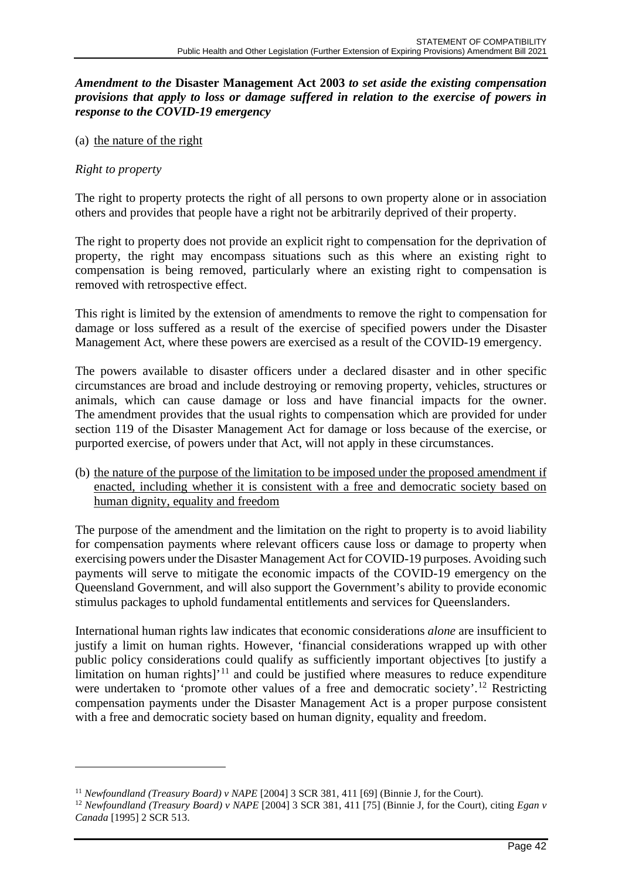***Amendment to the* Disaster Management Act 2003 *to set aside the existing compensation provisions that apply to loss or damage suffered in relation to the exercise of powers in response to the COVID-19 emergency***

(a) the nature of the right

*Right to property*

The right to property protects the right of all persons to own property alone or in association others and provides that people have a right not be arbitrarily deprived of their property.

The right to property does not provide an explicit right to compensation for the deprivation of property, the right may encompass situations such as this where an existing right to compensation is being removed, particularly where an existing right to compensation is removed with retrospective effect.

This right is limited by the extension of amendments to remove the right to compensation for damage or loss suffered as a result of the exercise of specified powers under the Disaster Management Act, where these powers are exercised as a result of the COVID-19 emergency.

The powers available to disaster officers under a declared disaster and in other specific circumstances are broad and include destroying or removing property, vehicles, structures or animals, which can cause damage or loss and have financial impacts for the owner. The amendment provides that the usual rights to compensation which are provided for under section 119 of the Disaster Management Act for damage or loss because of the exercise, or purported exercise, of powers under that Act, will not apply in these circumstances.

(b) the nature of the purpose of the limitation to be imposed under the proposed amendment if enacted, including whether it is consistent with a free and democratic society based on human dignity, equality and freedom

The purpose of the amendment and the limitation on the right to property is to avoid liability for compensation payments where relevant officers cause loss or damage to property when exercising powers under the Disaster Management Act for COVID-19 purposes. Avoiding such payments will serve to mitigate the economic impacts of the COVID-19 emergency on the Queensland Government, and will also support the Government's ability to provide economic stimulus packages to uphold fundamental entitlements and services for Queenslanders.

International human rights law indicates that economic considerations *alone* are insufficient to justify a limit on human rights. However, 'financial considerations wrapped up with other public policy considerations could qualify as sufficiently important objectives [to justify a limitation on human rights]'[11] and could be justified where measures to reduce expenditure were undertaken to 'promote other values of a free and democratic society'.[12] Restricting compensation payments under the Disaster Management Act is a proper purpose consistent with a free and democratic society based on human dignity, equality and freedom.

[11] *Newfoundland (Treasury Board) v NAPE* [2004] 3 SCR 381, 411 [69] (Binnie J, for the Court).

[12] *Newfoundland (Treasury Board) v NAPE* [2004] 3 SCR 381, 411 [75] (Binnie J, for the Court), citing *Egan v Canada* [1995] 2 SCR 513.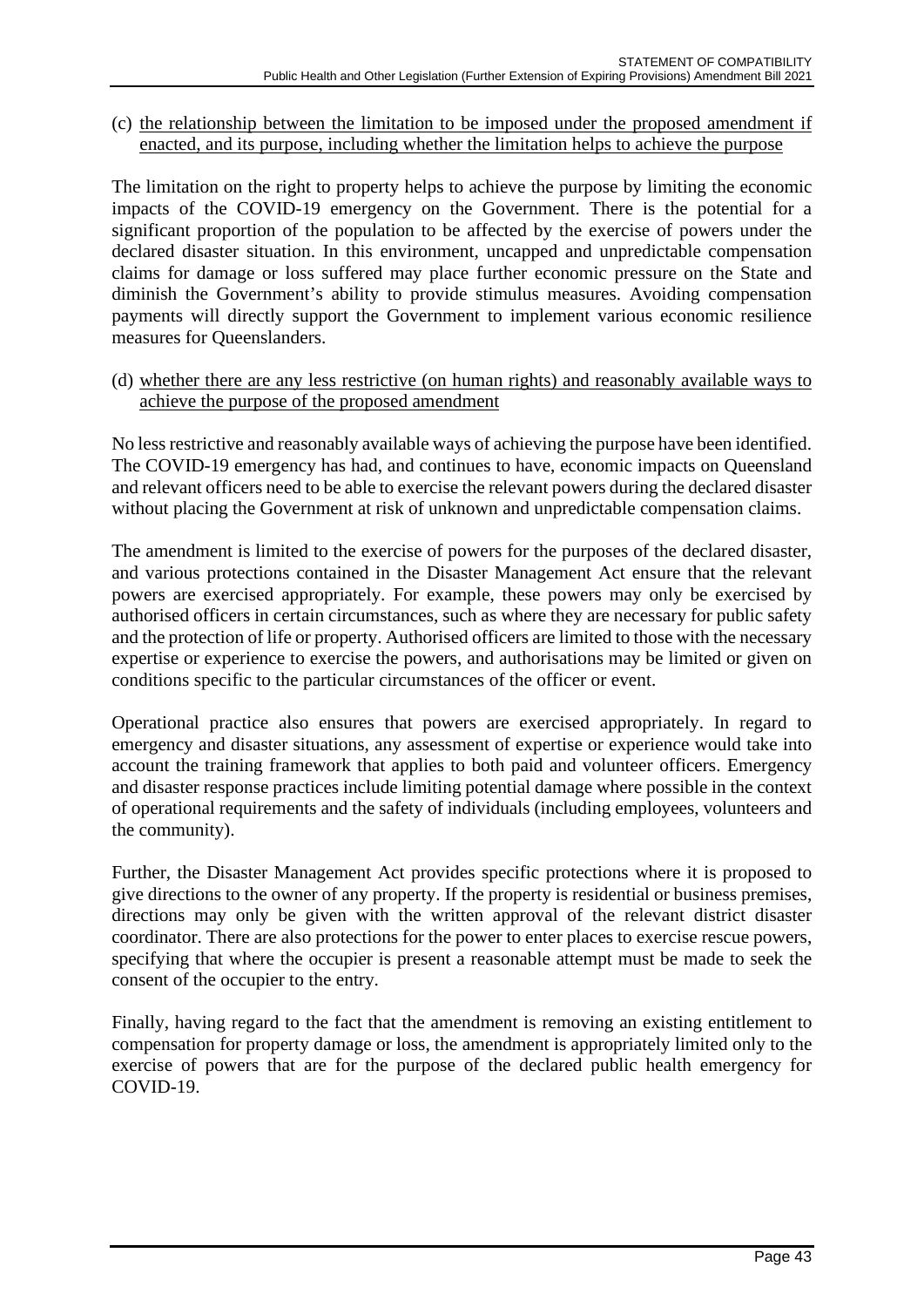(c) <u>the relationship between the limitation to be imposed under the proposed amendment if enacted, and its purpose, including whether the limitation helps to achieve the purpose</u>

The limitation on the right to property helps to achieve the purpose by limiting the economic impacts of the COVID-19 emergency on the Government. There is the potential for a significant proportion of the population to be affected by the exercise of powers under the declared disaster situation. In this environment, uncapped and unpredictable compensation claims for damage or loss suffered may place further economic pressure on the State and diminish the Government's ability to provide stimulus measures. Avoiding compensation payments will directly support the Government to implement various economic resilience measures for Queenslanders.

(d) <u>whether there are any less restrictive (on human rights) and reasonably available ways to achieve the purpose of the proposed amendment</u>

No less restrictive and reasonably available ways of achieving the purpose have been identified. The COVID-19 emergency has had, and continues to have, economic impacts on Queensland and relevant officers need to be able to exercise the relevant powers during the declared disaster without placing the Government at risk of unknown and unpredictable compensation claims.

The amendment is limited to the exercise of powers for the purposes of the declared disaster, and various protections contained in the Disaster Management Act ensure that the relevant powers are exercised appropriately. For example, these powers may only be exercised by authorised officers in certain circumstances, such as where they are necessary for public safety and the protection of life or property. Authorised officers are limited to those with the necessary expertise or experience to exercise the powers, and authorisations may be limited or given on conditions specific to the particular circumstances of the officer or event.

Operational practice also ensures that powers are exercised appropriately. In regard to emergency and disaster situations, any assessment of expertise or experience would take into account the training framework that applies to both paid and volunteer officers. Emergency and disaster response practices include limiting potential damage where possible in the context of operational requirements and the safety of individuals (including employees, volunteers and the community).

Further, the Disaster Management Act provides specific protections where it is proposed to give directions to the owner of any property. If the property is residential or business premises, directions may only be given with the written approval of the relevant district disaster coordinator. There are also protections for the power to enter places to exercise rescue powers, specifying that where the occupier is present a reasonable attempt must be made to seek the consent of the occupier to the entry.

Finally, having regard to the fact that the amendment is removing an existing entitlement to compensation for property damage or loss, the amendment is appropriately limited only to the exercise of powers that are for the purpose of the declared public health emergency for COVID-19.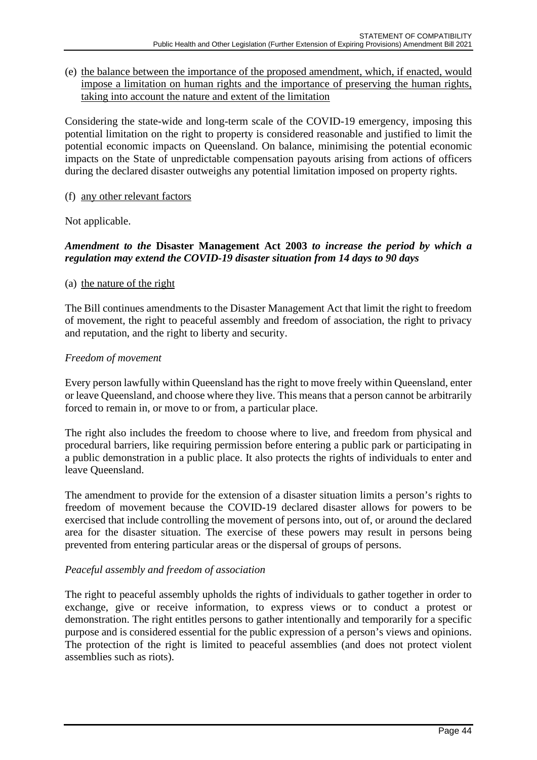(e) <u>the balance between the importance of the proposed amendment, which, if enacted, would impose a limitation on human rights and the importance of preserving the human rights, taking into account the nature and extent of the limitation</u>

Considering the state-wide and long-term scale of the COVID-19 emergency, imposing this potential limitation on the right to property is considered reasonable and justified to limit the potential economic impacts on Queensland. On balance, minimising the potential economic impacts on the State of unpredictable compensation payouts arising from actions of officers during the declared disaster outweighs any potential limitation imposed on property rights.

(f) <u>any other relevant factors</u>

Not applicable.

***Amendment to the* Disaster Management Act 2003 *to increase the period by which a regulation may extend the COVID-19 disaster situation from 14 days to 90 days***

(a) <u>the nature of the right</u>

The Bill continues amendments to the Disaster Management Act that limit the right to freedom of movement, the right to peaceful assembly and freedom of association, the right to privacy and reputation, and the right to liberty and security.

*Freedom of movement*

Every person lawfully within Queensland has the right to move freely within Queensland, enter or leave Queensland, and choose where they live. This means that a person cannot be arbitrarily forced to remain in, or move to or from, a particular place.

The right also includes the freedom to choose where to live, and freedom from physical and procedural barriers, like requiring permission before entering a public park or participating in a public demonstration in a public place. It also protects the rights of individuals to enter and leave Queensland.

The amendment to provide for the extension of a disaster situation limits a person's rights to freedom of movement because the COVID-19 declared disaster allows for powers to be exercised that include controlling the movement of persons into, out of, or around the declared area for the disaster situation. The exercise of these powers may result in persons being prevented from entering particular areas or the dispersal of groups of persons.

*Peaceful assembly and freedom of association*

The right to peaceful assembly upholds the rights of individuals to gather together in order to exchange, give or receive information, to express views or to conduct a protest or demonstration. The right entitles persons to gather intentionally and temporarily for a specific purpose and is considered essential for the public expression of a person's views and opinions. The protection of the right is limited to peaceful assemblies (and does not protect violent assemblies such as riots).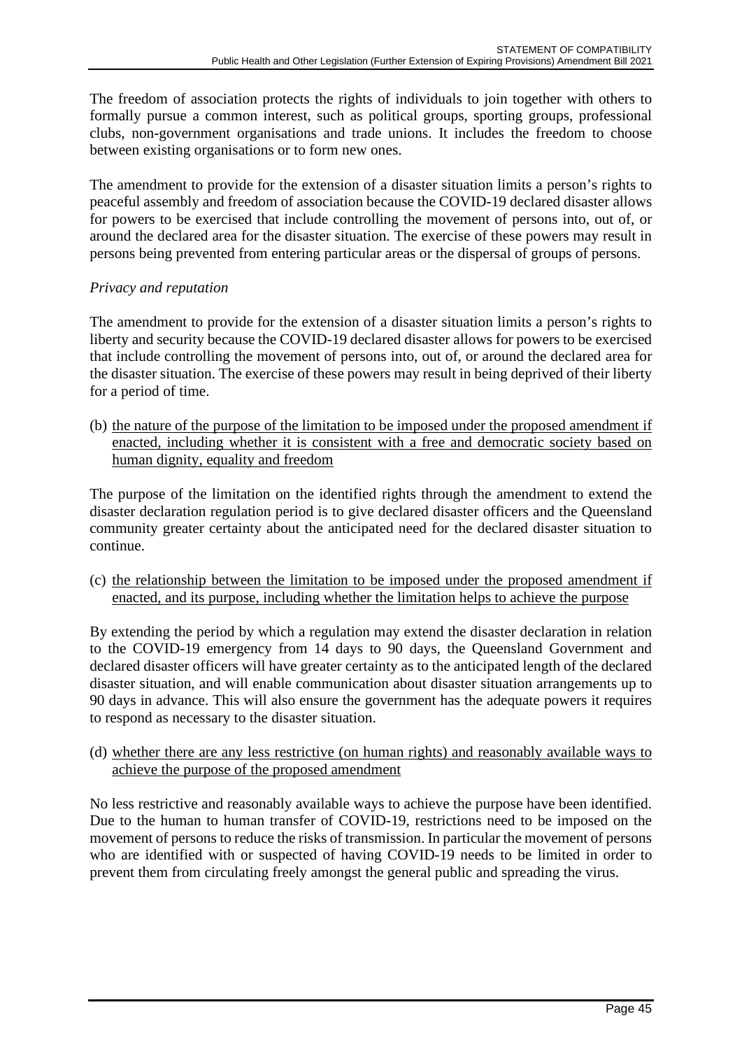The freedom of association protects the rights of individuals to join together with others to formally pursue a common interest, such as political groups, sporting groups, professional clubs, non-government organisations and trade unions. It includes the freedom to choose between existing organisations or to form new ones.

The amendment to provide for the extension of a disaster situation limits a person's rights to peaceful assembly and freedom of association because the COVID-19 declared disaster allows for powers to be exercised that include controlling the movement of persons into, out of, or around the declared area for the disaster situation. The exercise of these powers may result in persons being prevented from entering particular areas or the dispersal of groups of persons.

*Privacy and reputation*

The amendment to provide for the extension of a disaster situation limits a person's rights to liberty and security because the COVID-19 declared disaster allows for powers to be exercised that include controlling the movement of persons into, out of, or around the declared area for the disaster situation. The exercise of these powers may result in being deprived of their liberty for a period of time.

(b) <u>the nature of the purpose of the limitation to be imposed under the proposed amendment if enacted, including whether it is consistent with a free and democratic society based on human dignity, equality and freedom</u>

The purpose of the limitation on the identified rights through the amendment to extend the disaster declaration regulation period is to give declared disaster officers and the Queensland community greater certainty about the anticipated need for the declared disaster situation to continue.

(c) <u>the relationship between the limitation to be imposed under the proposed amendment if enacted, and its purpose, including whether the limitation helps to achieve the purpose</u>

By extending the period by which a regulation may extend the disaster declaration in relation to the COVID-19 emergency from 14 days to 90 days, the Queensland Government and declared disaster officers will have greater certainty as to the anticipated length of the declared disaster situation, and will enable communication about disaster situation arrangements up to 90 days in advance. This will also ensure the government has the adequate powers it requires to respond as necessary to the disaster situation.

(d) <u>whether there are any less restrictive (on human rights) and reasonably available ways to achieve the purpose of the proposed amendment</u>

No less restrictive and reasonably available ways to achieve the purpose have been identified. Due to the human to human transfer of COVID-19, restrictions need to be imposed on the movement of persons to reduce the risks of transmission. In particular the movement of persons who are identified with or suspected of having COVID-19 needs to be limited in order to prevent them from circulating freely amongst the general public and spreading the virus.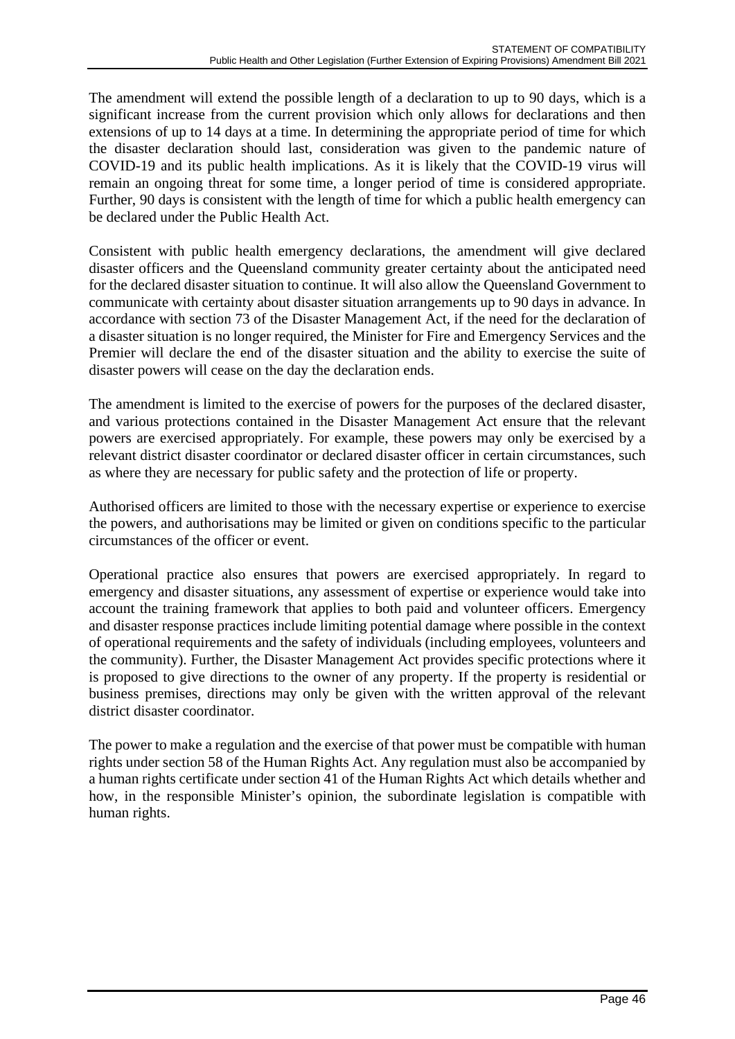The amendment will extend the possible length of a declaration to up to 90 days, which is a significant increase from the current provision which only allows for declarations and then extensions of up to 14 days at a time. In determining the appropriate period of time for which the disaster declaration should last, consideration was given to the pandemic nature of COVID-19 and its public health implications. As it is likely that the COVID-19 virus will remain an ongoing threat for some time, a longer period of time is considered appropriate. Further, 90 days is consistent with the length of time for which a public health emergency can be declared under the Public Health Act.

Consistent with public health emergency declarations, the amendment will give declared disaster officers and the Queensland community greater certainty about the anticipated need for the declared disaster situation to continue. It will also allow the Queensland Government to communicate with certainty about disaster situation arrangements up to 90 days in advance. In accordance with section 73 of the Disaster Management Act, if the need for the declaration of a disaster situation is no longer required, the Minister for Fire and Emergency Services and the Premier will declare the end of the disaster situation and the ability to exercise the suite of disaster powers will cease on the day the declaration ends.

The amendment is limited to the exercise of powers for the purposes of the declared disaster, and various protections contained in the Disaster Management Act ensure that the relevant powers are exercised appropriately. For example, these powers may only be exercised by a relevant district disaster coordinator or declared disaster officer in certain circumstances, such as where they are necessary for public safety and the protection of life or property.

Authorised officers are limited to those with the necessary expertise or experience to exercise the powers, and authorisations may be limited or given on conditions specific to the particular circumstances of the officer or event.

Operational practice also ensures that powers are exercised appropriately. In regard to emergency and disaster situations, any assessment of expertise or experience would take into account the training framework that applies to both paid and volunteer officers. Emergency and disaster response practices include limiting potential damage where possible in the context of operational requirements and the safety of individuals (including employees, volunteers and the community). Further, the Disaster Management Act provides specific protections where it is proposed to give directions to the owner of any property. If the property is residential or business premises, directions may only be given with the written approval of the relevant district disaster coordinator.

The power to make a regulation and the exercise of that power must be compatible with human rights under section 58 of the Human Rights Act. Any regulation must also be accompanied by a human rights certificate under section 41 of the Human Rights Act which details whether and how, in the responsible Minister's opinion, the subordinate legislation is compatible with human rights.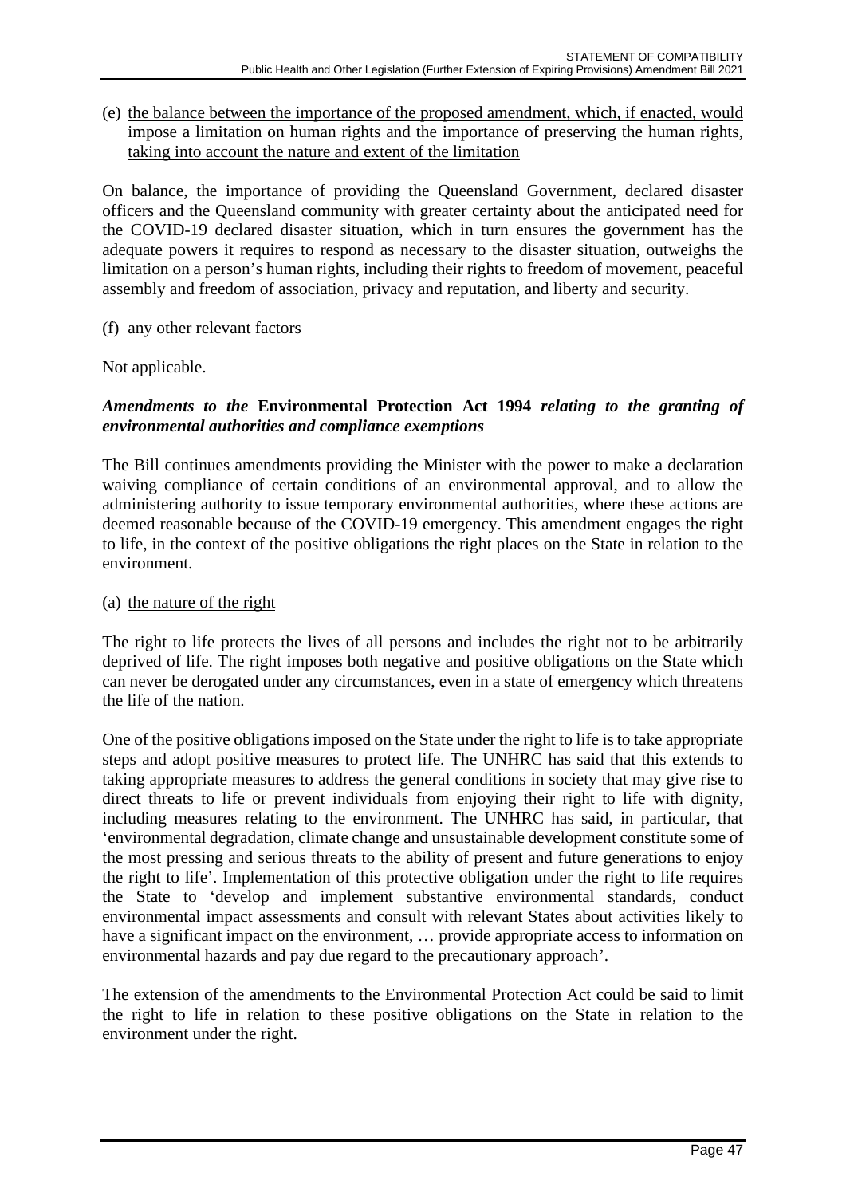(e) the balance between the importance of the proposed amendment, which, if enacted, would impose a limitation on human rights and the importance of preserving the human rights, taking into account the nature and extent of the limitation

On balance, the importance of providing the Queensland Government, declared disaster officers and the Queensland community with greater certainty about the anticipated need for the COVID-19 declared disaster situation, which in turn ensures the government has the adequate powers it requires to respond as necessary to the disaster situation, outweighs the limitation on a person's human rights, including their rights to freedom of movement, peaceful assembly and freedom of association, privacy and reputation, and liberty and security.

(f) any other relevant factors

Not applicable.

***Amendments to the* Environmental Protection Act 1994 *relating to the granting of environmental authorities and compliance exemptions***

The Bill continues amendments providing the Minister with the power to make a declaration waiving compliance of certain conditions of an environmental approval, and to allow the administering authority to issue temporary environmental authorities, where these actions are deemed reasonable because of the COVID-19 emergency. This amendment engages the right to life, in the context of the positive obligations the right places on the State in relation to the environment.

(a) the nature of the right

The right to life protects the lives of all persons and includes the right not to be arbitrarily deprived of life. The right imposes both negative and positive obligations on the State which can never be derogated under any circumstances, even in a state of emergency which threatens the life of the nation.

One of the positive obligations imposed on the State under the right to life is to take appropriate steps and adopt positive measures to protect life. The UNHRC has said that this extends to taking appropriate measures to address the general conditions in society that may give rise to direct threats to life or prevent individuals from enjoying their right to life with dignity, including measures relating to the environment. The UNHRC has said, in particular, that 'environmental degradation, climate change and unsustainable development constitute some of the most pressing and serious threats to the ability of present and future generations to enjoy the right to life'. Implementation of this protective obligation under the right to life requires the State to 'develop and implement substantive environmental standards, conduct environmental impact assessments and consult with relevant States about activities likely to have a significant impact on the environment, … provide appropriate access to information on environmental hazards and pay due regard to the precautionary approach'.

The extension of the amendments to the Environmental Protection Act could be said to limit the right to life in relation to these positive obligations on the State in relation to the environment under the right.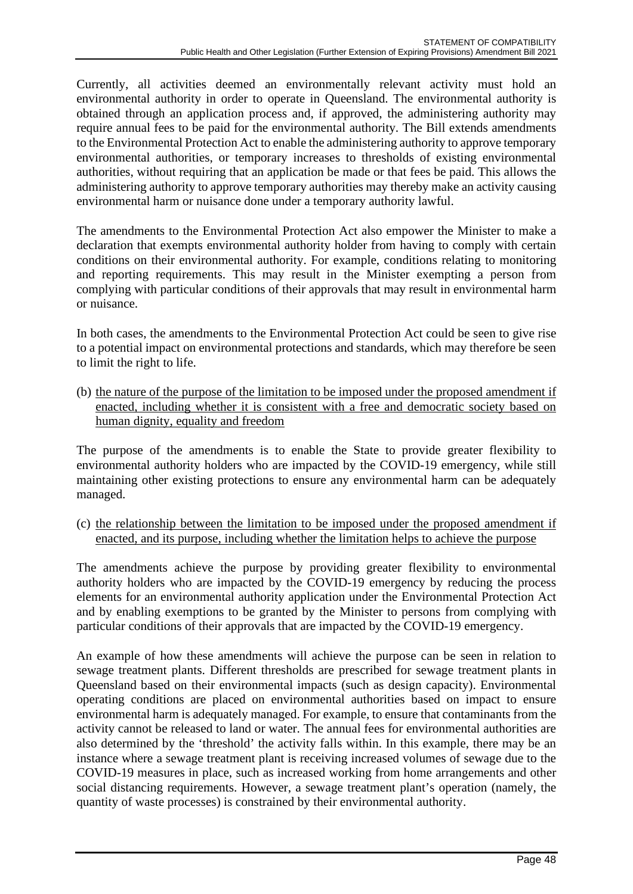Currently, all activities deemed an environmentally relevant activity must hold an environmental authority in order to operate in Queensland. The environmental authority is obtained through an application process and, if approved, the administering authority may require annual fees to be paid for the environmental authority. The Bill extends amendments to the Environmental Protection Act to enable the administering authority to approve temporary environmental authorities, or temporary increases to thresholds of existing environmental authorities, without requiring that an application be made or that fees be paid. This allows the administering authority to approve temporary authorities may thereby make an activity causing environmental harm or nuisance done under a temporary authority lawful.

The amendments to the Environmental Protection Act also empower the Minister to make a declaration that exempts environmental authority holder from having to comply with certain conditions on their environmental authority. For example, conditions relating to monitoring and reporting requirements. This may result in the Minister exempting a person from complying with particular conditions of their approvals that may result in environmental harm or nuisance.

In both cases, the amendments to the Environmental Protection Act could be seen to give rise to a potential impact on environmental protections and standards, which may therefore be seen to limit the right to life.

(b) <u>the nature of the purpose of the limitation to be imposed under the proposed amendment if enacted, including whether it is consistent with a free and democratic society based on human dignity, equality and freedom</u>

The purpose of the amendments is to enable the State to provide greater flexibility to environmental authority holders who are impacted by the COVID-19 emergency, while still maintaining other existing protections to ensure any environmental harm can be adequately managed.

(c) <u>the relationship between the limitation to be imposed under the proposed amendment if enacted, and its purpose, including whether the limitation helps to achieve the purpose</u>

The amendments achieve the purpose by providing greater flexibility to environmental authority holders who are impacted by the COVID-19 emergency by reducing the process elements for an environmental authority application under the Environmental Protection Act and by enabling exemptions to be granted by the Minister to persons from complying with particular conditions of their approvals that are impacted by the COVID-19 emergency.

An example of how these amendments will achieve the purpose can be seen in relation to sewage treatment plants. Different thresholds are prescribed for sewage treatment plants in Queensland based on their environmental impacts (such as design capacity). Environmental operating conditions are placed on environmental authorities based on impact to ensure environmental harm is adequately managed. For example, to ensure that contaminants from the activity cannot be released to land or water. The annual fees for environmental authorities are also determined by the 'threshold' the activity falls within. In this example, there may be an instance where a sewage treatment plant is receiving increased volumes of sewage due to the COVID-19 measures in place, such as increased working from home arrangements and other social distancing requirements. However, a sewage treatment plant's operation (namely, the quantity of waste processes) is constrained by their environmental authority.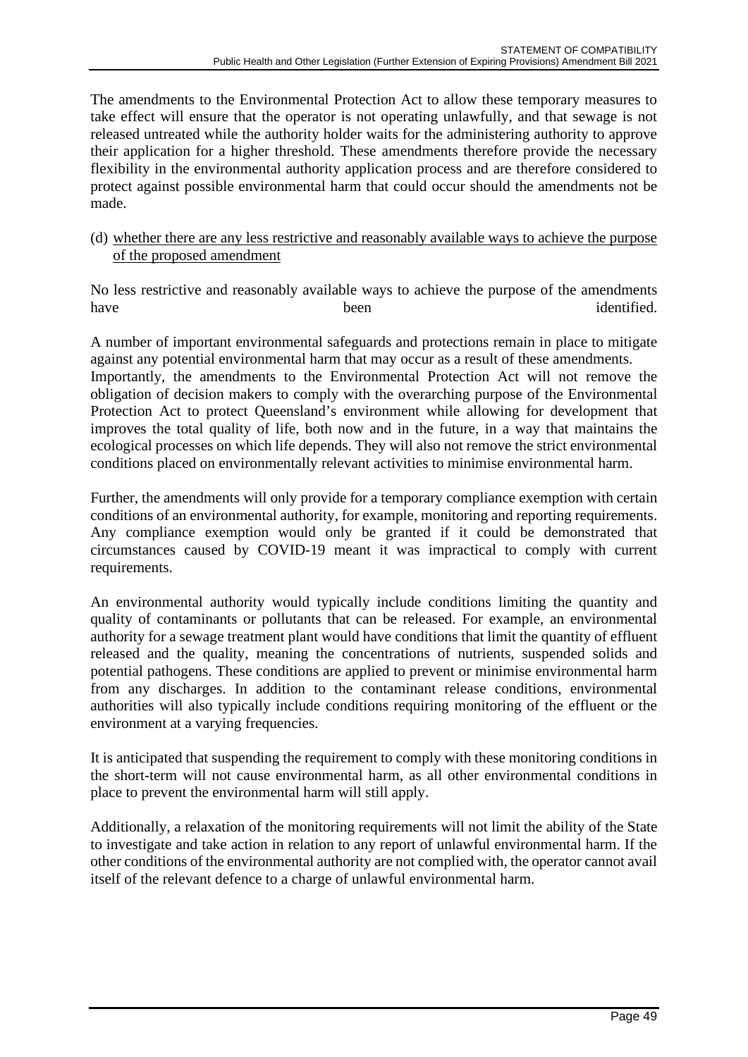The amendments to the Environmental Protection Act to allow these temporary measures to take effect will ensure that the operator is not operating unlawfully, and that sewage is not released untreated while the authority holder waits for the administering authority to approve their application for a higher threshold. These amendments therefore provide the necessary flexibility in the environmental authority application process and are therefore considered to protect against possible environmental harm that could occur should the amendments not be made.

(d) <u>whether there are any less restrictive and reasonably available ways to achieve the purpose of the proposed amendment</u>

No less restrictive and reasonably available ways to achieve the purpose of the amendments have been identified.

A number of important environmental safeguards and protections remain in place to mitigate against any potential environmental harm that may occur as a result of these amendments. Importantly, the amendments to the Environmental Protection Act will not remove the obligation of decision makers to comply with the overarching purpose of the Environmental Protection Act to protect Queensland's environment while allowing for development that improves the total quality of life, both now and in the future, in a way that maintains the ecological processes on which life depends. They will also not remove the strict environmental conditions placed on environmentally relevant activities to minimise environmental harm.

Further, the amendments will only provide for a temporary compliance exemption with certain conditions of an environmental authority, for example, monitoring and reporting requirements. Any compliance exemption would only be granted if it could be demonstrated that circumstances caused by COVID-19 meant it was impractical to comply with current requirements.

An environmental authority would typically include conditions limiting the quantity and quality of contaminants or pollutants that can be released. For example, an environmental authority for a sewage treatment plant would have conditions that limit the quantity of effluent released and the quality, meaning the concentrations of nutrients, suspended solids and potential pathogens. These conditions are applied to prevent or minimise environmental harm from any discharges. In addition to the contaminant release conditions, environmental authorities will also typically include conditions requiring monitoring of the effluent or the environment at a varying frequencies.

It is anticipated that suspending the requirement to comply with these monitoring conditions in the short-term will not cause environmental harm, as all other environmental conditions in place to prevent the environmental harm will still apply.

Additionally, a relaxation of the monitoring requirements will not limit the ability of the State to investigate and take action in relation to any report of unlawful environmental harm. If the other conditions of the environmental authority are not complied with, the operator cannot avail itself of the relevant defence to a charge of unlawful environmental harm.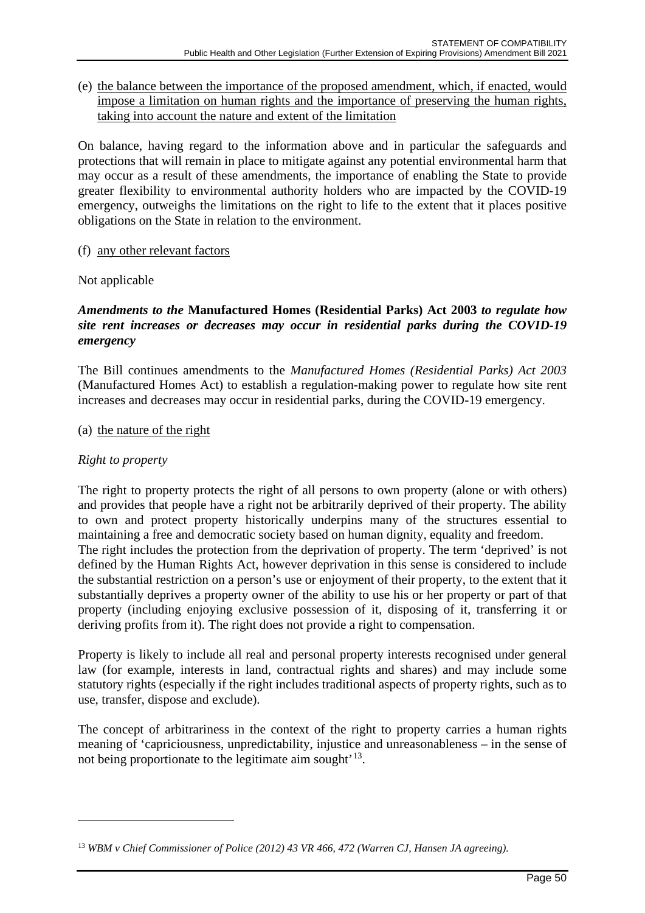(e) <u>the balance between the importance of the proposed amendment, which, if enacted, would impose a limitation on human rights and the importance of preserving the human rights, taking into account the nature and extent of the limitation</u>

On balance, having regard to the information above and in particular the safeguards and protections that will remain in place to mitigate against any potential environmental harm that may occur as a result of these amendments, the importance of enabling the State to provide greater flexibility to environmental authority holders who are impacted by the COVID-19 emergency, outweighs the limitations on the right to life to the extent that it places positive obligations on the State in relation to the environment.

(f) <u>any other relevant factors</u>

Not applicable

### *Amendments to the* **Manufactured Homes (Residential Parks) Act 2003** *to regulate how site rent increases or decreases may occur in residential parks during the COVID-19 emergency*

The Bill continues amendments to the *Manufactured Homes (Residential Parks) Act 2003* (Manufactured Homes Act) to establish a regulation-making power to regulate how site rent increases and decreases may occur in residential parks, during the COVID-19 emergency.

(a) <u>the nature of the right</u>

*Right to property*

The right to property protects the right of all persons to own property (alone or with others) and provides that people have a right not be arbitrarily deprived of their property. The ability to own and protect property historically underpins many of the structures essential to maintaining a free and democratic society based on human dignity, equality and freedom.
The right includes the protection from the deprivation of property. The term 'deprived' is not defined by the Human Rights Act, however deprivation in this sense is considered to include the substantial restriction on a person's use or enjoyment of their property, to the extent that it substantially deprives a property owner of the ability to use his or her property or part of that property (including enjoying exclusive possession of it, disposing of it, transferring it or deriving profits from it). The right does not provide a right to compensation.

Property is likely to include all real and personal property interests recognised under general law (for example, interests in land, contractual rights and shares) and may include some statutory rights (especially if the right includes traditional aspects of property rights, such as to use, transfer, dispose and exclude).

The concept of arbitrariness in the context of the right to property carries a human rights meaning of 'capriciousness, unpredictability, injustice and unreasonableness – in the sense of not being proportionate to the legitimate aim sought'[13].

---

[13] *WBM v Chief Commissioner of Police (2012) 43 VR 466, 472 (Warren CJ, Hansen JA agreeing).*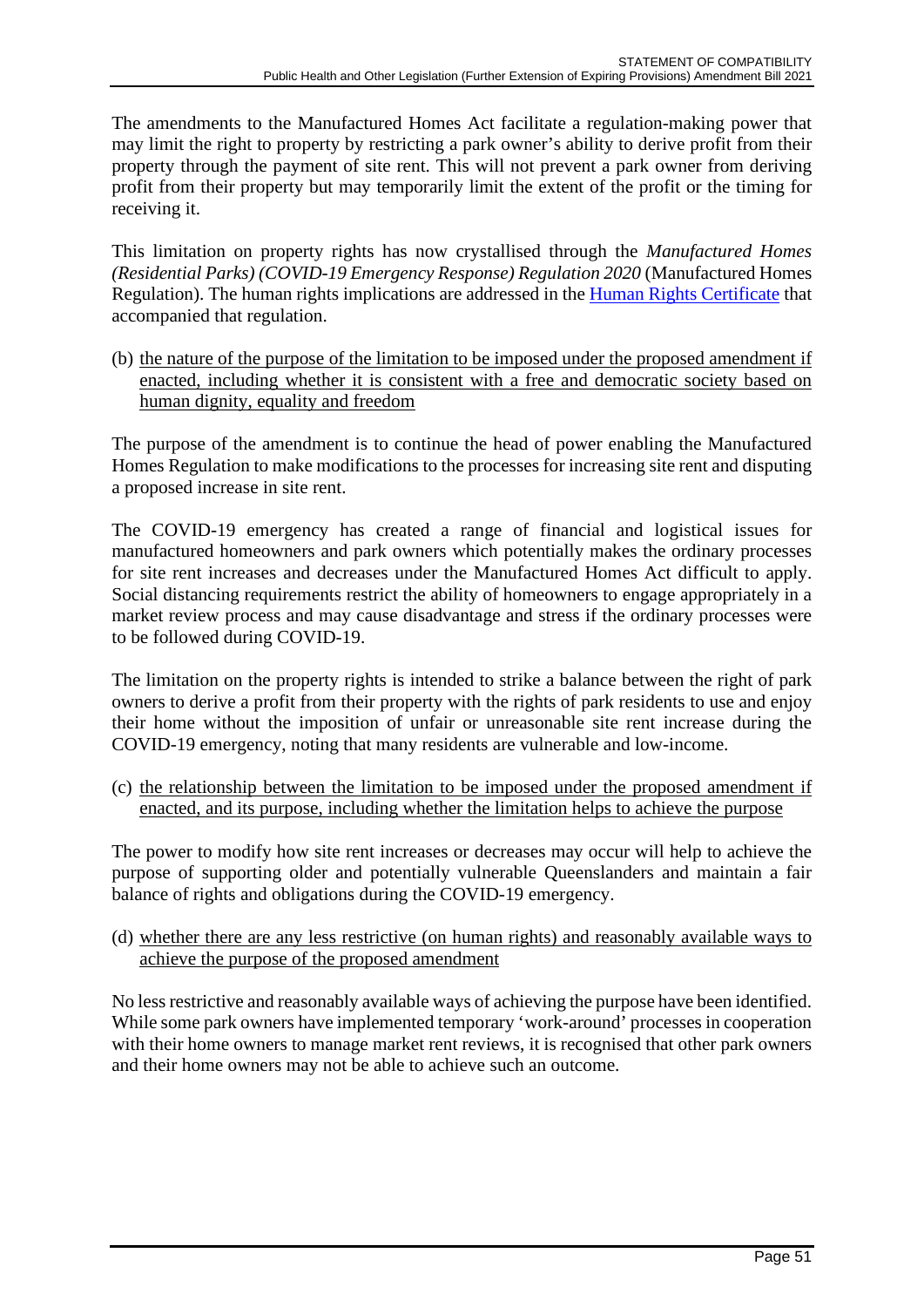The amendments to the Manufactured Homes Act facilitate a regulation-making power that may limit the right to property by restricting a park owner's ability to derive profit from their property through the payment of site rent. This will not prevent a park owner from deriving profit from their property but may temporarily limit the extent of the profit or the timing for receiving it.

This limitation on property rights has now crystallised through the *Manufactured Homes (Residential Parks) (COVID-19 Emergency Response) Regulation 2020* (Manufactured Homes Regulation). The human rights implications are addressed in the Human Rights Certificate that accompanied that regulation.

(b) <u>the nature of the purpose of the limitation to be imposed under the proposed amendment if enacted, including whether it is consistent with a free and democratic society based on human dignity, equality and freedom</u>

The purpose of the amendment is to continue the head of power enabling the Manufactured Homes Regulation to make modifications to the processes for increasing site rent and disputing a proposed increase in site rent.

The COVID-19 emergency has created a range of financial and logistical issues for manufactured homeowners and park owners which potentially makes the ordinary processes for site rent increases and decreases under the Manufactured Homes Act difficult to apply. Social distancing requirements restrict the ability of homeowners to engage appropriately in a market review process and may cause disadvantage and stress if the ordinary processes were to be followed during COVID-19.

The limitation on the property rights is intended to strike a balance between the right of park owners to derive a profit from their property with the rights of park residents to use and enjoy their home without the imposition of unfair or unreasonable site rent increase during the COVID-19 emergency, noting that many residents are vulnerable and low-income.

(c) <u>the relationship between the limitation to be imposed under the proposed amendment if enacted, and its purpose, including whether the limitation helps to achieve the purpose</u>

The power to modify how site rent increases or decreases may occur will help to achieve the purpose of supporting older and potentially vulnerable Queenslanders and maintain a fair balance of rights and obligations during the COVID-19 emergency.

(d) <u>whether there are any less restrictive (on human rights) and reasonably available ways to achieve the purpose of the proposed amendment</u>

No less restrictive and reasonably available ways of achieving the purpose have been identified. While some park owners have implemented temporary 'work-around' processes in cooperation with their home owners to manage market rent reviews, it is recognised that other park owners and their home owners may not be able to achieve such an outcome.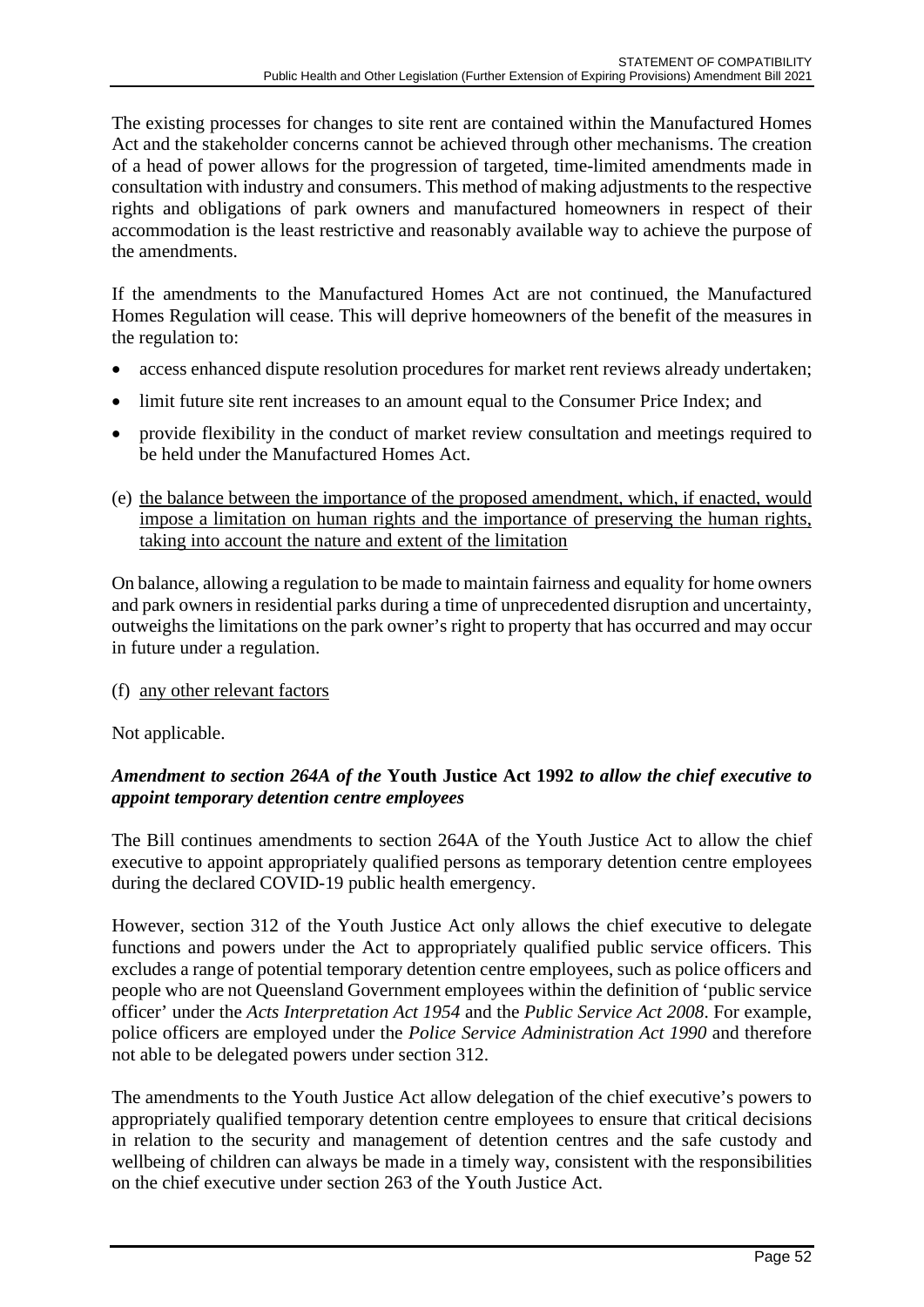The existing processes for changes to site rent are contained within the Manufactured Homes Act and the stakeholder concerns cannot be achieved through other mechanisms. The creation of a head of power allows for the progression of targeted, time-limited amendments made in consultation with industry and consumers. This method of making adjustments to the respective rights and obligations of park owners and manufactured homeowners in respect of their accommodation is the least restrictive and reasonably available way to achieve the purpose of the amendments.

If the amendments to the Manufactured Homes Act are not continued, the Manufactured Homes Regulation will cease. This will deprive homeowners of the benefit of the measures in the regulation to:

- access enhanced dispute resolution procedures for market rent reviews already undertaken;
- limit future site rent increases to an amount equal to the Consumer Price Index; and
- provide flexibility in the conduct of market review consultation and meetings required to be held under the Manufactured Homes Act.

(e) <u>the balance between the importance of the proposed amendment, which, if enacted, would impose a limitation on human rights and the importance of preserving the human rights, taking into account the nature and extent of the limitation</u>

On balance, allowing a regulation to be made to maintain fairness and equality for home owners and park owners in residential parks during a time of unprecedented disruption and uncertainty, outweighs the limitations on the park owner's right to property that has occurred and may occur in future under a regulation.

(f) <u>any other relevant factors</u>

Not applicable.

***Amendment to section 264A of the* Youth Justice Act 1992 *to allow the chief executive to appoint temporary detention centre employees***

The Bill continues amendments to section 264A of the Youth Justice Act to allow the chief executive to appoint appropriately qualified persons as temporary detention centre employees during the declared COVID-19 public health emergency.

However, section 312 of the Youth Justice Act only allows the chief executive to delegate functions and powers under the Act to appropriately qualified public service officers. This excludes a range of potential temporary detention centre employees, such as police officers and people who are not Queensland Government employees within the definition of 'public service officer' under the *Acts Interpretation Act 1954* and the *Public Service Act 2008*. For example, police officers are employed under the *Police Service Administration Act 1990* and therefore not able to be delegated powers under section 312.

The amendments to the Youth Justice Act allow delegation of the chief executive's powers to appropriately qualified temporary detention centre employees to ensure that critical decisions in relation to the security and management of detention centres and the safe custody and wellbeing of children can always be made in a timely way, consistent with the responsibilities on the chief executive under section 263 of the Youth Justice Act.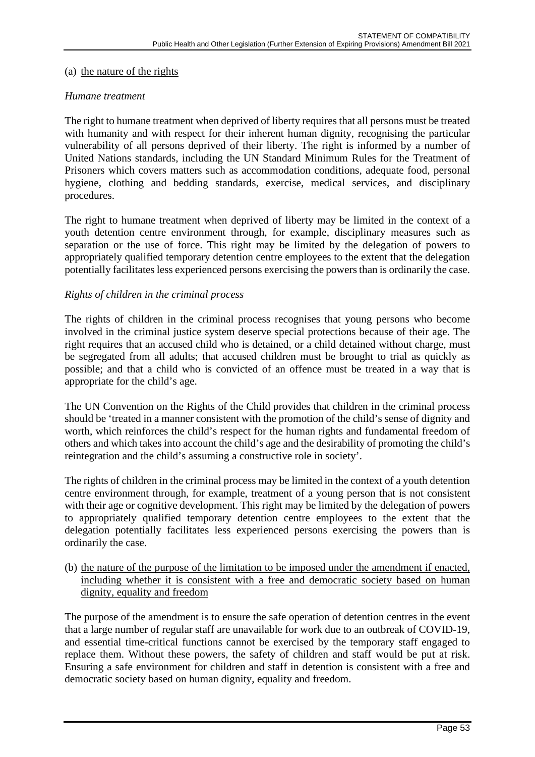(a) <u>the nature of the rights</u>

*Humane treatment*

The right to humane treatment when deprived of liberty requires that all persons must be treated with humanity and with respect for their inherent human dignity, recognising the particular vulnerability of all persons deprived of their liberty. The right is informed by a number of United Nations standards, including the UN Standard Minimum Rules for the Treatment of Prisoners which covers matters such as accommodation conditions, adequate food, personal hygiene, clothing and bedding standards, exercise, medical services, and disciplinary procedures.

The right to humane treatment when deprived of liberty may be limited in the context of a youth detention centre environment through, for example, disciplinary measures such as separation or the use of force. This right may be limited by the delegation of powers to appropriately qualified temporary detention centre employees to the extent that the delegation potentially facilitates less experienced persons exercising the powers than is ordinarily the case.

*Rights of children in the criminal process*

The rights of children in the criminal process recognises that young persons who become involved in the criminal justice system deserve special protections because of their age. The right requires that an accused child who is detained, or a child detained without charge, must be segregated from all adults; that accused children must be brought to trial as quickly as possible; and that a child who is convicted of an offence must be treated in a way that is appropriate for the child's age.

The UN Convention on the Rights of the Child provides that children in the criminal process should be 'treated in a manner consistent with the promotion of the child's sense of dignity and worth, which reinforces the child's respect for the human rights and fundamental freedom of others and which takes into account the child's age and the desirability of promoting the child's reintegration and the child's assuming a constructive role in society'.

The rights of children in the criminal process may be limited in the context of a youth detention centre environment through, for example, treatment of a young person that is not consistent with their age or cognitive development. This right may be limited by the delegation of powers to appropriately qualified temporary detention centre employees to the extent that the delegation potentially facilitates less experienced persons exercising the powers than is ordinarily the case.

(b) <u>the nature of the purpose of the limitation to be imposed under the amendment if enacted, including whether it is consistent with a free and democratic society based on human dignity, equality and freedom</u>

The purpose of the amendment is to ensure the safe operation of detention centres in the event that a large number of regular staff are unavailable for work due to an outbreak of COVID-19, and essential time-critical functions cannot be exercised by the temporary staff engaged to replace them. Without these powers, the safety of children and staff would be put at risk. Ensuring a safe environment for children and staff in detention is consistent with a free and democratic society based on human dignity, equality and freedom.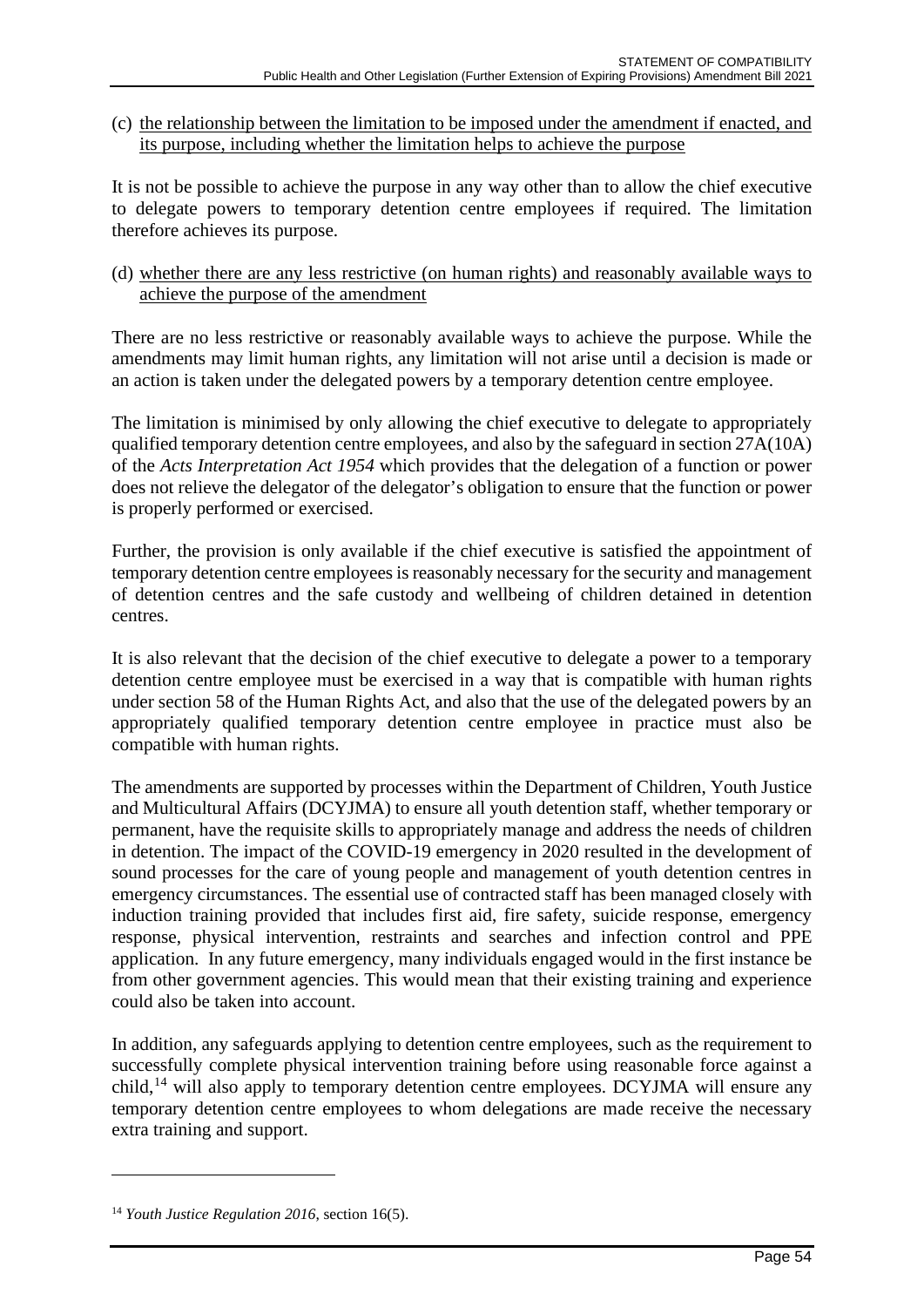(c) <u>the relationship between the limitation to be imposed under the amendment if enacted, and its purpose, including whether the limitation helps to achieve the purpose</u>

It is not be possible to achieve the purpose in any way other than to allow the chief executive to delegate powers to temporary detention centre employees if required. The limitation therefore achieves its purpose.

(d) <u>whether there are any less restrictive (on human rights) and reasonably available ways to achieve the purpose of the amendment</u>

There are no less restrictive or reasonably available ways to achieve the purpose. While the amendments may limit human rights, any limitation will not arise until a decision is made or an action is taken under the delegated powers by a temporary detention centre employee.

The limitation is minimised by only allowing the chief executive to delegate to appropriately qualified temporary detention centre employees, and also by the safeguard in section 27A(10A) of the *Acts Interpretation Act 1954* which provides that the delegation of a function or power does not relieve the delegator of the delegator's obligation to ensure that the function or power is properly performed or exercised.

Further, the provision is only available if the chief executive is satisfied the appointment of temporary detention centre employees is reasonably necessary for the security and management of detention centres and the safe custody and wellbeing of children detained in detention centres.

It is also relevant that the decision of the chief executive to delegate a power to a temporary detention centre employee must be exercised in a way that is compatible with human rights under section 58 of the Human Rights Act, and also that the use of the delegated powers by an appropriately qualified temporary detention centre employee in practice must also be compatible with human rights.

The amendments are supported by processes within the Department of Children, Youth Justice and Multicultural Affairs (DCYJMA) to ensure all youth detention staff, whether temporary or permanent, have the requisite skills to appropriately manage and address the needs of children in detention. The impact of the COVID-19 emergency in 2020 resulted in the development of sound processes for the care of young people and management of youth detention centres in emergency circumstances. The essential use of contracted staff has been managed closely with induction training provided that includes first aid, fire safety, suicide response, emergency response, physical intervention, restraints and searches and infection control and PPE application. In any future emergency, many individuals engaged would in the first instance be from other government agencies. This would mean that their existing training and experience could also be taken into account.

In addition, any safeguards applying to detention centre employees, such as the requirement to successfully complete physical intervention training before using reasonable force against a child,[14] will also apply to temporary detention centre employees. DCYJMA will ensure any temporary detention centre employees to whom delegations are made receive the necessary extra training and support.

---

[14] *Youth Justice Regulation 2016*, section 16(5).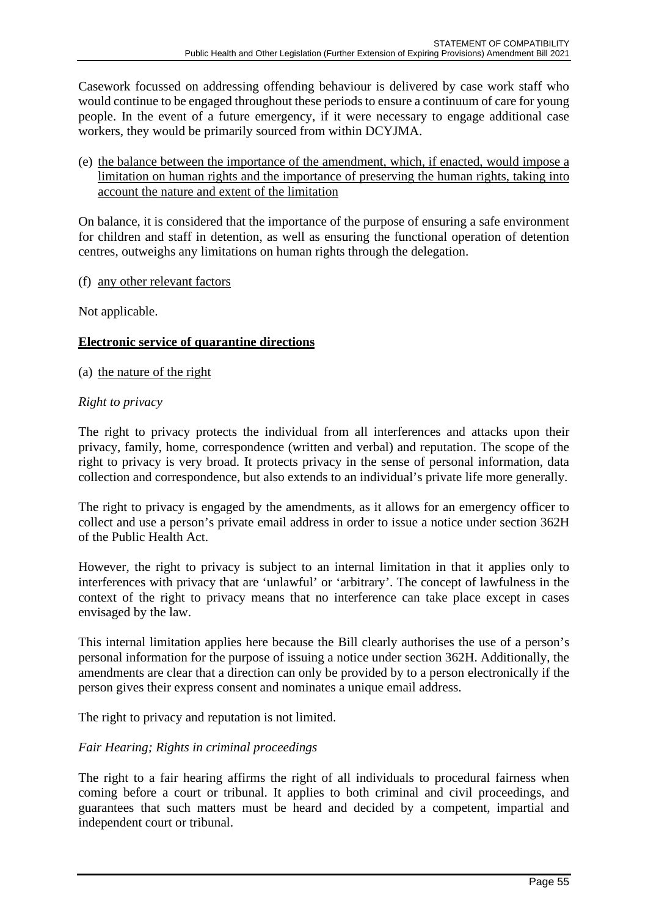Casework focussed on addressing offending behaviour is delivered by case work staff who would continue to be engaged throughout these periods to ensure a continuum of care for young people. In the event of a future emergency, if it were necessary to engage additional case workers, they would be primarily sourced from within DCYJMA.

(e) <u>the balance between the importance of the amendment, which, if enacted, would impose a limitation on human rights and the importance of preserving the human rights, taking into account the nature and extent of the limitation</u>

On balance, it is considered that the importance of the purpose of ensuring a safe environment for children and staff in detention, as well as ensuring the functional operation of detention centres, outweighs any limitations on human rights through the delegation.

(f) <u>any other relevant factors</u>

Not applicable.

**<u>Electronic service of quarantine directions</u>**

(a) <u>the nature of the right</u>

*Right to privacy*

The right to privacy protects the individual from all interferences and attacks upon their privacy, family, home, correspondence (written and verbal) and reputation. The scope of the right to privacy is very broad. It protects privacy in the sense of personal information, data collection and correspondence, but also extends to an individual's private life more generally.

The right to privacy is engaged by the amendments, as it allows for an emergency officer to collect and use a person's private email address in order to issue a notice under section 362H of the Public Health Act.

However, the right to privacy is subject to an internal limitation in that it applies only to interferences with privacy that are 'unlawful' or 'arbitrary'. The concept of lawfulness in the context of the right to privacy means that no interference can take place except in cases envisaged by the law.

This internal limitation applies here because the Bill clearly authorises the use of a person's personal information for the purpose of issuing a notice under section 362H. Additionally, the amendments are clear that a direction can only be provided by to a person electronically if the person gives their express consent and nominates a unique email address.

The right to privacy and reputation is not limited.

*Fair Hearing; Rights in criminal proceedings*

The right to a fair hearing affirms the right of all individuals to procedural fairness when coming before a court or tribunal. It applies to both criminal and civil proceedings, and guarantees that such matters must be heard and decided by a competent, impartial and independent court or tribunal.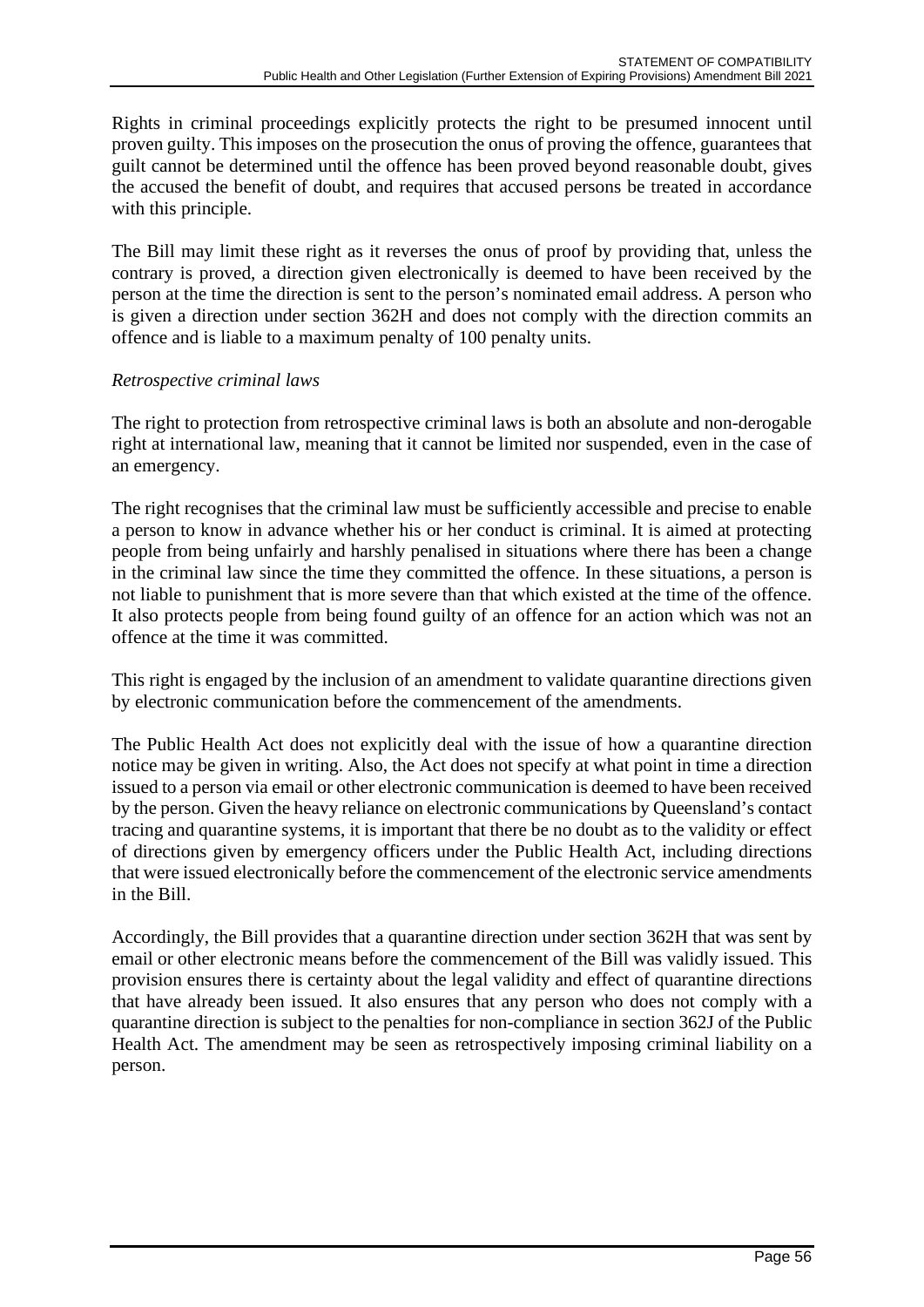Rights in criminal proceedings explicitly protects the right to be presumed innocent until proven guilty. This imposes on the prosecution the onus of proving the offence, guarantees that guilt cannot be determined until the offence has been proved beyond reasonable doubt, gives the accused the benefit of doubt, and requires that accused persons be treated in accordance with this principle.

The Bill may limit these right as it reverses the onus of proof by providing that, unless the contrary is proved, a direction given electronically is deemed to have been received by the person at the time the direction is sent to the person's nominated email address. A person who is given a direction under section 362H and does not comply with the direction commits an offence and is liable to a maximum penalty of 100 penalty units.

*Retrospective criminal laws*

The right to protection from retrospective criminal laws is both an absolute and non-derogable right at international law, meaning that it cannot be limited nor suspended, even in the case of an emergency.

The right recognises that the criminal law must be sufficiently accessible and precise to enable a person to know in advance whether his or her conduct is criminal. It is aimed at protecting people from being unfairly and harshly penalised in situations where there has been a change in the criminal law since the time they committed the offence. In these situations, a person is not liable to punishment that is more severe than that which existed at the time of the offence. It also protects people from being found guilty of an offence for an action which was not an offence at the time it was committed.

This right is engaged by the inclusion of an amendment to validate quarantine directions given by electronic communication before the commencement of the amendments.

The Public Health Act does not explicitly deal with the issue of how a quarantine direction notice may be given in writing. Also, the Act does not specify at what point in time a direction issued to a person via email or other electronic communication is deemed to have been received by the person. Given the heavy reliance on electronic communications by Queensland's contact tracing and quarantine systems, it is important that there be no doubt as to the validity or effect of directions given by emergency officers under the Public Health Act, including directions that were issued electronically before the commencement of the electronic service amendments in the Bill.

Accordingly, the Bill provides that a quarantine direction under section 362H that was sent by email or other electronic means before the commencement of the Bill was validly issued. This provision ensures there is certainty about the legal validity and effect of quarantine directions that have already been issued. It also ensures that any person who does not comply with a quarantine direction is subject to the penalties for non-compliance in section 362J of the Public Health Act. The amendment may be seen as retrospectively imposing criminal liability on a person.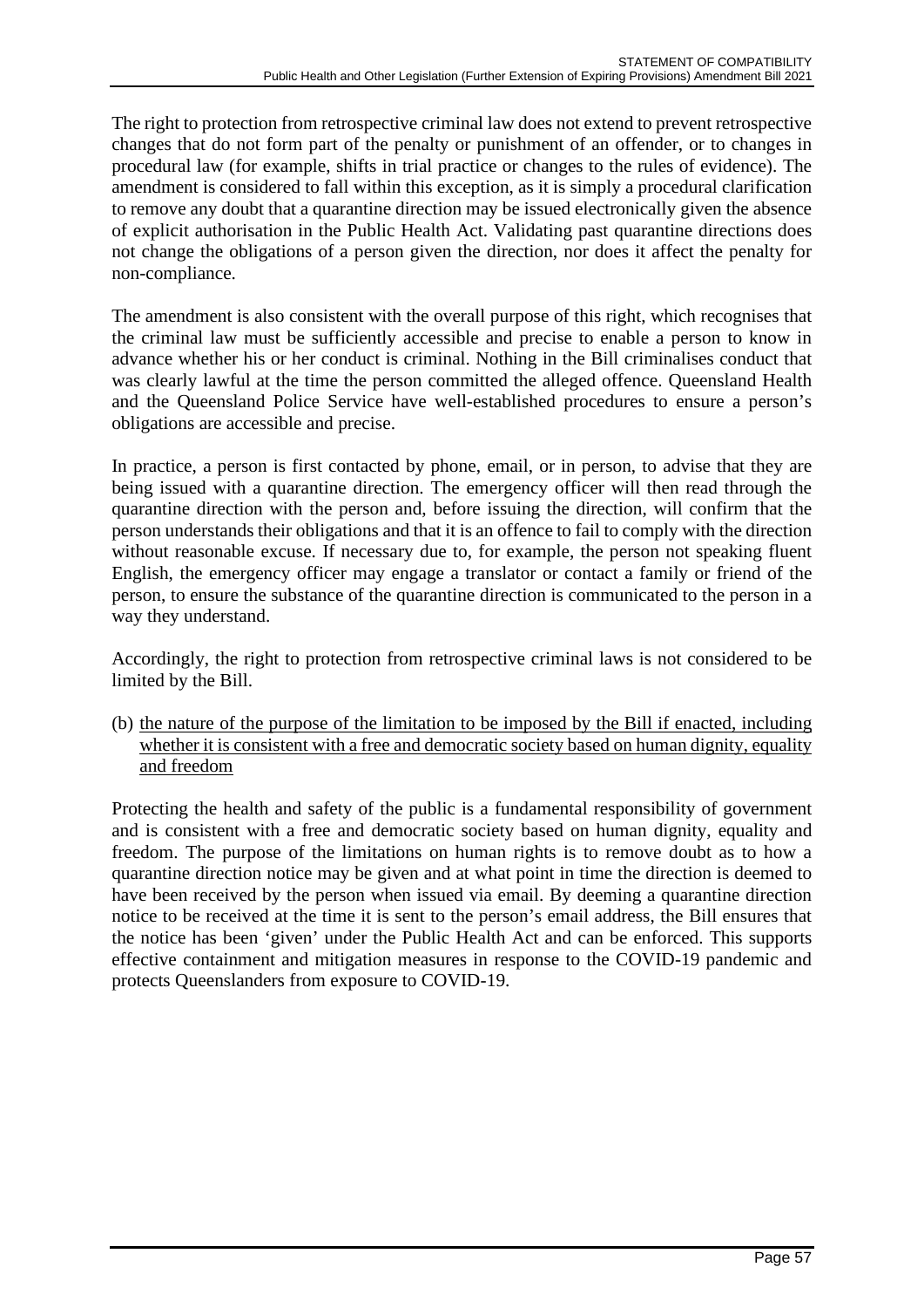The right to protection from retrospective criminal law does not extend to prevent retrospective changes that do not form part of the penalty or punishment of an offender, or to changes in procedural law (for example, shifts in trial practice or changes to the rules of evidence). The amendment is considered to fall within this exception, as it is simply a procedural clarification to remove any doubt that a quarantine direction may be issued electronically given the absence of explicit authorisation in the Public Health Act. Validating past quarantine directions does not change the obligations of a person given the direction, nor does it affect the penalty for non-compliance.

The amendment is also consistent with the overall purpose of this right, which recognises that the criminal law must be sufficiently accessible and precise to enable a person to know in advance whether his or her conduct is criminal. Nothing in the Bill criminalises conduct that was clearly lawful at the time the person committed the alleged offence. Queensland Health and the Queensland Police Service have well-established procedures to ensure a person's obligations are accessible and precise.

In practice, a person is first contacted by phone, email, or in person, to advise that they are being issued with a quarantine direction. The emergency officer will then read through the quarantine direction with the person and, before issuing the direction, will confirm that the person understands their obligations and that it is an offence to fail to comply with the direction without reasonable excuse. If necessary due to, for example, the person not speaking fluent English, the emergency officer may engage a translator or contact a family or friend of the person, to ensure the substance of the quarantine direction is communicated to the person in a way they understand.

Accordingly, the right to protection from retrospective criminal laws is not considered to be limited by the Bill.

(b) <u>the nature of the purpose of the limitation to be imposed by the Bill if enacted, including whether it is consistent with a free and democratic society based on human dignity, equality and freedom</u>

Protecting the health and safety of the public is a fundamental responsibility of government and is consistent with a free and democratic society based on human dignity, equality and freedom. The purpose of the limitations on human rights is to remove doubt as to how a quarantine direction notice may be given and at what point in time the direction is deemed to have been received by the person when issued via email. By deeming a quarantine direction notice to be received at the time it is sent to the person's email address, the Bill ensures that the notice has been 'given' under the Public Health Act and can be enforced. This supports effective containment and mitigation measures in response to the COVID-19 pandemic and protects Queenslanders from exposure to COVID-19.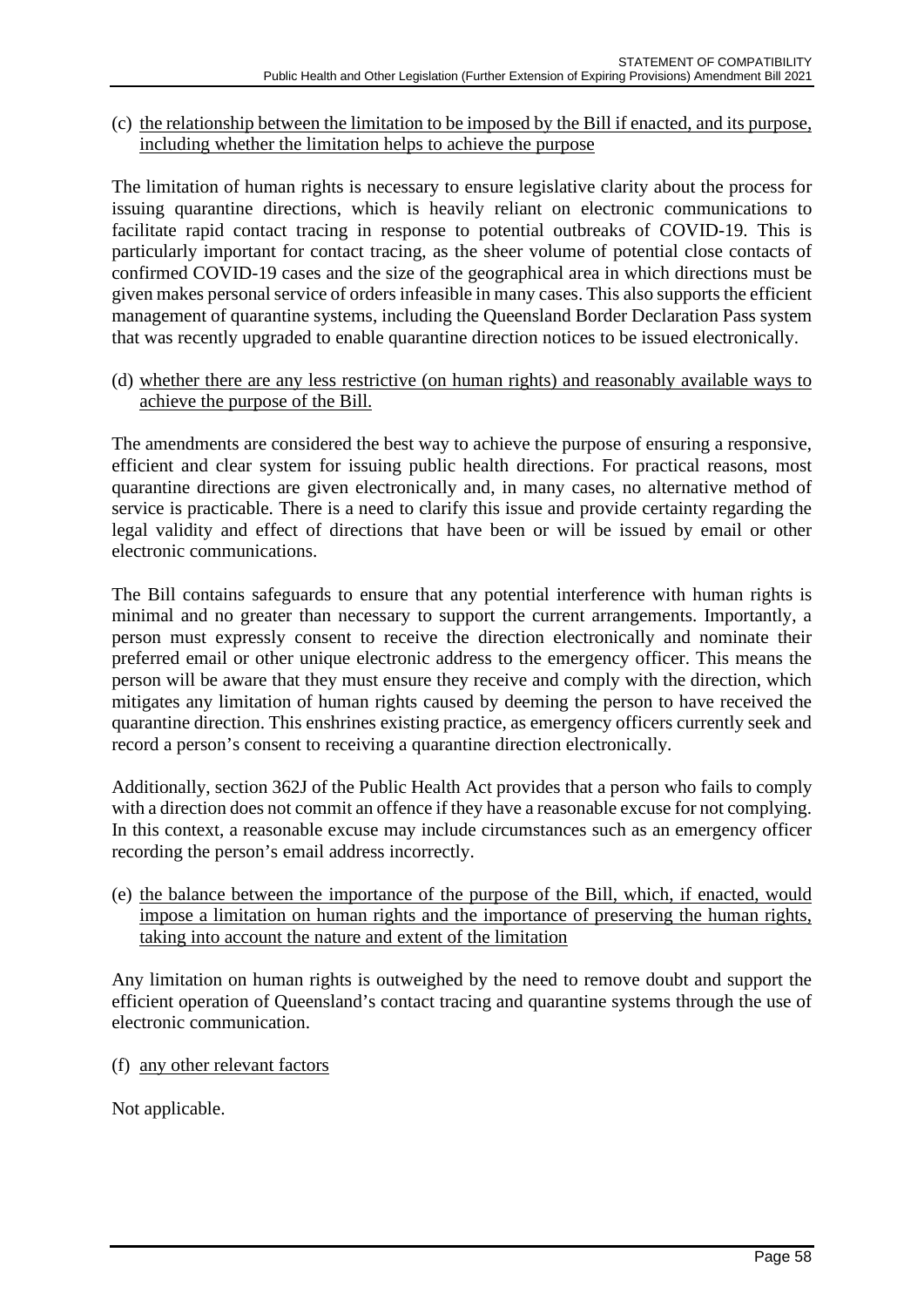(c) the relationship between the limitation to be imposed by the Bill if enacted, and its purpose, including whether the limitation helps to achieve the purpose

The limitation of human rights is necessary to ensure legislative clarity about the process for issuing quarantine directions, which is heavily reliant on electronic communications to facilitate rapid contact tracing in response to potential outbreaks of COVID-19. This is particularly important for contact tracing, as the sheer volume of potential close contacts of confirmed COVID-19 cases and the size of the geographical area in which directions must be given makes personal service of orders infeasible in many cases. This also supports the efficient management of quarantine systems, including the Queensland Border Declaration Pass system that was recently upgraded to enable quarantine direction notices to be issued electronically.

(d) whether there are any less restrictive (on human rights) and reasonably available ways to achieve the purpose of the Bill.

The amendments are considered the best way to achieve the purpose of ensuring a responsive, efficient and clear system for issuing public health directions. For practical reasons, most quarantine directions are given electronically and, in many cases, no alternative method of service is practicable. There is a need to clarify this issue and provide certainty regarding the legal validity and effect of directions that have been or will be issued by email or other electronic communications.

The Bill contains safeguards to ensure that any potential interference with human rights is minimal and no greater than necessary to support the current arrangements. Importantly, a person must expressly consent to receive the direction electronically and nominate their preferred email or other unique electronic address to the emergency officer. This means the person will be aware that they must ensure they receive and comply with the direction, which mitigates any limitation of human rights caused by deeming the person to have received the quarantine direction. This enshrines existing practice, as emergency officers currently seek and record a person's consent to receiving a quarantine direction electronically.

Additionally, section 362J of the Public Health Act provides that a person who fails to comply with a direction does not commit an offence if they have a reasonable excuse for not complying. In this context, a reasonable excuse may include circumstances such as an emergency officer recording the person's email address incorrectly.

(e) the balance between the importance of the purpose of the Bill, which, if enacted, would impose a limitation on human rights and the importance of preserving the human rights, taking into account the nature and extent of the limitation

Any limitation on human rights is outweighed by the need to remove doubt and support the efficient operation of Queensland's contact tracing and quarantine systems through the use of electronic communication.

(f) any other relevant factors

Not applicable.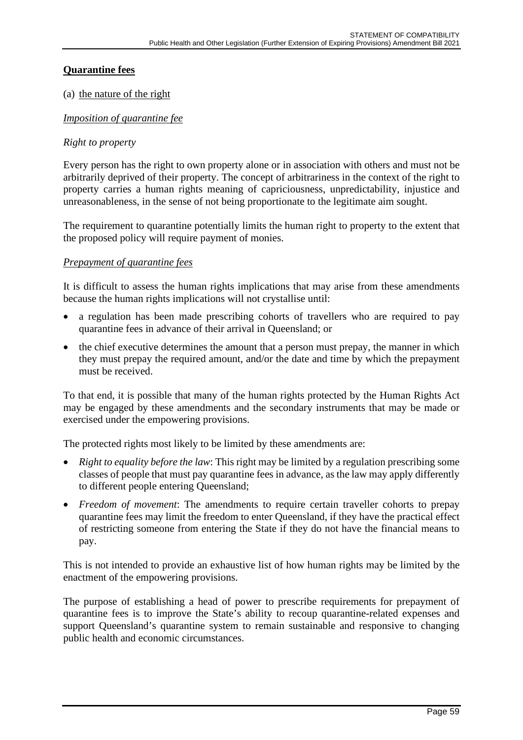**Quarantine fees**

(a) the nature of the right

*Imposition of quarantine fee*

*Right to property*

Every person has the right to own property alone or in association with others and must not be arbitrarily deprived of their property. The concept of arbitrariness in the context of the right to property carries a human rights meaning of capriciousness, unpredictability, injustice and unreasonableness, in the sense of not being proportionate to the legitimate aim sought.

The requirement to quarantine potentially limits the human right to property to the extent that the proposed policy will require payment of monies.

*Prepayment of quarantine fees*

It is difficult to assess the human rights implications that may arise from these amendments because the human rights implications will not crystallise until:

- a regulation has been made prescribing cohorts of travellers who are required to pay quarantine fees in advance of their arrival in Queensland; or
- the chief executive determines the amount that a person must prepay, the manner in which they must prepay the required amount, and/or the date and time by which the prepayment must be received.

To that end, it is possible that many of the human rights protected by the Human Rights Act may be engaged by these amendments and the secondary instruments that may be made or exercised under the empowering provisions.

The protected rights most likely to be limited by these amendments are:

- *Right to equality before the law*: This right may be limited by a regulation prescribing some classes of people that must pay quarantine fees in advance, as the law may apply differently to different people entering Queensland;
- *Freedom of movement*: The amendments to require certain traveller cohorts to prepay quarantine fees may limit the freedom to enter Queensland, if they have the practical effect of restricting someone from entering the State if they do not have the financial means to pay.

This is not intended to provide an exhaustive list of how human rights may be limited by the enactment of the empowering provisions.

The purpose of establishing a head of power to prescribe requirements for prepayment of quarantine fees is to improve the State's ability to recoup quarantine-related expenses and support Queensland's quarantine system to remain sustainable and responsive to changing public health and economic circumstances.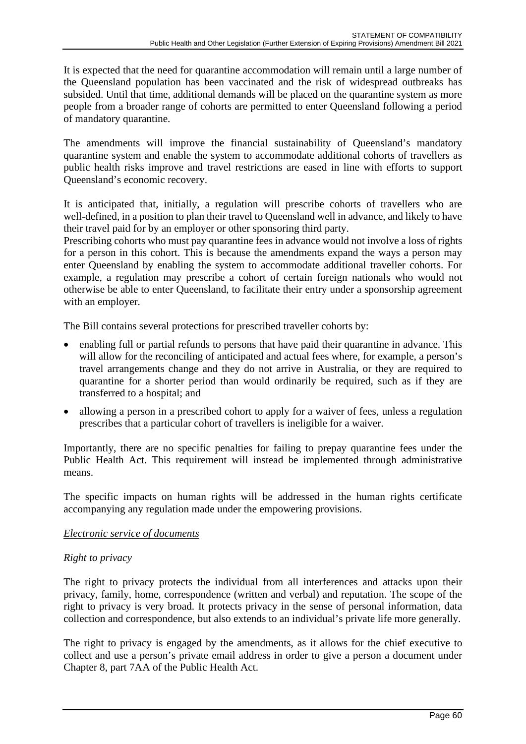It is expected that the need for quarantine accommodation will remain until a large number of the Queensland population has been vaccinated and the risk of widespread outbreaks has subsided. Until that time, additional demands will be placed on the quarantine system as more people from a broader range of cohorts are permitted to enter Queensland following a period of mandatory quarantine.

The amendments will improve the financial sustainability of Queensland's mandatory quarantine system and enable the system to accommodate additional cohorts of travellers as public health risks improve and travel restrictions are eased in line with efforts to support Queensland's economic recovery.

It is anticipated that, initially, a regulation will prescribe cohorts of travellers who are well-defined, in a position to plan their travel to Queensland well in advance, and likely to have their travel paid for by an employer or other sponsoring third party.
Prescribing cohorts who must pay quarantine fees in advance would not involve a loss of rights for a person in this cohort. This is because the amendments expand the ways a person may enter Queensland by enabling the system to accommodate additional traveller cohorts. For example, a regulation may prescribe a cohort of certain foreign nationals who would not otherwise be able to enter Queensland, to facilitate their entry under a sponsorship agreement with an employer.

The Bill contains several protections for prescribed traveller cohorts by:

- enabling full or partial refunds to persons that have paid their quarantine in advance. This will allow for the reconciling of anticipated and actual fees where, for example, a person's travel arrangements change and they do not arrive in Australia, or they are required to quarantine for a shorter period than would ordinarily be required, such as if they are transferred to a hospital; and
- allowing a person in a prescribed cohort to apply for a waiver of fees, unless a regulation prescribes that a particular cohort of travellers is ineligible for a waiver.

Importantly, there are no specific penalties for failing to prepay quarantine fees under the Public Health Act. This requirement will instead be implemented through administrative means.

The specific impacts on human rights will be addressed in the human rights certificate accompanying any regulation made under the empowering provisions.

*Electronic service of documents*

*Right to privacy*

The right to privacy protects the individual from all interferences and attacks upon their privacy, family, home, correspondence (written and verbal) and reputation. The scope of the right to privacy is very broad. It protects privacy in the sense of personal information, data collection and correspondence, but also extends to an individual's private life more generally.

The right to privacy is engaged by the amendments, as it allows for the chief executive to collect and use a person's private email address in order to give a person a document under Chapter 8, part 7AA of the Public Health Act.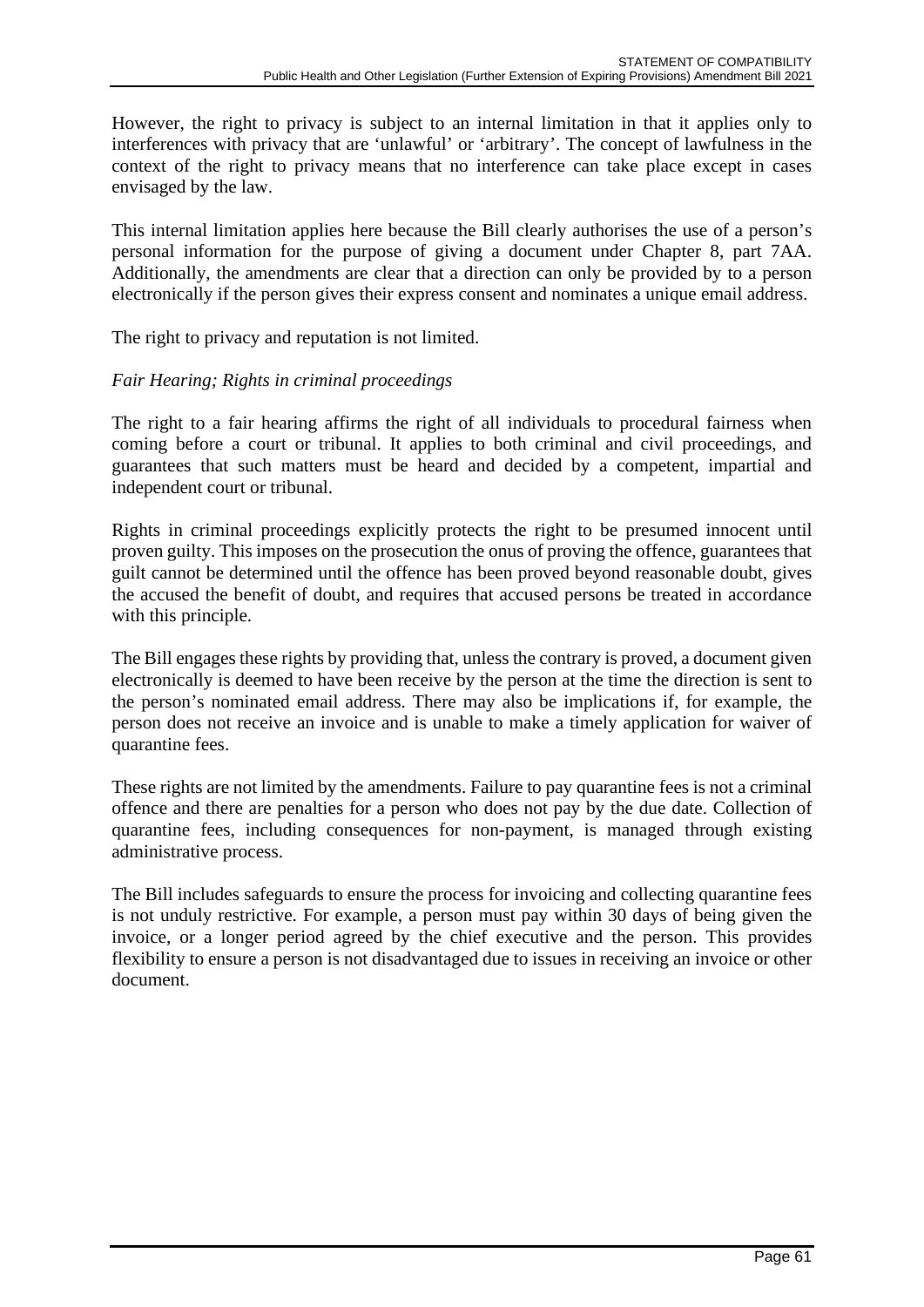However, the right to privacy is subject to an internal limitation in that it applies only to interferences with privacy that are 'unlawful' or 'arbitrary'. The concept of lawfulness in the context of the right to privacy means that no interference can take place except in cases envisaged by the law.

This internal limitation applies here because the Bill clearly authorises the use of a person's personal information for the purpose of giving a document under Chapter 8, part 7AA. Additionally, the amendments are clear that a direction can only be provided by to a person electronically if the person gives their express consent and nominates a unique email address.

The right to privacy and reputation is not limited.

*Fair Hearing; Rights in criminal proceedings*

The right to a fair hearing affirms the right of all individuals to procedural fairness when coming before a court or tribunal. It applies to both criminal and civil proceedings, and guarantees that such matters must be heard and decided by a competent, impartial and independent court or tribunal.

Rights in criminal proceedings explicitly protects the right to be presumed innocent until proven guilty. This imposes on the prosecution the onus of proving the offence, guarantees that guilt cannot be determined until the offence has been proved beyond reasonable doubt, gives the accused the benefit of doubt, and requires that accused persons be treated in accordance with this principle.

The Bill engages these rights by providing that, unless the contrary is proved, a document given electronically is deemed to have been receive by the person at the time the direction is sent to the person's nominated email address. There may also be implications if, for example, the person does not receive an invoice and is unable to make a timely application for waiver of quarantine fees.

These rights are not limited by the amendments. Failure to pay quarantine fees is not a criminal offence and there are penalties for a person who does not pay by the due date. Collection of quarantine fees, including consequences for non-payment, is managed through existing administrative process.

The Bill includes safeguards to ensure the process for invoicing and collecting quarantine fees is not unduly restrictive. For example, a person must pay within 30 days of being given the invoice, or a longer period agreed by the chief executive and the person. This provides flexibility to ensure a person is not disadvantaged due to issues in receiving an invoice or other document.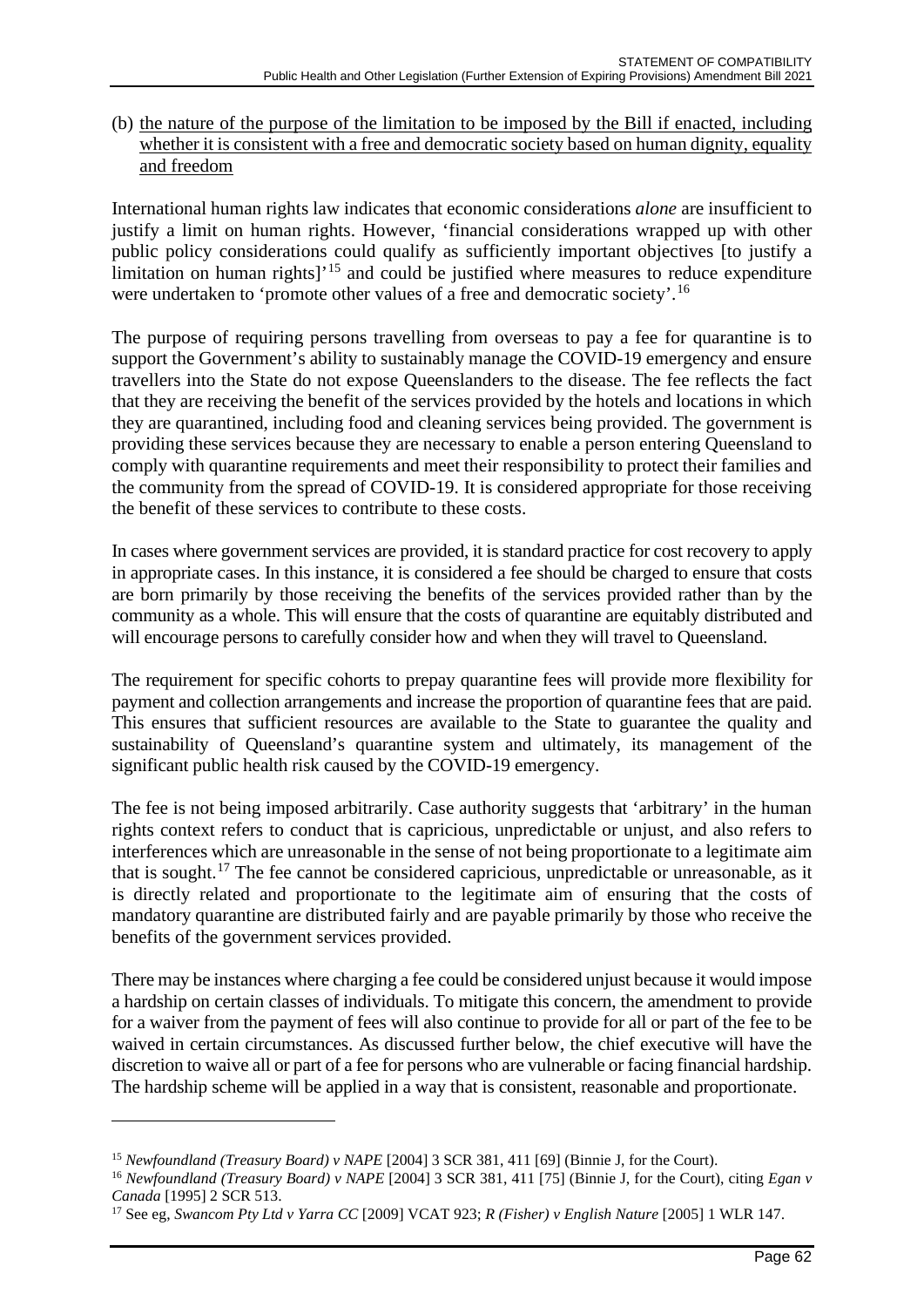(b) the nature of the purpose of the limitation to be imposed by the Bill if enacted, including whether it is consistent with a free and democratic society based on human dignity, equality and freedom

International human rights law indicates that economic considerations *alone* are insufficient to justify a limit on human rights. However, 'financial considerations wrapped up with other public policy considerations could qualify as sufficiently important objectives [to justify a limitation on human rights]'[15] and could be justified where measures to reduce expenditure were undertaken to 'promote other values of a free and democratic society'.[16]

The purpose of requiring persons travelling from overseas to pay a fee for quarantine is to support the Government's ability to sustainably manage the COVID-19 emergency and ensure travellers into the State do not expose Queenslanders to the disease. The fee reflects the fact that they are receiving the benefit of the services provided by the hotels and locations in which they are quarantined, including food and cleaning services being provided. The government is providing these services because they are necessary to enable a person entering Queensland to comply with quarantine requirements and meet their responsibility to protect their families and the community from the spread of COVID-19. It is considered appropriate for those receiving the benefit of these services to contribute to these costs.

In cases where government services are provided, it is standard practice for cost recovery to apply in appropriate cases. In this instance, it is considered a fee should be charged to ensure that costs are born primarily by those receiving the benefits of the services provided rather than by the community as a whole. This will ensure that the costs of quarantine are equitably distributed and will encourage persons to carefully consider how and when they will travel to Queensland.

The requirement for specific cohorts to prepay quarantine fees will provide more flexibility for payment and collection arrangements and increase the proportion of quarantine fees that are paid. This ensures that sufficient resources are available to the State to guarantee the quality and sustainability of Queensland's quarantine system and ultimately, its management of the significant public health risk caused by the COVID-19 emergency.

The fee is not being imposed arbitrarily. Case authority suggests that 'arbitrary' in the human rights context refers to conduct that is capricious, unpredictable or unjust, and also refers to interferences which are unreasonable in the sense of not being proportionate to a legitimate aim that is sought.[17] The fee cannot be considered capricious, unpredictable or unreasonable, as it is directly related and proportionate to the legitimate aim of ensuring that the costs of mandatory quarantine are distributed fairly and are payable primarily by those who receive the benefits of the government services provided.

There may be instances where charging a fee could be considered unjust because it would impose a hardship on certain classes of individuals. To mitigate this concern, the amendment to provide for a waiver from the payment of fees will also continue to provide for all or part of the fee to be waived in certain circumstances. As discussed further below, the chief executive will have the discretion to waive all or part of a fee for persons who are vulnerable or facing financial hardship. The hardship scheme will be applied in a way that is consistent, reasonable and proportionate.

---

[15] *Newfoundland (Treasury Board) v NAPE* [2004] 3 SCR 381, 411 [69] (Binnie J, for the Court).

[16] *Newfoundland (Treasury Board) v NAPE* [2004] 3 SCR 381, 411 [75] (Binnie J, for the Court), citing *Egan v Canada* [1995] 2 SCR 513.

[17] See eg, *Swancom Pty Ltd v Yarra CC* [2009] VCAT 923; *R (Fisher) v English Nature* [2005] 1 WLR 147.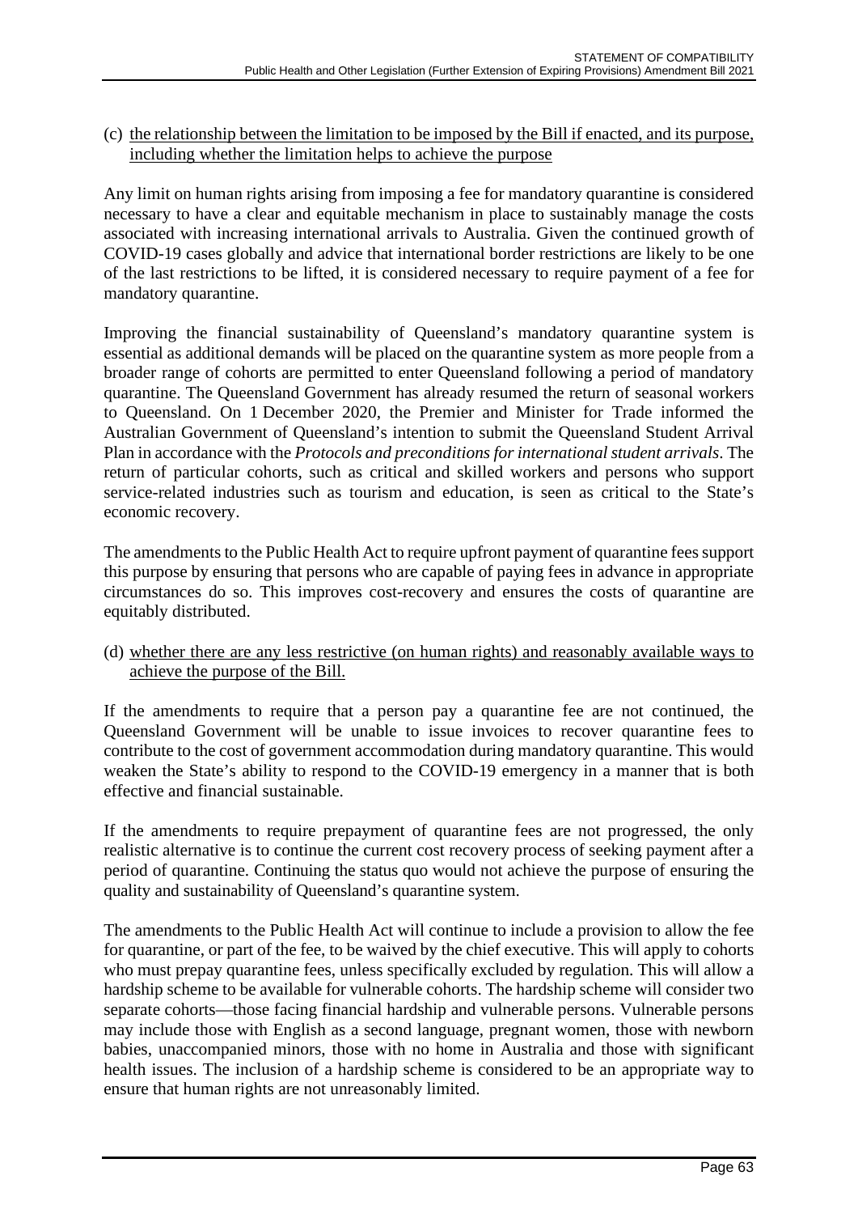(c) <u>the relationship between the limitation to be imposed by the Bill if enacted, and its purpose, including whether the limitation helps to achieve the purpose</u>

Any limit on human rights arising from imposing a fee for mandatory quarantine is considered necessary to have a clear and equitable mechanism in place to sustainably manage the costs associated with increasing international arrivals to Australia. Given the continued growth of COVID-19 cases globally and advice that international border restrictions are likely to be one of the last restrictions to be lifted, it is considered necessary to require payment of a fee for mandatory quarantine.

Improving the financial sustainability of Queensland's mandatory quarantine system is essential as additional demands will be placed on the quarantine system as more people from a broader range of cohorts are permitted to enter Queensland following a period of mandatory quarantine. The Queensland Government has already resumed the return of seasonal workers to Queensland. On 1 December 2020, the Premier and Minister for Trade informed the Australian Government of Queensland's intention to submit the Queensland Student Arrival Plan in accordance with the *Protocols and preconditions for international student arrivals*. The return of particular cohorts, such as critical and skilled workers and persons who support service-related industries such as tourism and education, is seen as critical to the State's economic recovery.

The amendments to the Public Health Act to require upfront payment of quarantine fees support this purpose by ensuring that persons who are capable of paying fees in advance in appropriate circumstances do so. This improves cost-recovery and ensures the costs of quarantine are equitably distributed.

(d) <u>whether there are any less restrictive (on human rights) and reasonably available ways to achieve the purpose of the Bill.</u>

If the amendments to require that a person pay a quarantine fee are not continued, the Queensland Government will be unable to issue invoices to recover quarantine fees to contribute to the cost of government accommodation during mandatory quarantine. This would weaken the State's ability to respond to the COVID-19 emergency in a manner that is both effective and financial sustainable.

If the amendments to require prepayment of quarantine fees are not progressed, the only realistic alternative is to continue the current cost recovery process of seeking payment after a period of quarantine. Continuing the status quo would not achieve the purpose of ensuring the quality and sustainability of Queensland's quarantine system.

The amendments to the Public Health Act will continue to include a provision to allow the fee for quarantine, or part of the fee, to be waived by the chief executive. This will apply to cohorts who must prepay quarantine fees, unless specifically excluded by regulation. This will allow a hardship scheme to be available for vulnerable cohorts. The hardship scheme will consider two separate cohorts—those facing financial hardship and vulnerable persons. Vulnerable persons may include those with English as a second language, pregnant women, those with newborn babies, unaccompanied minors, those with no home in Australia and those with significant health issues. The inclusion of a hardship scheme is considered to be an appropriate way to ensure that human rights are not unreasonably limited.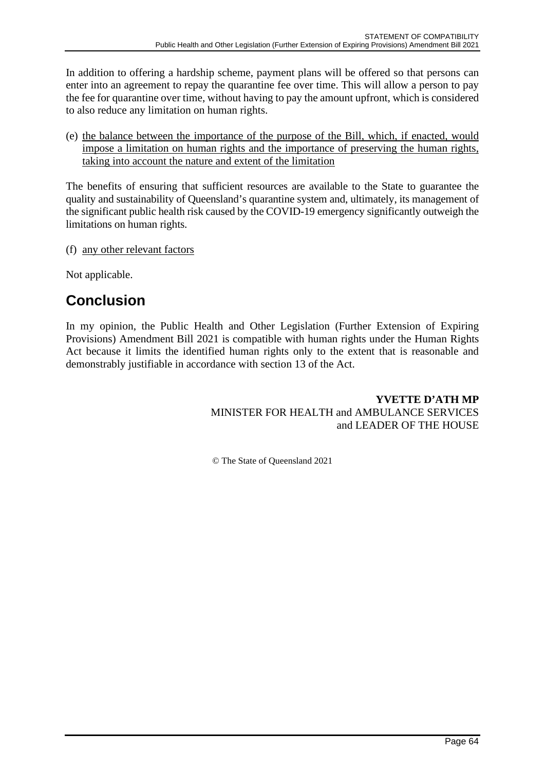In addition to offering a hardship scheme, payment plans will be offered so that persons can enter into an agreement to repay the quarantine fee over time. This will allow a person to pay the fee for quarantine over time, without having to pay the amount upfront, which is considered to also reduce any limitation on human rights.

(e) <u>the balance between the importance of the purpose of the Bill, which, if enacted, would impose a limitation on human rights and the importance of preserving the human rights, taking into account the nature and extent of the limitation</u>

The benefits of ensuring that sufficient resources are available to the State to guarantee the quality and sustainability of Queensland's quarantine system and, ultimately, its management of the significant public health risk caused by the COVID-19 emergency significantly outweigh the limitations on human rights.

(f) <u>any other relevant factors</u>

Not applicable.

## Conclusion

In my opinion, the Public Health and Other Legislation (Further Extension of Expiring Provisions) Amendment Bill 2021 is compatible with human rights under the Human Rights Act because it limits the identified human rights only to the extent that is reasonable and demonstrably justifiable in accordance with section 13 of the Act.

**YVETTE D'ATH MP**
MINISTER FOR HEALTH and AMBULANCE SERVICES
and LEADER OF THE HOUSE

© The State of Queensland 2021